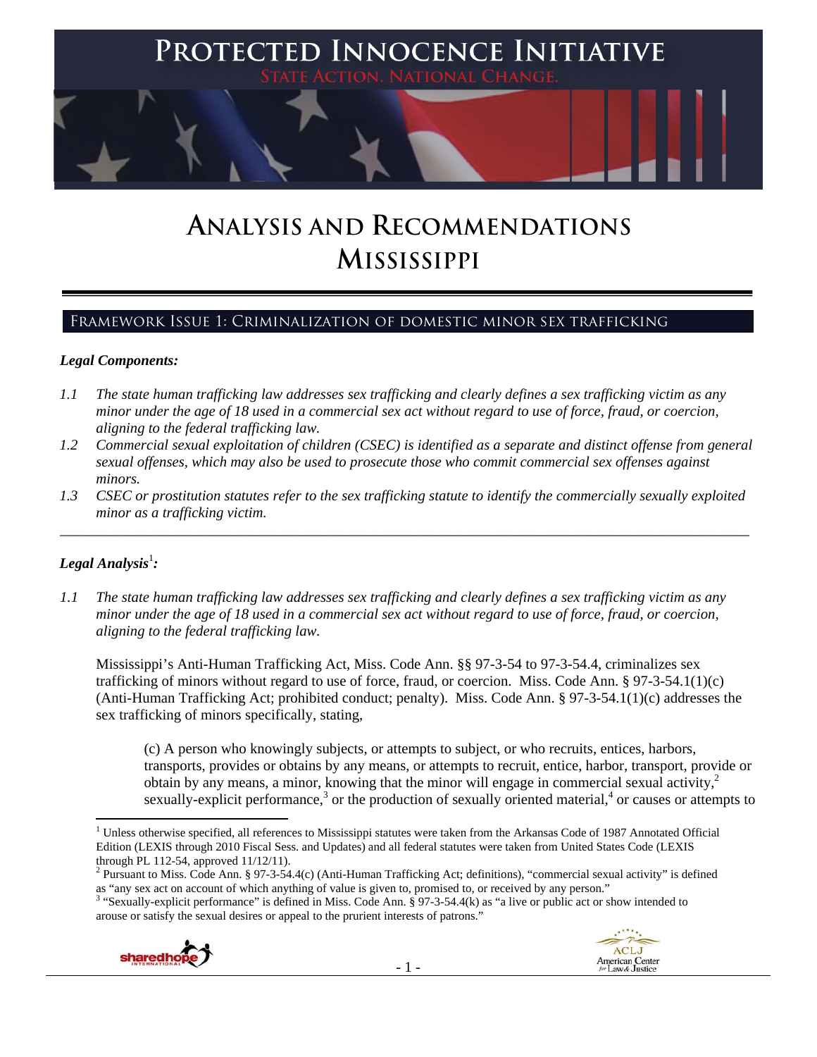# Protected Innocence Initiative

State Action. National Change.

# Analysis and Recommendations Mississippi

## Framework Issue 1: Criminalization of domestic minor sex trafficking

### *Legal Components:*

*1.1 The state human trafficking law addresses sex trafficking and clearly defines a sex trafficking victim as any minor under the age of 18 used in a commercial sex act without regard to use of force, fraud, or coercion, aligning to the federal trafficking law.*

*1.2 Commercial sexual exploitation of children (CSEC) is identified as a separate and distinct offense from general sexual offenses, which may also be used to prosecute those who commit commercial sex offenses against minors.*

*1.3 CSEC or prostitution statutes refer to the sex trafficking statute to identify the commercially sexually exploited minor as a trafficking victim.*

---

### *Legal Analysis*[1]*:*

*1.1 The state human trafficking law addresses sex trafficking and clearly defines a sex trafficking victim as any minor under the age of 18 used in a commercial sex act without regard to use of force, fraud, or coercion, aligning to the federal trafficking law.*

Mississippi's Anti-Human Trafficking Act, Miss. Code Ann. §§ 97-3-54 to 97-3-54.4, criminalizes sex trafficking of minors without regard to use of force, fraud, or coercion. Miss. Code Ann. § 97-3-54.1(1)(c) (Anti-Human Trafficking Act; prohibited conduct; penalty). Miss. Code Ann. § 97-3-54.1(1)(c) addresses the sex trafficking of minors specifically, stating,

> (c) A person who knowingly subjects, or attempts to subject, or who recruits, entices, harbors, transports, provides or obtains by any means, or attempts to recruit, entice, harbor, transport, provide or obtain by any means, a minor, knowing that the minor will engage in commercial sexual activity,[2] sexually-explicit performance,[3] or the production of sexually oriented material,[4] or causes or attempts to

---

[1] Unless otherwise specified, all references to Mississippi statutes were taken from the Arkansas Code of 1987 Annotated Official Edition (LEXIS through 2010 Fiscal Sess. and Updates) and all federal statutes were taken from United States Code (LEXIS through PL 112-54, approved 11/12/11).

[2] Pursuant to Miss. Code Ann. § 97-3-54.4(c) (Anti-Human Trafficking Act; definitions), "commercial sexual activity" is defined as "any sex act on account of which anything of value is given to, promised to, or received by any person."

[3] "Sexually-explicit performance" is defined in Miss. Code Ann. § 97-3-54.4(k) as "a live or public act or show intended to arouse or satisfy the sexual desires or appeal to the prurient interests of patrons."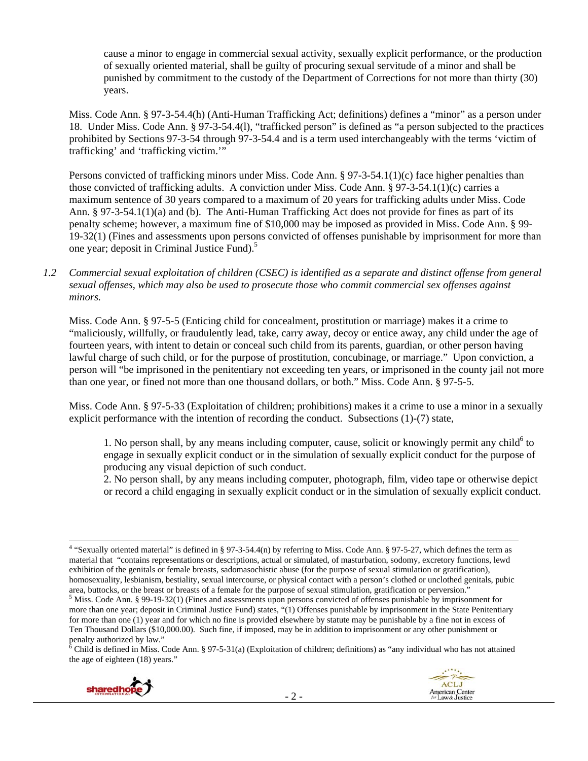cause a minor to engage in commercial sexual activity, sexually explicit performance, or the production of sexually oriented material, shall be guilty of procuring sexual servitude of a minor and shall be punished by commitment to the custody of the Department of Corrections for not more than thirty (30) years.

Miss. Code Ann. § 97-3-54.4(h) (Anti-Human Trafficking Act; definitions) defines a "minor" as a person under 18. Under Miss. Code Ann. § 97-3-54.4(l), "trafficked person" is defined as "a person subjected to the practices prohibited by Sections 97-3-54 through 97-3-54.4 and is a term used interchangeably with the terms 'victim of trafficking' and 'trafficking victim.'"

Persons convicted of trafficking minors under Miss. Code Ann. § 97-3-54.1(1)(c) face higher penalties than those convicted of trafficking adults. A conviction under Miss. Code Ann. § 97-3-54.1(1)(c) carries a maximum sentence of 30 years compared to a maximum of 20 years for trafficking adults under Miss. Code Ann. § 97-3-54.1(1)(a) and (b). The Anti-Human Trafficking Act does not provide for fines as part of its penalty scheme; however, a maximum fine of $10,000 may be imposed as provided in Miss. Code Ann. § 99-19-32(1) (Fines and assessments upon persons convicted of offenses punishable by imprisonment for more than one year; deposit in Criminal Justice Fund).[5]

*1.2 Commercial sexual exploitation of children (CSEC) is identified as a separate and distinct offense from general sexual offenses, which may also be used to prosecute those who commit commercial sex offenses against minors.*

Miss. Code Ann. § 97-5-5 (Enticing child for concealment, prostitution or marriage) makes it a crime to "maliciously, willfully, or fraudulently lead, take, carry away, decoy or entice away, any child under the age of fourteen years, with intent to detain or conceal such child from its parents, guardian, or other person having lawful charge of such child, or for the purpose of prostitution, concubinage, or marriage." Upon conviction, a person will "be imprisoned in the penitentiary not exceeding ten years, or imprisoned in the county jail not more than one year, or fined not more than one thousand dollars, or both." Miss. Code Ann. § 97-5-5.

Miss. Code Ann. § 97-5-33 (Exploitation of children; prohibitions) makes it a crime to use a minor in a sexually explicit performance with the intention of recording the conduct. Subsections (1)-(7) state,

> 1. No person shall, by any means including computer, cause, solicit or knowingly permit any child[6] to engage in sexually explicit conduct or in the simulation of sexually explicit conduct for the purpose of producing any visual depiction of such conduct.
> 2. No person shall, by any means including computer, photograph, film, video tape or otherwise depict or record a child engaging in sexually explicit conduct or in the simulation of sexually explicit conduct.

---

[4] "Sexually oriented material" is defined in § 97-3-54.4(n) by referring to Miss. Code Ann. § 97-5-27, which defines the term as material that "contains representations or descriptions, actual or simulated, of masturbation, sodomy, excretory functions, lewd exhibition of the genitals or female breasts, sadomasochistic abuse (for the purpose of sexual stimulation or gratification), homosexuality, lesbianism, bestiality, sexual intercourse, or physical contact with a person's clothed or unclothed genitals, pubic area, buttocks, or the breast or breasts of a female for the purpose of sexual stimulation, gratification or perversion."

[5] Miss. Code Ann. § 99-19-32(1) (Fines and assessments upon persons convicted of offenses punishable by imprisonment for more than one year; deposit in Criminal Justice Fund) states, "(1) Offenses punishable by imprisonment in the State Penitentiary for more than one (1) year and for which no fine is provided elsewhere by statute may be punishable by a fine not in excess of Ten Thousand Dollars ($10,000.00). Such fine, if imposed, may be in addition to imprisonment or any other punishment or penalty authorized by law."

[6] Child is defined in Miss. Code Ann. § 97-5-31(a) (Exploitation of children; definitions) as "any individual who has not attained the age of eighteen (18) years."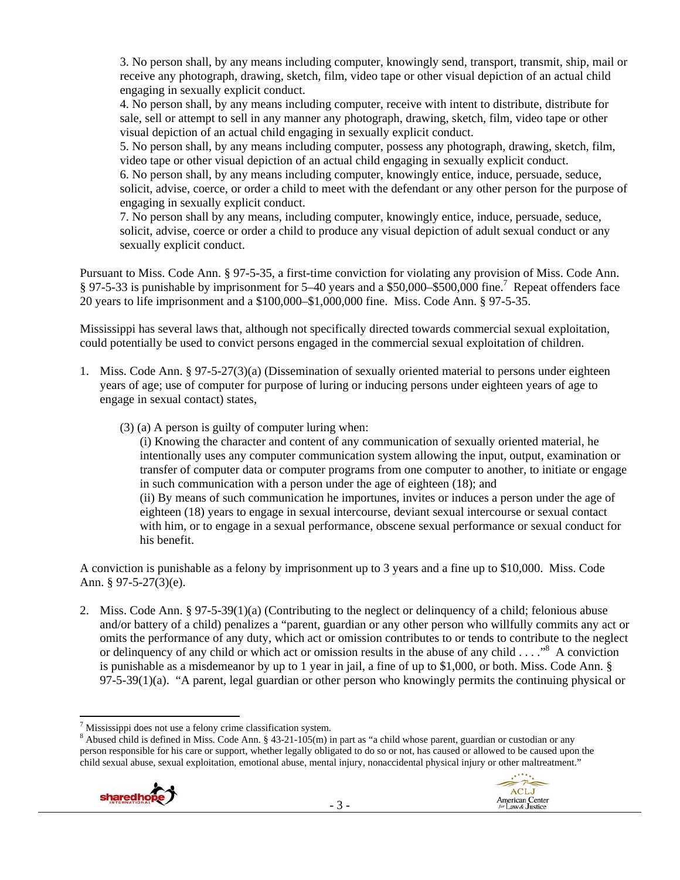3. No person shall, by any means including computer, knowingly send, transport, transmit, ship, mail or receive any photograph, drawing, sketch, film, video tape or other visual depiction of an actual child engaging in sexually explicit conduct.
4. No person shall, by any means including computer, receive with intent to distribute, distribute for sale, sell or attempt to sell in any manner any photograph, drawing, sketch, film, video tape or other visual depiction of an actual child engaging in sexually explicit conduct.
5. No person shall, by any means including computer, possess any photograph, drawing, sketch, film, video tape or other visual depiction of an actual child engaging in sexually explicit conduct.
6. No person shall, by any means including computer, knowingly entice, induce, persuade, seduce, solicit, advise, coerce, or order a child to meet with the defendant or any other person for the purpose of engaging in sexually explicit conduct.
7. No person shall by any means, including computer, knowingly entice, induce, persuade, seduce, solicit, advise, coerce or order a child to produce any visual depiction of adult sexual conduct or any sexually explicit conduct.

Pursuant to Miss. Code Ann. § 97-5-35, a first-time conviction for violating any provision of Miss. Code Ann. § 97-5-33 is punishable by imprisonment for 5–40 years and a $50,000–$500,000 fine.[7] Repeat offenders face 20 years to life imprisonment and a $100,000–$1,000,000 fine. Miss. Code Ann. § 97-5-35.

Mississippi has several laws that, although not specifically directed towards commercial sexual exploitation, could potentially be used to convict persons engaged in the commercial sexual exploitation of children.

1. Miss. Code Ann. § 97-5-27(3)(a) (Dissemination of sexually oriented material to persons under eighteen years of age; use of computer for purpose of luring or inducing persons under eighteen years of age to engage in sexual contact) states,

   (3) (a) A person is guilty of computer luring when:
   (i) Knowing the character and content of any communication of sexually oriented material, he intentionally uses any computer communication system allowing the input, output, examination or transfer of computer data or computer programs from one computer to another, to initiate or engage in such communication with a person under the age of eighteen (18); and
   (ii) By means of such communication he importunes, invites or induces a person under the age of eighteen (18) years to engage in sexual intercourse, deviant sexual intercourse or sexual contact with him, or to engage in a sexual performance, obscene sexual performance or sexual conduct for his benefit.

A conviction is punishable as a felony by imprisonment up to 3 years and a fine up to $10,000. Miss. Code Ann. § 97-5-27(3)(e).

2. Miss. Code Ann. § 97-5-39(1)(a) (Contributing to the neglect or delinquency of a child; felonious abuse and/or battery of a child) penalizes a "parent, guardian or any other person who willfully commits any act or omits the performance of any duty, which act or omission contributes to or tends to contribute to the neglect or delinquency of any child or which act or omission results in the abuse of any child . . . ."[8] A conviction is punishable as a misdemeanor by up to 1 year in jail, a fine of up to $1,000, or both. Miss. Code Ann. § 97-5-39(1)(a). "A parent, legal guardian or other person who knowingly permits the continuing physical or

---

[7] Mississippi does not use a felony crime classification system.

[8] Abused child is defined in Miss. Code Ann. § 43-21-105(m) in part as "a child whose parent, guardian or custodian or any person responsible for his care or support, whether legally obligated to do so or not, has caused or allowed to be caused upon the child sexual abuse, sexual exploitation, emotional abuse, mental injury, nonaccidental physical injury or other maltreatment."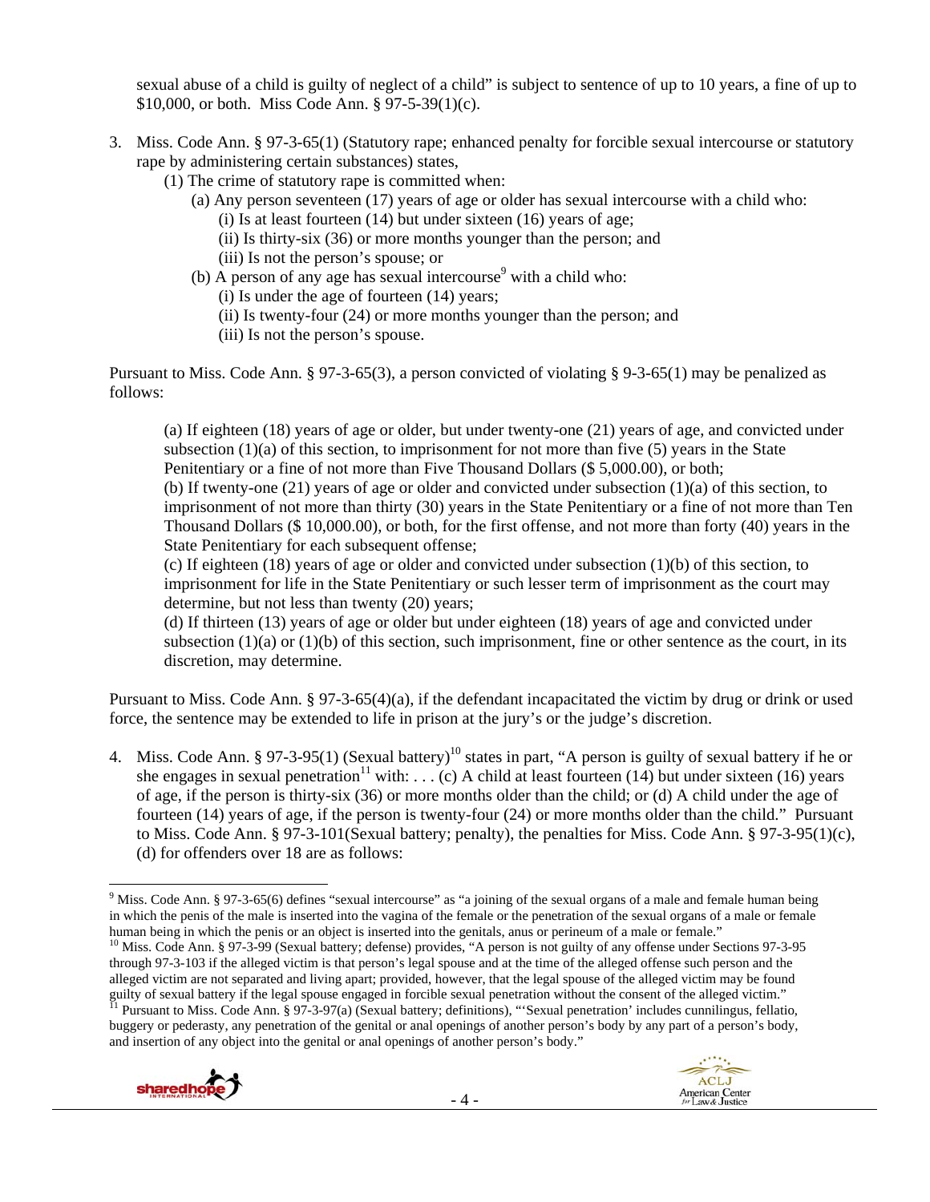sexual abuse of a child is guilty of neglect of a child" is subject to sentence of up to 10 years, a fine of up to $10,000, or both. Miss Code Ann. § 97-5-39(1)(c).

3. Miss. Code Ann. § 97-3-65(1) (Statutory rape; enhanced penalty for forcible sexual intercourse or statutory rape by administering certain substances) states,

   (1) The crime of statutory rape is committed when:

   (a) Any person seventeen (17) years of age or older has sexual intercourse with a child who:

   (i) Is at least fourteen (14) but under sixteen (16) years of age;

   (ii) Is thirty-six (36) or more months younger than the person; and

   (iii) Is not the person's spouse; or

   (b) A person of any age has sexual intercourse[9] with a child who:

   (i) Is under the age of fourteen (14) years;

   (ii) Is twenty-four (24) or more months younger than the person; and

   (iii) Is not the person's spouse.

Pursuant to Miss. Code Ann. § 97-3-65(3), a person convicted of violating § 9-3-65(1) may be penalized as follows:

> (a) If eighteen (18) years of age or older, but under twenty-one (21) years of age, and convicted under subsection (1)(a) of this section, to imprisonment for not more than five (5) years in the State Penitentiary or a fine of not more than Five Thousand Dollars ($ 5,000.00), or both;
>
> (b) If twenty-one (21) years of age or older and convicted under subsection (1)(a) of this section, to imprisonment of not more than thirty (30) years in the State Penitentiary or a fine of not more than Ten Thousand Dollars ($ 10,000.00), or both, for the first offense, and not more than forty (40) years in the State Penitentiary for each subsequent offense;
>
> (c) If eighteen (18) years of age or older and convicted under subsection (1)(b) of this section, to imprisonment for life in the State Penitentiary or such lesser term of imprisonment as the court may determine, but not less than twenty (20) years;
>
> (d) If thirteen (13) years of age or older but under eighteen (18) years of age and convicted under subsection (1)(a) or (1)(b) of this section, such imprisonment, fine or other sentence as the court, in its discretion, may determine.

Pursuant to Miss. Code Ann. § 97-3-65(4)(a), if the defendant incapacitated the victim by drug or drink or used force, the sentence may be extended to life in prison at the jury's or the judge's discretion.

4. Miss. Code Ann. § 97-3-95(1) (Sexual battery)[10] states in part, "A person is guilty of sexual battery if he or she engages in sexual penetration[11] with: . . . (c) A child at least fourteen (14) but under sixteen (16) years of age, if the person is thirty-six (36) or more months older than the child; or (d) A child under the age of fourteen (14) years of age, if the person is twenty-four (24) or more months older than the child." Pursuant to Miss. Code Ann. § 97-3-101(Sexual battery; penalty), the penalties for Miss. Code Ann. § 97-3-95(1)(c), (d) for offenders over 18 are as follows:

---

[9] Miss. Code Ann. § 97-3-65(6) defines "sexual intercourse" as "a joining of the sexual organs of a male and female human being in which the penis of the male is inserted into the vagina of the female or the penetration of the sexual organs of a male or female human being in which the penis or an object is inserted into the genitals, anus or perineum of a male or female."

[10] Miss. Code Ann. § 97-3-99 (Sexual battery; defense) provides, "A person is not guilty of any offense under Sections 97-3-95 through 97-3-103 if the alleged victim is that person's legal spouse and at the time of the alleged offense such person and the alleged victim are not separated and living apart; provided, however, that the legal spouse of the alleged victim may be found guilty of sexual battery if the legal spouse engaged in forcible sexual penetration without the consent of the alleged victim."

[11] Pursuant to Miss. Code Ann. § 97-3-97(a) (Sexual battery; definitions), "'Sexual penetration' includes cunnilingus, fellatio, buggery or pederasty, any penetration of the genital or anal openings of another person's body by any part of a person's body, and insertion of any object into the genital or anal openings of another person's body."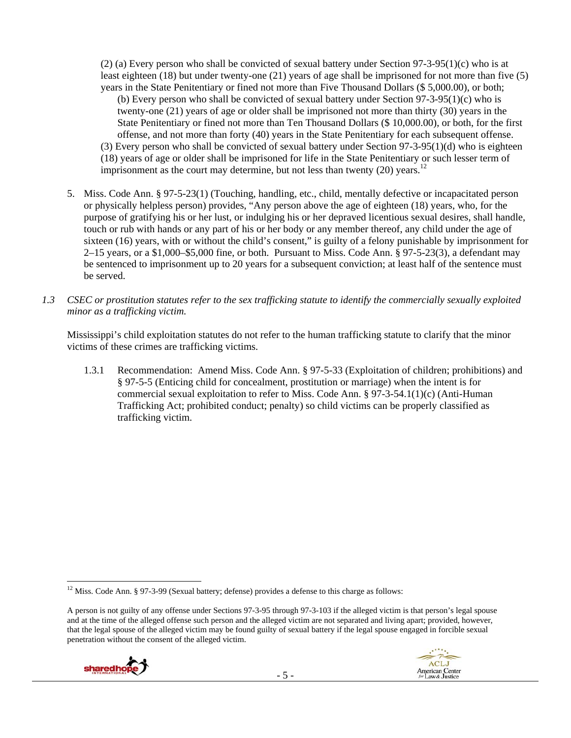(2) (a) Every person who shall be convicted of sexual battery under Section 97-3-95(1)(c) who is at least eighteen (18) but under twenty-one (21) years of age shall be imprisoned for not more than five (5) years in the State Penitentiary or fined not more than Five Thousand Dollars ($ 5,000.00), or both;

(b) Every person who shall be convicted of sexual battery under Section 97-3-95(1)(c) who is twenty-one (21) years of age or older shall be imprisoned not more than thirty (30) years in the State Penitentiary or fined not more than Ten Thousand Dollars ($ 10,000.00), or both, for the first offense, and not more than forty (40) years in the State Penitentiary for each subsequent offense.

(3) Every person who shall be convicted of sexual battery under Section 97-3-95(1)(d) who is eighteen (18) years of age or older shall be imprisoned for life in the State Penitentiary or such lesser term of imprisonment as the court may determine, but not less than twenty (20) years.[12]

5. Miss. Code Ann. § 97-5-23(1) (Touching, handling, etc., child, mentally defective or incapacitated person or physically helpless person) provides, "Any person above the age of eighteen (18) years, who, for the purpose of gratifying his or her lust, or indulging his or her depraved licentious sexual desires, shall handle, touch or rub with hands or any part of his or her body or any member thereof, any child under the age of sixteen (16) years, with or without the child's consent," is guilty of a felony punishable by imprisonment for 2–15 years, or a $1,000–$5,000 fine, or both. Pursuant to Miss. Code Ann. § 97-5-23(3), a defendant may be sentenced to imprisonment up to 20 years for a subsequent conviction; at least half of the sentence must be served.

*1.3 CSEC or prostitution statutes refer to the sex trafficking statute to identify the commercially sexually exploited minor as a trafficking victim.*

Mississippi's child exploitation statutes do not refer to the human trafficking statute to clarify that the minor victims of these crimes are trafficking victims.

1.3.1 Recommendation: Amend Miss. Code Ann. § 97-5-33 (Exploitation of children; prohibitions) and § 97-5-5 (Enticing child for concealment, prostitution or marriage) when the intent is for commercial sexual exploitation to refer to Miss. Code Ann. § 97-3-54.1(1)(c) (Anti-Human Trafficking Act; prohibited conduct; penalty) so child victims can be properly classified as trafficking victim.

---

[12] Miss. Code Ann. § 97-3-99 (Sexual battery; defense) provides a defense to this charge as follows:

A person is not guilty of any offense under Sections 97-3-95 through 97-3-103 if the alleged victim is that person's legal spouse and at the time of the alleged offense such person and the alleged victim are not separated and living apart; provided, however, that the legal spouse of the alleged victim may be found guilty of sexual battery if the legal spouse engaged in forcible sexual penetration without the consent of the alleged victim.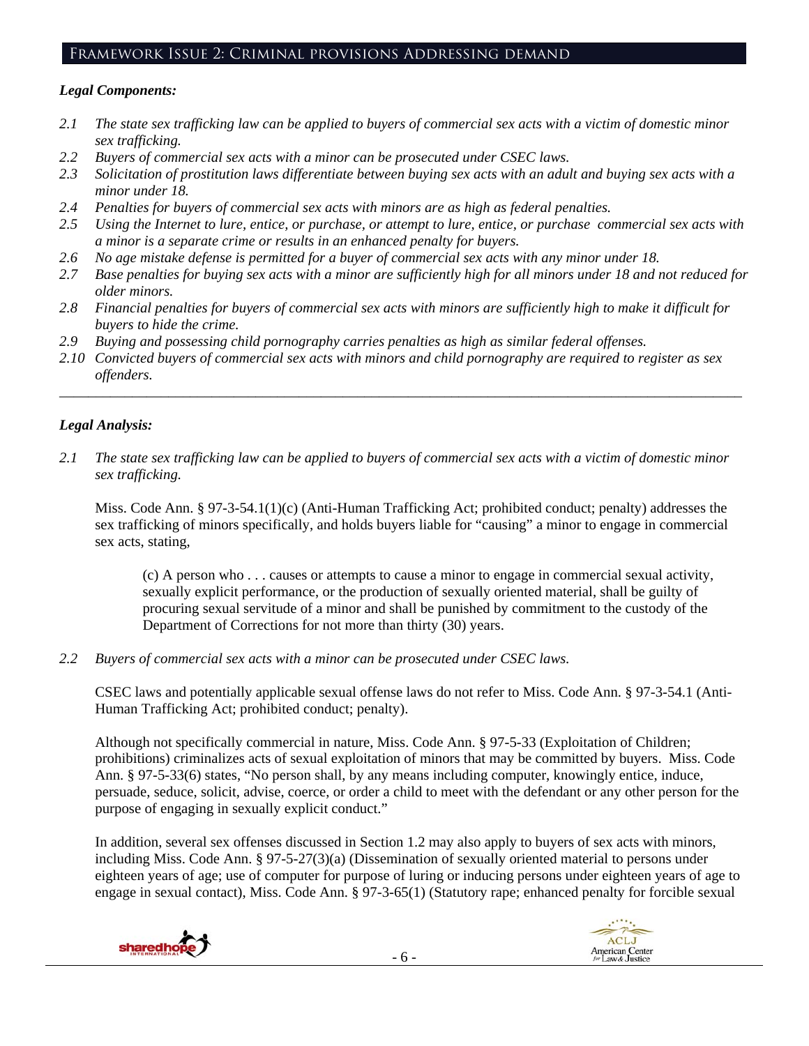## Framework Issue 2: Criminal provisions Addressing demand

### *Legal Components:*

- *2.1 The state sex trafficking law can be applied to buyers of commercial sex acts with a victim of domestic minor sex trafficking.*
- *2.2 Buyers of commercial sex acts with a minor can be prosecuted under CSEC laws.*
- *2.3 Solicitation of prostitution laws differentiate between buying sex acts with an adult and buying sex acts with a minor under 18.*
- *2.4 Penalties for buyers of commercial sex acts with minors are as high as federal penalties.*
- *2.5 Using the Internet to lure, entice, or purchase, or attempt to lure, entice, or purchase commercial sex acts with a minor is a separate crime or results in an enhanced penalty for buyers.*
- *2.6 No age mistake defense is permitted for a buyer of commercial sex acts with any minor under 18.*
- *2.7 Base penalties for buying sex acts with a minor are sufficiently high for all minors under 18 and not reduced for older minors.*
- *2.8 Financial penalties for buyers of commercial sex acts with minors are sufficiently high to make it difficult for buyers to hide the crime.*
- *2.9 Buying and possessing child pornography carries penalties as high as similar federal offenses.*
- *2.10 Convicted buyers of commercial sex acts with minors and child pornography are required to register as sex offenders.*

---

### *Legal Analysis:*

*2.1 The state sex trafficking law can be applied to buyers of commercial sex acts with a victim of domestic minor sex trafficking.*

Miss. Code Ann. § 97-3-54.1(1)(c) (Anti-Human Trafficking Act; prohibited conduct; penalty) addresses the sex trafficking of minors specifically, and holds buyers liable for "causing" a minor to engage in commercial sex acts, stating,

> (c) A person who . . . causes or attempts to cause a minor to engage in commercial sexual activity, sexually explicit performance, or the production of sexually oriented material, shall be guilty of procuring sexual servitude of a minor and shall be punished by commitment to the custody of the Department of Corrections for not more than thirty (30) years.

*2.2 Buyers of commercial sex acts with a minor can be prosecuted under CSEC laws.*

CSEC laws and potentially applicable sexual offense laws do not refer to Miss. Code Ann. § 97-3-54.1 (Anti-Human Trafficking Act; prohibited conduct; penalty).

Although not specifically commercial in nature, Miss. Code Ann. § 97-5-33 (Exploitation of Children; prohibitions) criminalizes acts of sexual exploitation of minors that may be committed by buyers. Miss. Code Ann. § 97-5-33(6) states, "No person shall, by any means including computer, knowingly entice, induce, persuade, seduce, solicit, advise, coerce, or order a child to meet with the defendant or any other person for the purpose of engaging in sexually explicit conduct."

In addition, several sex offenses discussed in Section 1.2 may also apply to buyers of sex acts with minors, including Miss. Code Ann. § 97-5-27(3)(a) (Dissemination of sexually oriented material to persons under eighteen years of age; use of computer for purpose of luring or inducing persons under eighteen years of age to engage in sexual contact), Miss. Code Ann. § 97-3-65(1) (Statutory rape; enhanced penalty for forcible sexual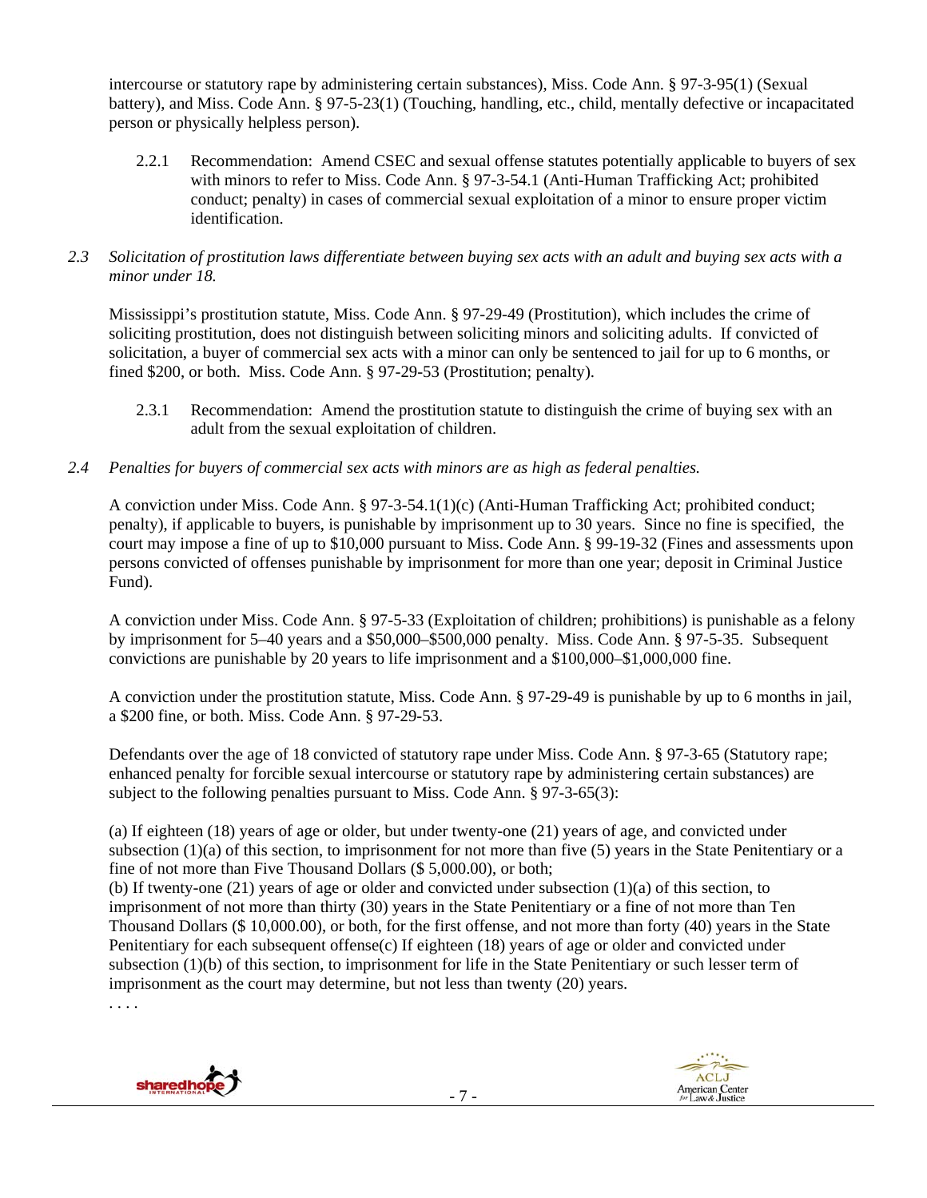intercourse or statutory rape by administering certain substances), Miss. Code Ann. § 97-3-95(1) (Sexual battery), and Miss. Code Ann. § 97-5-23(1) (Touching, handling, etc., child, mentally defective or incapacitated person or physically helpless person).

2.2.1 Recommendation: Amend CSEC and sexual offense statutes potentially applicable to buyers of sex with minors to refer to Miss. Code Ann. § 97-3-54.1 (Anti-Human Trafficking Act; prohibited conduct; penalty) in cases of commercial sexual exploitation of a minor to ensure proper victim identification.

*2.3 Solicitation of prostitution laws differentiate between buying sex acts with an adult and buying sex acts with a minor under 18.*

Mississippi's prostitution statute, Miss. Code Ann. § 97-29-49 (Prostitution), which includes the crime of soliciting prostitution, does not distinguish between soliciting minors and soliciting adults. If convicted of solicitation, a buyer of commercial sex acts with a minor can only be sentenced to jail for up to 6 months, or fined $200, or both. Miss. Code Ann. § 97-29-53 (Prostitution; penalty).

2.3.1 Recommendation: Amend the prostitution statute to distinguish the crime of buying sex with an adult from the sexual exploitation of children.

*2.4 Penalties for buyers of commercial sex acts with minors are as high as federal penalties.*

A conviction under Miss. Code Ann. § 97-3-54.1(1)(c) (Anti-Human Trafficking Act; prohibited conduct; penalty), if applicable to buyers, is punishable by imprisonment up to 30 years. Since no fine is specified, the court may impose a fine of up to $10,000 pursuant to Miss. Code Ann. § 99-19-32 (Fines and assessments upon persons convicted of offenses punishable by imprisonment for more than one year; deposit in Criminal Justice Fund).

A conviction under Miss. Code Ann. § 97-5-33 (Exploitation of children; prohibitions) is punishable as a felony by imprisonment for 5–40 years and a $50,000–$500,000 penalty. Miss. Code Ann. § 97-5-35. Subsequent convictions are punishable by 20 years to life imprisonment and a $100,000–$1,000,000 fine.

A conviction under the prostitution statute, Miss. Code Ann. § 97-29-49 is punishable by up to 6 months in jail, a $200 fine, or both. Miss. Code Ann. § 97-29-53.

Defendants over the age of 18 convicted of statutory rape under Miss. Code Ann. § 97-3-65 (Statutory rape; enhanced penalty for forcible sexual intercourse or statutory rape by administering certain substances) are subject to the following penalties pursuant to Miss. Code Ann. § 97-3-65(3):

(a) If eighteen (18) years of age or older, but under twenty-one (21) years of age, and convicted under subsection (1)(a) of this section, to imprisonment for not more than five (5) years in the State Penitentiary or a fine of not more than Five Thousand Dollars ($ 5,000.00), or both;
(b) If twenty-one (21) years of age or older and convicted under subsection (1)(a) of this section, to imprisonment of not more than thirty (30) years in the State Penitentiary or a fine of not more than Ten Thousand Dollars ($ 10,000.00), or both, for the first offense, and not more than forty (40) years in the State Penitentiary for each subsequent offense(c) If eighteen (18) years of age or older and convicted under subsection (1)(b) of this section, to imprisonment for life in the State Penitentiary or such lesser term of imprisonment as the court may determine, but not less than twenty (20) years.
. . . .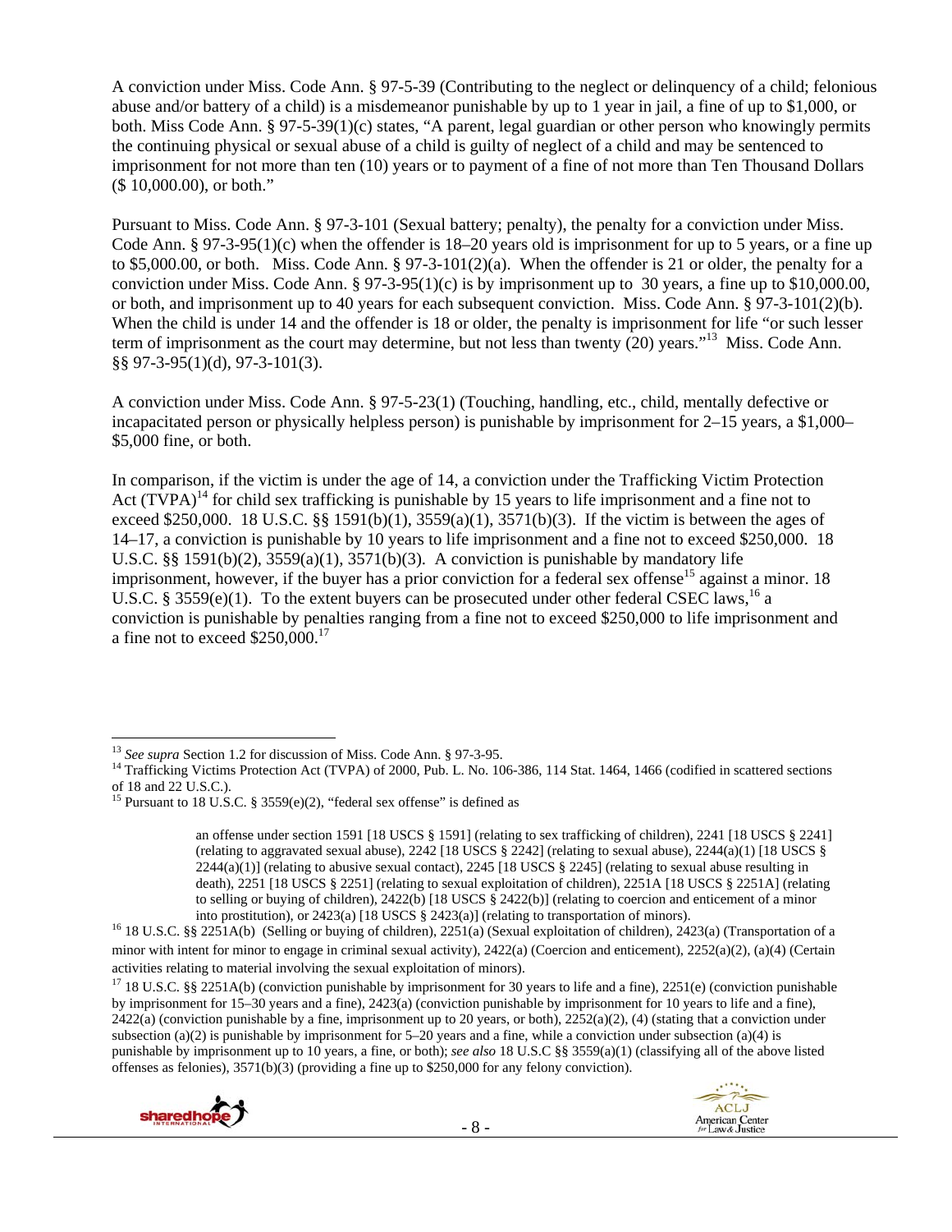A conviction under Miss. Code Ann. § 97-5-39 (Contributing to the neglect or delinquency of a child; felonious abuse and/or battery of a child) is a misdemeanor punishable by up to 1 year in jail, a fine of up to $1,000, or both. Miss Code Ann. § 97-5-39(1)(c) states, "A parent, legal guardian or other person who knowingly permits the continuing physical or sexual abuse of a child is guilty of neglect of a child and may be sentenced to imprisonment for not more than ten (10) years or to payment of a fine of not more than Ten Thousand Dollars ($ 10,000.00), or both."

Pursuant to Miss. Code Ann. § 97-3-101 (Sexual battery; penalty), the penalty for a conviction under Miss. Code Ann. § 97-3-95(1)(c) when the offender is 18–20 years old is imprisonment for up to 5 years, or a fine up to $5,000.00, or both. Miss. Code Ann. § 97-3-101(2)(a). When the offender is 21 or older, the penalty for a conviction under Miss. Code Ann. § 97-3-95(1)(c) is by imprisonment up to 30 years, a fine up to $10,000.00, or both, and imprisonment up to 40 years for each subsequent conviction. Miss. Code Ann. § 97-3-101(2)(b). When the child is under 14 and the offender is 18 or older, the penalty is imprisonment for life "or such lesser term of imprisonment as the court may determine, but not less than twenty (20) years."[13] Miss. Code Ann. §§ 97-3-95(1)(d), 97-3-101(3).

A conviction under Miss. Code Ann. § 97-5-23(1) (Touching, handling, etc., child, mentally defective or incapacitated person or physically helpless person) is punishable by imprisonment for 2–15 years, a $1,000–$5,000 fine, or both.

In comparison, if the victim is under the age of 14, a conviction under the Trafficking Victim Protection Act (TVPA)[14] for child sex trafficking is punishable by 15 years to life imprisonment and a fine not to exceed $250,000. 18 U.S.C. §§ 1591(b)(1), 3559(a)(1), 3571(b)(3). If the victim is between the ages of 14–17, a conviction is punishable by 10 years to life imprisonment and a fine not to exceed $250,000. 18 U.S.C. §§ 1591(b)(2), 3559(a)(1), 3571(b)(3). A conviction is punishable by mandatory life imprisonment, however, if the buyer has a prior conviction for a federal sex offense[15] against a minor. 18 U.S.C. § 3559(e)(1). To the extent buyers can be prosecuted under other federal CSEC laws,[16] a conviction is punishable by penalties ranging from a fine not to exceed $250,000 to life imprisonment and a fine not to exceed $250,000.[17]

---

[13] *See supra* Section 1.2 for discussion of Miss. Code Ann. § 97-3-95.

[14] Trafficking Victims Protection Act (TVPA) of 2000, Pub. L. No. 106-386, 114 Stat. 1464, 1466 (codified in scattered sections of 18 and 22 U.S.C.).

[15] Pursuant to 18 U.S.C. § 3559(e)(2), "federal sex offense" is defined as

> an offense under section 1591 [18 USCS § 1591] (relating to sex trafficking of children), 2241 [18 USCS § 2241] (relating to aggravated sexual abuse), 2242 [18 USCS § 2242] (relating to sexual abuse), 2244(a)(1) [18 USCS § 2244(a)(1)] (relating to abusive sexual contact), 2245 [18 USCS § 2245] (relating to sexual abuse resulting in death), 2251 [18 USCS § 2251] (relating to sexual exploitation of children), 2251A [18 USCS § 2251A] (relating to selling or buying of children), 2422(b) [18 USCS § 2422(b)] (relating to coercion and enticement of a minor into prostitution), or 2423(a) [18 USCS § 2423(a)] (relating to transportation of minors).

[16] 18 U.S.C. §§ 2251A(b) (Selling or buying of children), 2251(a) (Sexual exploitation of children), 2423(a) (Transportation of a minor with intent for minor to engage in criminal sexual activity), 2422(a) (Coercion and enticement), 2252(a)(2), (a)(4) (Certain activities relating to material involving the sexual exploitation of minors).

[17] 18 U.S.C. §§ 2251A(b) (conviction punishable by imprisonment for 30 years to life and a fine), 2251(e) (conviction punishable by imprisonment for 15–30 years and a fine), 2423(a) (conviction punishable by imprisonment for 10 years to life and a fine), 2422(a) (conviction punishable by a fine, imprisonment up to 20 years, or both), 2252(a)(2), (4) (stating that a conviction under subsection (a)(2) is punishable by imprisonment for 5–20 years and a fine, while a conviction under subsection (a)(4) is punishable by imprisonment up to 10 years, a fine, or both); *see also* 18 U.S.C §§ 3559(a)(1) (classifying all of the above listed offenses as felonies), 3571(b)(3) (providing a fine up to $250,000 for any felony conviction).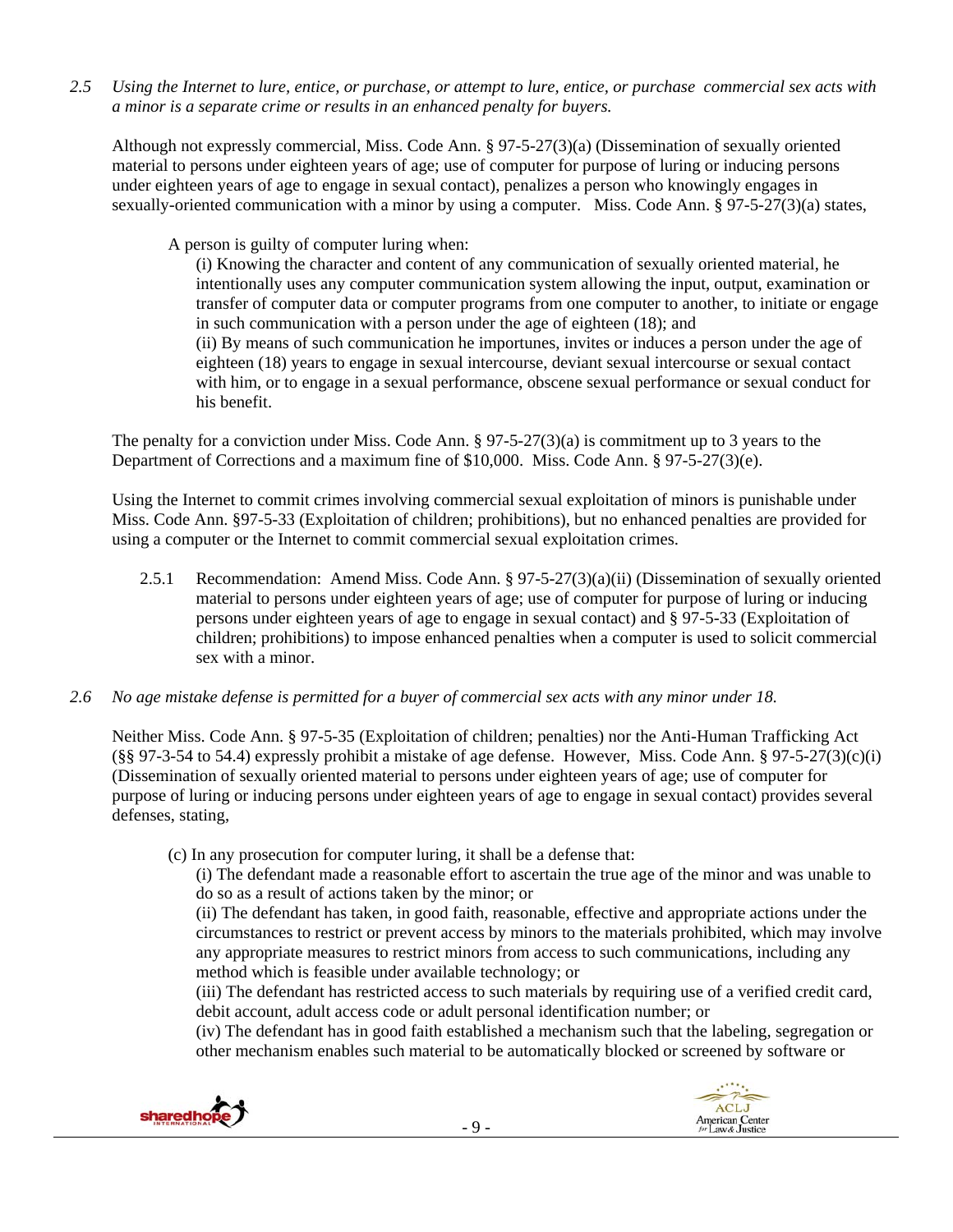*2.5 Using the Internet to lure, entice, or purchase, or attempt to lure, entice, or purchase commercial sex acts with a minor is a separate crime or results in an enhanced penalty for buyers.*

Although not expressly commercial, Miss. Code Ann. § 97-5-27(3)(a) (Dissemination of sexually oriented material to persons under eighteen years of age; use of computer for purpose of luring or inducing persons under eighteen years of age to engage in sexual contact), penalizes a person who knowingly engages in sexually-oriented communication with a minor by using a computer. Miss. Code Ann. § 97-5-27(3)(a) states,

> A person is guilty of computer luring when:
>
> (i) Knowing the character and content of any communication of sexually oriented material, he intentionally uses any computer communication system allowing the input, output, examination or transfer of computer data or computer programs from one computer to another, to initiate or engage in such communication with a person under the age of eighteen (18); and
>
> (ii) By means of such communication he importunes, invites or induces a person under the age of eighteen (18) years to engage in sexual intercourse, deviant sexual intercourse or sexual contact with him, or to engage in a sexual performance, obscene sexual performance or sexual conduct for his benefit.

The penalty for a conviction under Miss. Code Ann. § 97-5-27(3)(a) is commitment up to 3 years to the Department of Corrections and a maximum fine of $10,000. Miss. Code Ann. § 97-5-27(3)(e).

Using the Internet to commit crimes involving commercial sexual exploitation of minors is punishable under Miss. Code Ann. §97-5-33 (Exploitation of children; prohibitions), but no enhanced penalties are provided for using a computer or the Internet to commit commercial sexual exploitation crimes.

2.5.1 Recommendation: Amend Miss. Code Ann. § 97-5-27(3)(a)(ii) (Dissemination of sexually oriented material to persons under eighteen years of age; use of computer for purpose of luring or inducing persons under eighteen years of age to engage in sexual contact) and § 97-5-33 (Exploitation of children; prohibitions) to impose enhanced penalties when a computer is used to solicit commercial sex with a minor.

*2.6 No age mistake defense is permitted for a buyer of commercial sex acts with any minor under 18.*

Neither Miss. Code Ann. § 97-5-35 (Exploitation of children; penalties) nor the Anti-Human Trafficking Act (§§ 97-3-54 to 54.4) expressly prohibit a mistake of age defense. However, Miss. Code Ann. § 97-5-27(3)(c)(i) (Dissemination of sexually oriented material to persons under eighteen years of age; use of computer for purpose of luring or inducing persons under eighteen years of age to engage in sexual contact) provides several defenses, stating,

> (c) In any prosecution for computer luring, it shall be a defense that:
>
> (i) The defendant made a reasonable effort to ascertain the true age of the minor and was unable to do so as a result of actions taken by the minor; or
>
> (ii) The defendant has taken, in good faith, reasonable, effective and appropriate actions under the circumstances to restrict or prevent access by minors to the materials prohibited, which may involve any appropriate measures to restrict minors from access to such communications, including any method which is feasible under available technology; or
>
> (iii) The defendant has restricted access to such materials by requiring use of a verified credit card, debit account, adult access code or adult personal identification number; or
>
> (iv) The defendant has in good faith established a mechanism such that the labeling, segregation or other mechanism enables such material to be automatically blocked or screened by software or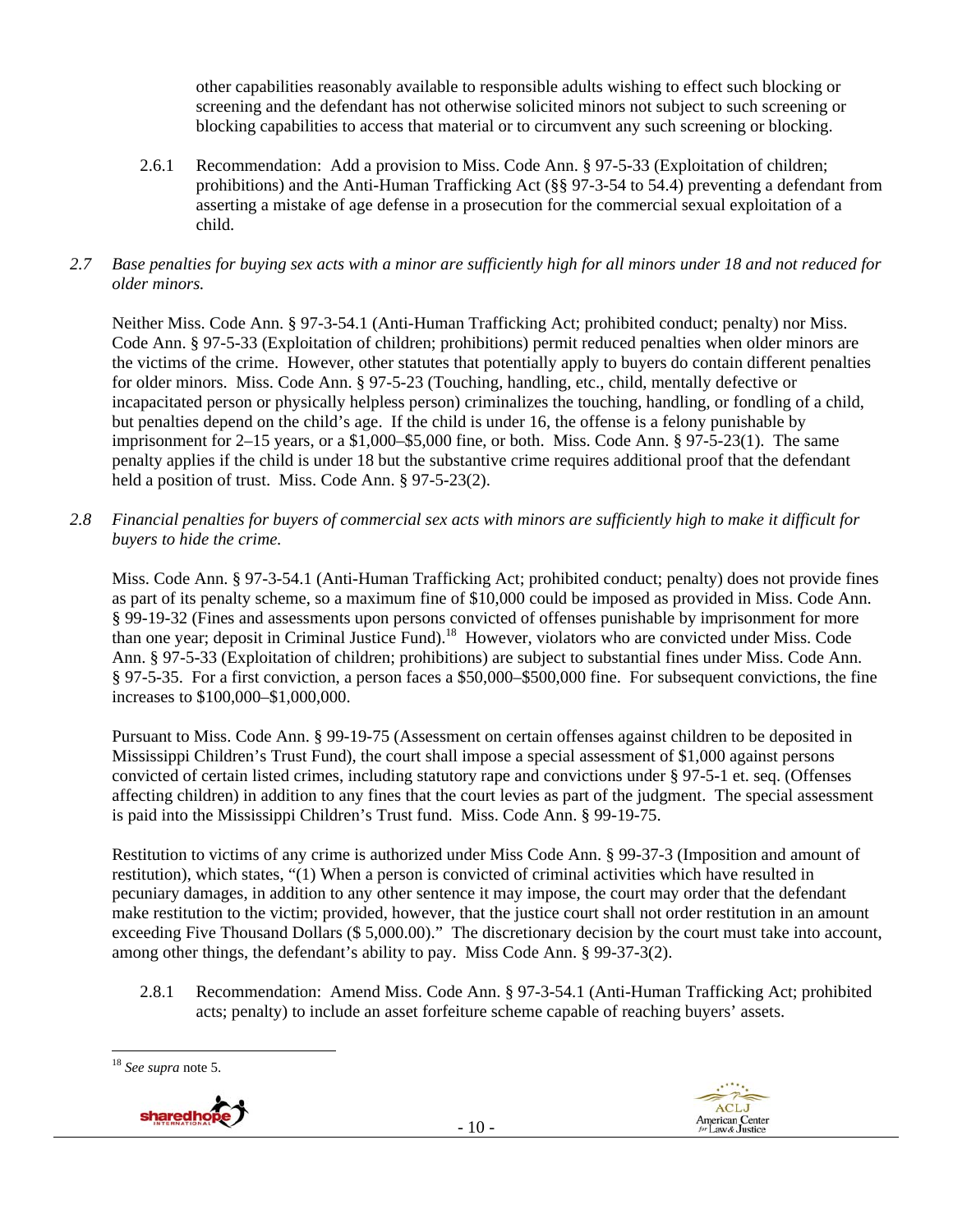other capabilities reasonably available to responsible adults wishing to effect such blocking or screening and the defendant has not otherwise solicited minors not subject to such screening or blocking capabilities to access that material or to circumvent any such screening or blocking.

2.6.1 Recommendation: Add a provision to Miss. Code Ann. § 97-5-33 (Exploitation of children; prohibitions) and the Anti-Human Trafficking Act (§§ 97-3-54 to 54.4) preventing a defendant from asserting a mistake of age defense in a prosecution for the commercial sexual exploitation of a child.

*2.7 Base penalties for buying sex acts with a minor are sufficiently high for all minors under 18 and not reduced for older minors.*

Neither Miss. Code Ann. § 97-3-54.1 (Anti-Human Trafficking Act; prohibited conduct; penalty) nor Miss. Code Ann. § 97-5-33 (Exploitation of children; prohibitions) permit reduced penalties when older minors are the victims of the crime. However, other statutes that potentially apply to buyers do contain different penalties for older minors. Miss. Code Ann. § 97-5-23 (Touching, handling, etc., child, mentally defective or incapacitated person or physically helpless person) criminalizes the touching, handling, or fondling of a child, but penalties depend on the child's age. If the child is under 16, the offense is a felony punishable by imprisonment for 2–15 years, or a $1,000–$5,000 fine, or both. Miss. Code Ann. § 97-5-23(1). The same penalty applies if the child is under 18 but the substantive crime requires additional proof that the defendant held a position of trust. Miss. Code Ann. § 97-5-23(2).

*2.8 Financial penalties for buyers of commercial sex acts with minors are sufficiently high to make it difficult for buyers to hide the crime.*

Miss. Code Ann. § 97-3-54.1 (Anti-Human Trafficking Act; prohibited conduct; penalty) does not provide fines as part of its penalty scheme, so a maximum fine of $10,000 could be imposed as provided in Miss. Code Ann. § 99-19-32 (Fines and assessments upon persons convicted of offenses punishable by imprisonment for more than one year; deposit in Criminal Justice Fund).[18] However, violators who are convicted under Miss. Code Ann. § 97-5-33 (Exploitation of children; prohibitions) are subject to substantial fines under Miss. Code Ann. § 97-5-35. For a first conviction, a person faces a $50,000–$500,000 fine. For subsequent convictions, the fine increases to $100,000–$1,000,000.

Pursuant to Miss. Code Ann. § 99-19-75 (Assessment on certain offenses against children to be deposited in Mississippi Children's Trust Fund), the court shall impose a special assessment of $1,000 against persons convicted of certain listed crimes, including statutory rape and convictions under § 97-5-1 et. seq. (Offenses affecting children) in addition to any fines that the court levies as part of the judgment. The special assessment is paid into the Mississippi Children's Trust fund. Miss. Code Ann. § 99-19-75.

Restitution to victims of any crime is authorized under Miss Code Ann. § 99-37-3 (Imposition and amount of restitution), which states, "(1) When a person is convicted of criminal activities which have resulted in pecuniary damages, in addition to any other sentence it may impose, the court may order that the defendant make restitution to the victim; provided, however, that the justice court shall not order restitution in an amount exceeding Five Thousand Dollars ($ 5,000.00)." The discretionary decision by the court must take into account, among other things, the defendant's ability to pay. Miss Code Ann. § 99-37-3(2).

2.8.1 Recommendation: Amend Miss. Code Ann. § 97-3-54.1 (Anti-Human Trafficking Act; prohibited acts; penalty) to include an asset forfeiture scheme capable of reaching buyers' assets.

---

[18] *See supra* note 5.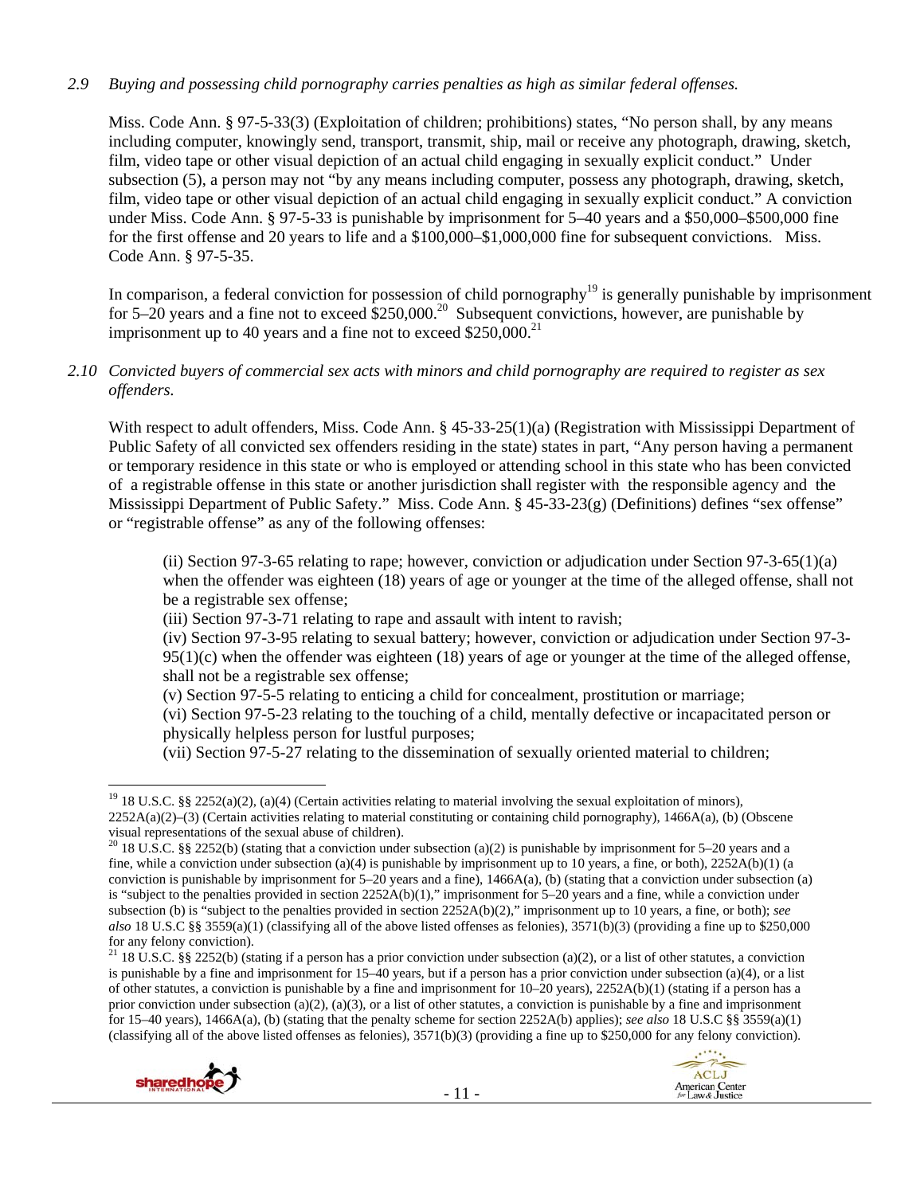*2.9 Buying and possessing child pornography carries penalties as high as similar federal offenses.*

Miss. Code Ann. § 97-5-33(3) (Exploitation of children; prohibitions) states, "No person shall, by any means including computer, knowingly send, transport, transmit, ship, mail or receive any photograph, drawing, sketch, film, video tape or other visual depiction of an actual child engaging in sexually explicit conduct." Under subsection (5), a person may not "by any means including computer, possess any photograph, drawing, sketch, film, video tape or other visual depiction of an actual child engaging in sexually explicit conduct." A conviction under Miss. Code Ann. § 97-5-33 is punishable by imprisonment for 5–40 years and a $50,000–$500,000 fine for the first offense and 20 years to life and a $100,000–$1,000,000 fine for subsequent convictions. Miss. Code Ann. § 97-5-35.

In comparison, a federal conviction for possession of child pornography[19] is generally punishable by imprisonment for 5–20 years and a fine not to exceed $250,000.[20] Subsequent convictions, however, are punishable by imprisonment up to 40 years and a fine not to exceed $250,000.[21]

*2.10 Convicted buyers of commercial sex acts with minors and child pornography are required to register as sex offenders.*

With respect to adult offenders, Miss. Code Ann. § 45-33-25(1)(a) (Registration with Mississippi Department of Public Safety of all convicted sex offenders residing in the state) states in part, "Any person having a permanent or temporary residence in this state or who is employed or attending school in this state who has been convicted of a registrable offense in this state or another jurisdiction shall register with the responsible agency and the Mississippi Department of Public Safety." Miss. Code Ann. § 45-33-23(g) (Definitions) defines "sex offense" or "registrable offense" as any of the following offenses:

> (ii) Section 97-3-65 relating to rape; however, conviction or adjudication under Section 97-3-65(1)(a) when the offender was eighteen (18) years of age or younger at the time of the alleged offense, shall not be a registrable sex offense;
> (iii) Section 97-3-71 relating to rape and assault with intent to ravish;
> (iv) Section 97-3-95 relating to sexual battery; however, conviction or adjudication under Section 97-3-95(1)(c) when the offender was eighteen (18) years of age or younger at the time of the alleged offense, shall not be a registrable sex offense;
> (v) Section 97-5-5 relating to enticing a child for concealment, prostitution or marriage;
> (vi) Section 97-5-23 relating to the touching of a child, mentally defective or incapacitated person or physically helpless person for lustful purposes;
> (vii) Section 97-5-27 relating to the dissemination of sexually oriented material to children;

---

[19] 18 U.S.C. §§ 2252(a)(2), (a)(4) (Certain activities relating to material involving the sexual exploitation of minors), 2252A(a)(2)–(3) (Certain activities relating to material constituting or containing child pornography), 1466A(a), (b) (Obscene visual representations of the sexual abuse of children).

[20] 18 U.S.C. §§ 2252(b) (stating that a conviction under subsection (a)(2) is punishable by imprisonment for 5–20 years and a fine, while a conviction under subsection (a)(4) is punishable by imprisonment up to 10 years, a fine, or both), 2252A(b)(1) (a conviction is punishable by imprisonment for 5–20 years and a fine), 1466A(a), (b) (stating that a conviction under subsection (a) is "subject to the penalties provided in section 2252A(b)(1)," imprisonment for 5–20 years and a fine, while a conviction under subsection (b) is "subject to the penalties provided in section 2252A(b)(2)," imprisonment up to 10 years, a fine, or both); *see also* 18 U.S.C §§ 3559(a)(1) (classifying all of the above listed offenses as felonies), 3571(b)(3) (providing a fine up to $250,000 for any felony conviction).

[21] 18 U.S.C. §§ 2252(b) (stating if a person has a prior conviction under subsection (a)(2), or a list of other statutes, a conviction is punishable by a fine and imprisonment for 15–40 years, but if a person has a prior conviction under subsection (a)(4), or a list of other statutes, a conviction is punishable by a fine and imprisonment for 10–20 years), 2252A(b)(1) (stating if a person has a prior conviction under subsection (a)(2), (a)(3), or a list of other statutes, a conviction is punishable by a fine and imprisonment for 15–40 years), 1466A(a), (b) (stating that the penalty scheme for section 2252A(b) applies); *see also* 18 U.S.C §§ 3559(a)(1) (classifying all of the above listed offenses as felonies), 3571(b)(3) (providing a fine up to $250,000 for any felony conviction).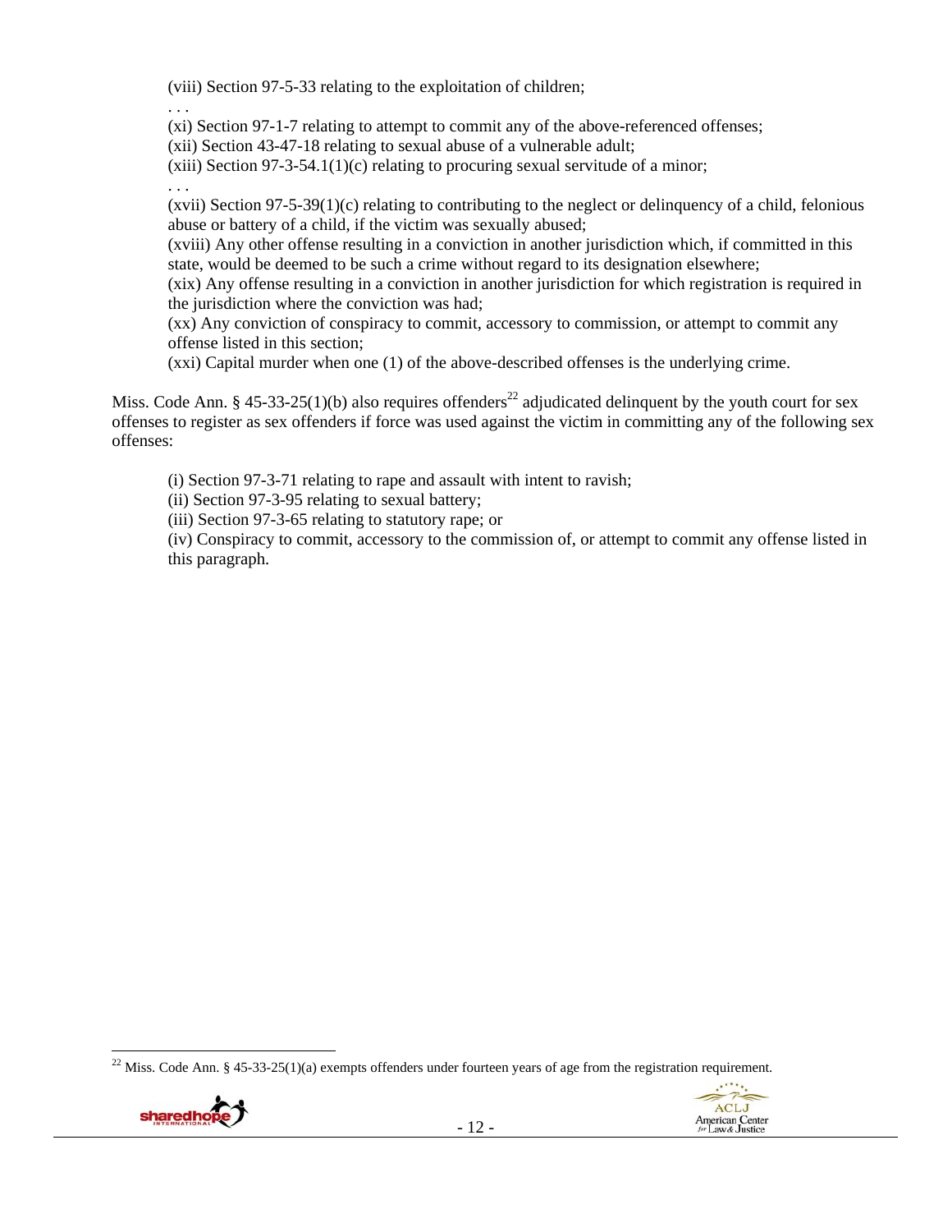(viii) Section 97-5-33 relating to the exploitation of children;

. . .

(xi) Section 97-1-7 relating to attempt to commit any of the above-referenced offenses;

(xii) Section 43-47-18 relating to sexual abuse of a vulnerable adult;

(xiii) Section 97-3-54.1(1)(c) relating to procuring sexual servitude of a minor;

. . .

(xvii) Section 97-5-39(1)(c) relating to contributing to the neglect or delinquency of a child, felonious abuse or battery of a child, if the victim was sexually abused;

(xviii) Any other offense resulting in a conviction in another jurisdiction which, if committed in this state, would be deemed to be such a crime without regard to its designation elsewhere;

(xix) Any offense resulting in a conviction in another jurisdiction for which registration is required in the jurisdiction where the conviction was had;

(xx) Any conviction of conspiracy to commit, accessory to commission, or attempt to commit any offense listed in this section;

(xxi) Capital murder when one (1) of the above-described offenses is the underlying crime.

Miss. Code Ann. § 45-33-25(1)(b) also requires offenders[22] adjudicated delinquent by the youth court for sex offenses to register as sex offenders if force was used against the victim in committing any of the following sex offenses:

(i) Section 97-3-71 relating to rape and assault with intent to ravish;

(ii) Section 97-3-95 relating to sexual battery;

(iii) Section 97-3-65 relating to statutory rape; or

(iv) Conspiracy to commit, accessory to the commission of, or attempt to commit any offense listed in this paragraph.

[22] Miss. Code Ann. § 45-33-25(1)(a) exempts offenders under fourteen years of age from the registration requirement.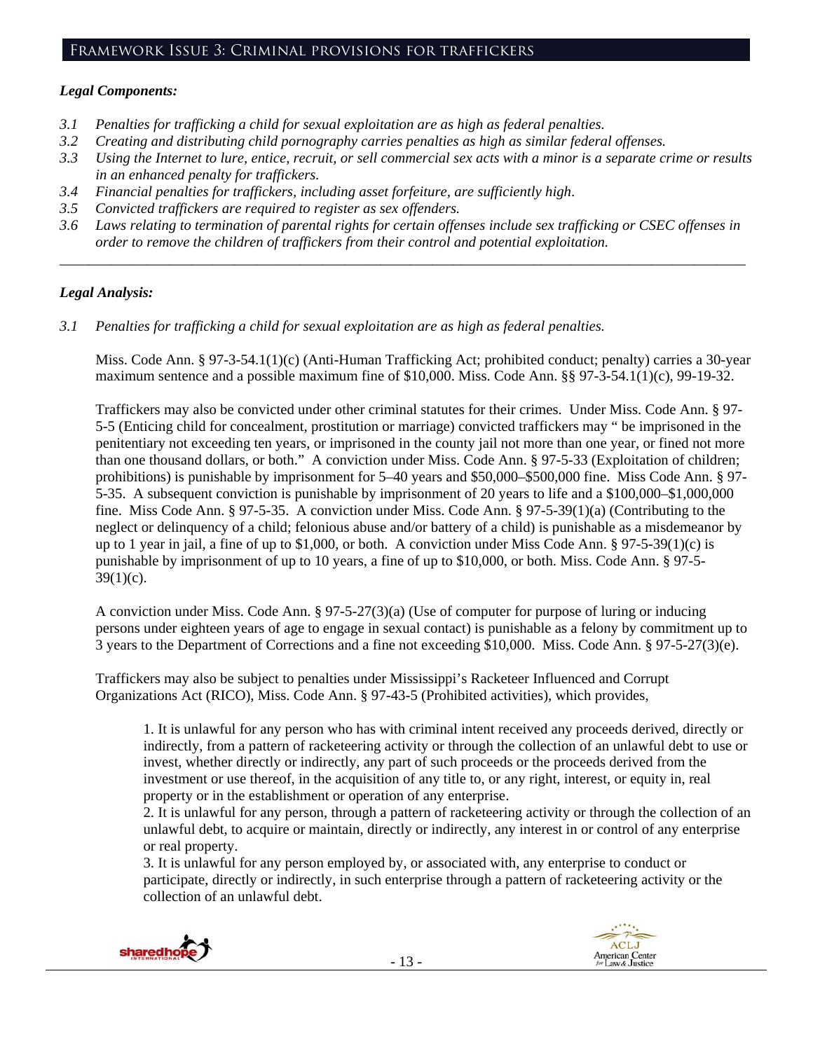## Framework Issue 3: Criminal provisions for traffickers

***Legal Components:***

*3.1 Penalties for trafficking a child for sexual exploitation are as high as federal penalties.*
*3.2 Creating and distributing child pornography carries penalties as high as similar federal offenses.*
*3.3 Using the Internet to lure, entice, recruit, or sell commercial sex acts with a minor is a separate crime or results in an enhanced penalty for traffickers.*
*3.4 Financial penalties for traffickers, including asset forfeiture, are sufficiently high.*
*3.5 Convicted traffickers are required to register as sex offenders.*
*3.6 Laws relating to termination of parental rights for certain offenses include sex trafficking or CSEC offenses in order to remove the children of traffickers from their control and potential exploitation.*

---

***Legal Analysis:***

*3.1 Penalties for trafficking a child for sexual exploitation are as high as federal penalties.*

Miss. Code Ann. § 97-3-54.1(1)(c) (Anti-Human Trafficking Act; prohibited conduct; penalty) carries a 30-year maximum sentence and a possible maximum fine of $10,000. Miss. Code Ann. §§ 97-3-54.1(1)(c), 99-19-32.

Traffickers may also be convicted under other criminal statutes for their crimes. Under Miss. Code Ann. § 97-5-5 (Enticing child for concealment, prostitution or marriage) convicted traffickers may " be imprisoned in the penitentiary not exceeding ten years, or imprisoned in the county jail not more than one year, or fined not more than one thousand dollars, or both." A conviction under Miss. Code Ann. § 97-5-33 (Exploitation of children; prohibitions) is punishable by imprisonment for 5–40 years and $50,000–$500,000 fine. Miss Code Ann. § 97-5-35. A subsequent conviction is punishable by imprisonment of 20 years to life and a $100,000–$1,000,000 fine. Miss Code Ann. § 97-5-35. A conviction under Miss. Code Ann. § 97-5-39(1)(a) (Contributing to the neglect or delinquency of a child; felonious abuse and/or battery of a child) is punishable as a misdemeanor by up to 1 year in jail, a fine of up to $1,000, or both. A conviction under Miss Code Ann. § 97-5-39(1)(c) is punishable by imprisonment of up to 10 years, a fine of up to $10,000, or both. Miss. Code Ann. § 97-5-39(1)(c).

A conviction under Miss. Code Ann. § 97-5-27(3)(a) (Use of computer for purpose of luring or inducing persons under eighteen years of age to engage in sexual contact) is punishable as a felony by commitment up to 3 years to the Department of Corrections and a fine not exceeding $10,000. Miss. Code Ann. § 97-5-27(3)(e).

Traffickers may also be subject to penalties under Mississippi's Racketeer Influenced and Corrupt Organizations Act (RICO), Miss. Code Ann. § 97-43-5 (Prohibited activities), which provides,

> 1. It is unlawful for any person who has with criminal intent received any proceeds derived, directly or indirectly, from a pattern of racketeering activity or through the collection of an unlawful debt to use or invest, whether directly or indirectly, any part of such proceeds or the proceeds derived from the investment or use thereof, in the acquisition of any title to, or any right, interest, or equity in, real property or in the establishment or operation of any enterprise.
> 2. It is unlawful for any person, through a pattern of racketeering activity or through the collection of an unlawful debt, to acquire or maintain, directly or indirectly, any interest in or control of any enterprise or real property.
> 3. It is unlawful for any person employed by, or associated with, any enterprise to conduct or participate, directly or indirectly, in such enterprise through a pattern of racketeering activity or the collection of an unlawful debt.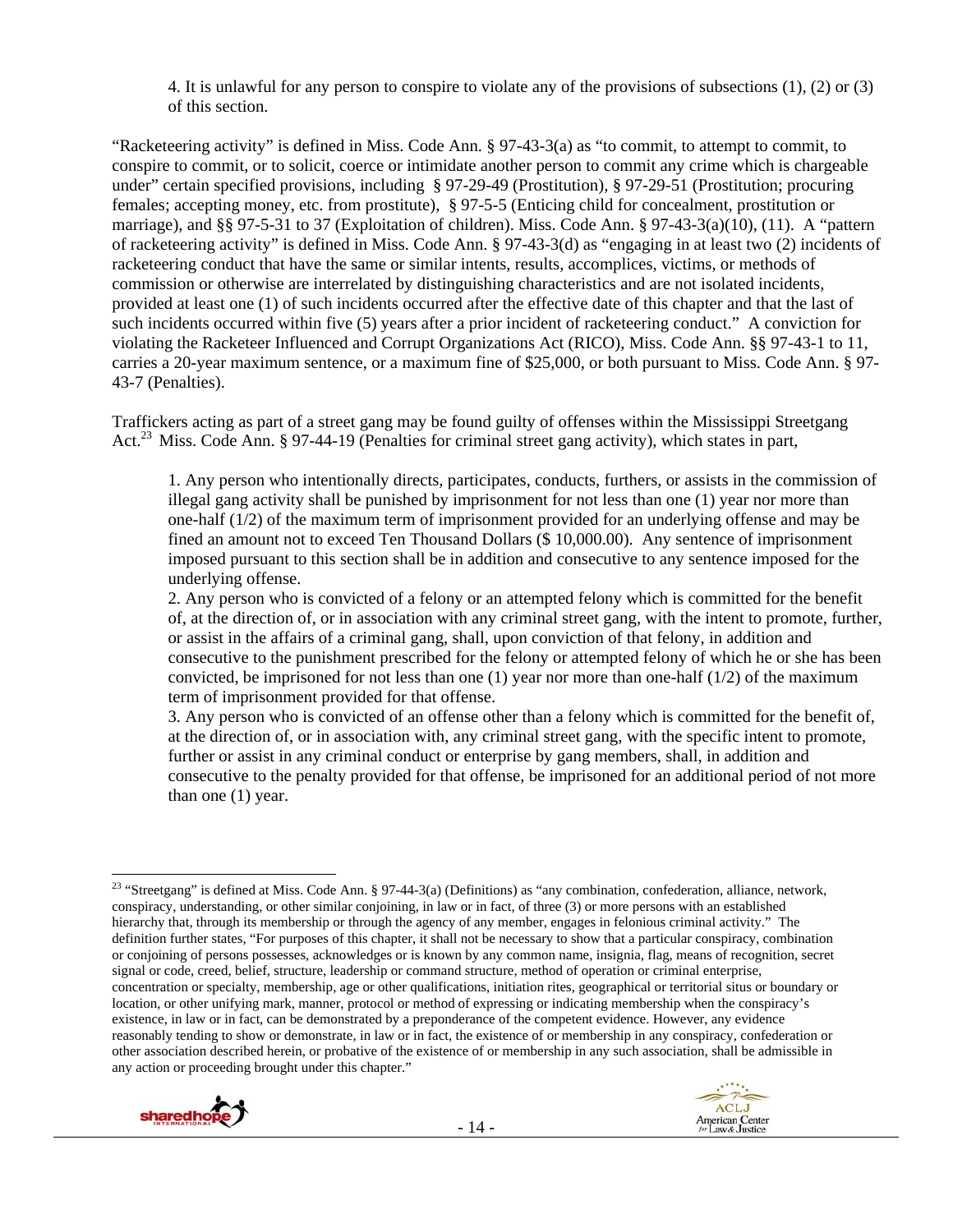4. It is unlawful for any person to conspire to violate any of the provisions of subsections (1), (2) or (3) of this section.

"Racketeering activity" is defined in Miss. Code Ann. § 97-43-3(a) as "to commit, to attempt to commit, to conspire to commit, or to solicit, coerce or intimidate another person to commit any crime which is chargeable under" certain specified provisions, including § 97-29-49 (Prostitution), § 97-29-51 (Prostitution; procuring females; accepting money, etc. from prostitute), § 97-5-5 (Enticing child for concealment, prostitution or marriage), and §§ 97-5-31 to 37 (Exploitation of children). Miss. Code Ann. § 97-43-3(a)(10), (11). A "pattern of racketeering activity" is defined in Miss. Code Ann. § 97-43-3(d) as "engaging in at least two (2) incidents of racketeering conduct that have the same or similar intents, results, accomplices, victims, or methods of commission or otherwise are interrelated by distinguishing characteristics and are not isolated incidents, provided at least one (1) of such incidents occurred after the effective date of this chapter and that the last of such incidents occurred within five (5) years after a prior incident of racketeering conduct." A conviction for violating the Racketeer Influenced and Corrupt Organizations Act (RICO), Miss. Code Ann. §§ 97-43-1 to 11, carries a 20-year maximum sentence, or a maximum fine of $25,000, or both pursuant to Miss. Code Ann. § 97-43-7 (Penalties).

Traffickers acting as part of a street gang may be found guilty of offenses within the Mississippi Streetgang Act.[23] Miss. Code Ann. § 97-44-19 (Penalties for criminal street gang activity), which states in part,

> 1. Any person who intentionally directs, participates, conducts, furthers, or assists in the commission of illegal gang activity shall be punished by imprisonment for not less than one (1) year nor more than one-half (1/2) of the maximum term of imprisonment provided for an underlying offense and may be fined an amount not to exceed Ten Thousand Dollars ($ 10,000.00). Any sentence of imprisonment imposed pursuant to this section shall be in addition and consecutive to any sentence imposed for the underlying offense.
>
> 2. Any person who is convicted of a felony or an attempted felony which is committed for the benefit of, at the direction of, or in association with any criminal street gang, with the intent to promote, further, or assist in the affairs of a criminal gang, shall, upon conviction of that felony, in addition and consecutive to the punishment prescribed for the felony or attempted felony of which he or she has been convicted, be imprisoned for not less than one (1) year nor more than one-half (1/2) of the maximum term of imprisonment provided for that offense.
>
> 3. Any person who is convicted of an offense other than a felony which is committed for the benefit of, at the direction of, or in association with, any criminal street gang, with the specific intent to promote, further or assist in any criminal conduct or enterprise by gang members, shall, in addition and consecutive to the penalty provided for that offense, be imprisoned for an additional period of not more than one (1) year.

---

[23] "Streetgang" is defined at Miss. Code Ann. § 97-44-3(a) (Definitions) as "any combination, confederation, alliance, network, conspiracy, understanding, or other similar conjoining, in law or in fact, of three (3) or more persons with an established hierarchy that, through its membership or through the agency of any member, engages in felonious criminal activity." The definition further states, "For purposes of this chapter, it shall not be necessary to show that a particular conspiracy, combination or conjoining of persons possesses, acknowledges or is known by any common name, insignia, flag, means of recognition, secret signal or code, creed, belief, structure, leadership or command structure, method of operation or criminal enterprise, concentration or specialty, membership, age or other qualifications, initiation rites, geographical or territorial situs or boundary or location, or other unifying mark, manner, protocol or method of expressing or indicating membership when the conspiracy's existence, in law or in fact, can be demonstrated by a preponderance of the competent evidence. However, any evidence reasonably tending to show or demonstrate, in law or in fact, the existence of or membership in any conspiracy, confederation or other association described herein, or probative of the existence of or membership in any such association, shall be admissible in any action or proceeding brought under this chapter."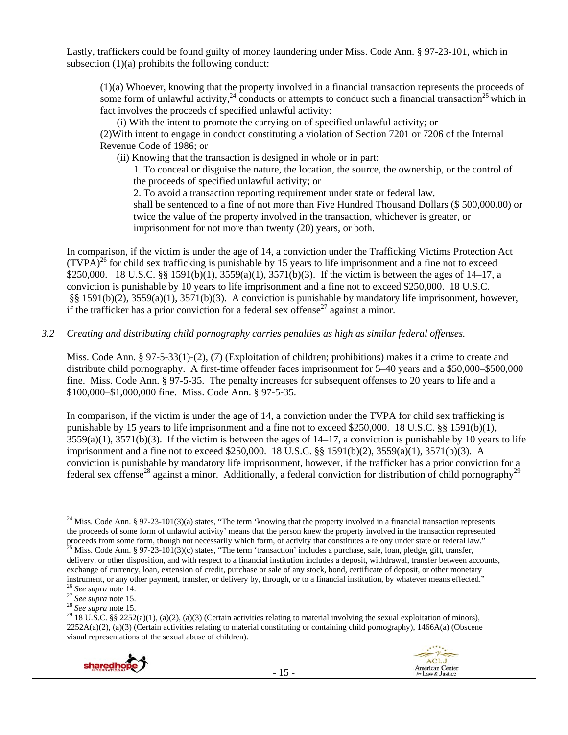Lastly, traffickers could be found guilty of money laundering under Miss. Code Ann. § 97-23-101, which in subsection (1)(a) prohibits the following conduct:

> (1)(a) Whoever, knowing that the property involved in a financial transaction represents the proceeds of some form of unlawful activity,[24] conducts or attempts to conduct such a financial transaction[25] which in fact involves the proceeds of specified unlawful activity:
>
> (i) With the intent to promote the carrying on of specified unlawful activity; or
>
> (2)With intent to engage in conduct constituting a violation of Section 7201 or 7206 of the Internal Revenue Code of 1986; or
>
> (ii) Knowing that the transaction is designed in whole or in part:
>
> 1. To conceal or disguise the nature, the location, the source, the ownership, or the control of the proceeds of specified unlawful activity; or
>
> 2. To avoid a transaction reporting requirement under state or federal law,
>
> shall be sentenced to a fine of not more than Five Hundred Thousand Dollars ($ 500,000.00) or twice the value of the property involved in the transaction, whichever is greater, or imprisonment for not more than twenty (20) years, or both.

In comparison, if the victim is under the age of 14, a conviction under the Trafficking Victims Protection Act (TVPA)[26] for child sex trafficking is punishable by 15 years to life imprisonment and a fine not to exceed $250,000. 18 U.S.C. §§ 1591(b)(1), 3559(a)(1), 3571(b)(3). If the victim is between the ages of 14–17, a conviction is punishable by 10 years to life imprisonment and a fine not to exceed $250,000. 18 U.S.C. §§ 1591(b)(2), 3559(a)(1), 3571(b)(3). A conviction is punishable by mandatory life imprisonment, however, if the trafficker has a prior conviction for a federal sex offense[27] against a minor.

### *3.2 Creating and distributing child pornography carries penalties as high as similar federal offenses.*

Miss. Code Ann. § 97-5-33(1)-(2), (7) (Exploitation of children; prohibitions) makes it a crime to create and distribute child pornography. A first-time offender faces imprisonment for 5–40 years and a $50,000–$500,000 fine. Miss. Code Ann. § 97-5-35. The penalty increases for subsequent offenses to 20 years to life and a $100,000–$1,000,000 fine. Miss. Code Ann. § 97-5-35.

In comparison, if the victim is under the age of 14, a conviction under the TVPA for child sex trafficking is punishable by 15 years to life imprisonment and a fine not to exceed $250,000. 18 U.S.C. §§ 1591(b)(1), 3559(a)(1), 3571(b)(3). If the victim is between the ages of 14–17, a conviction is punishable by 10 years to life imprisonment and a fine not to exceed $250,000. 18 U.S.C. §§ 1591(b)(2), 3559(a)(1), 3571(b)(3). A conviction is punishable by mandatory life imprisonment, however, if the trafficker has a prior conviction for a federal sex offense[28] against a minor. Additionally, a federal conviction for distribution of child pornography[29]

---

[24] Miss. Code Ann. § 97-23-101(3)(a) states, "The term 'knowing that the property involved in a financial transaction represents the proceeds of some form of unlawful activity' means that the person knew the property involved in the transaction represented proceeds from some form, though not necessarily which form, of activity that constitutes a felony under state or federal law."

[25] Miss. Code Ann. § 97-23-101(3)(c) states, "The term 'transaction' includes a purchase, sale, loan, pledge, gift, transfer, delivery, or other disposition, and with respect to a financial institution includes a deposit, withdrawal, transfer between accounts, exchange of currency, loan, extension of credit, purchase or sale of any stock, bond, certificate of deposit, or other monetary instrument, or any other payment, transfer, or delivery by, through, or to a financial institution, by whatever means effected."

[26] *See supra* note 14.

[27] *See supra* note 15.

[28] *See supra* note 15.

[29] 18 U.S.C. §§ 2252(a)(1), (a)(2), (a)(3) (Certain activities relating to material involving the sexual exploitation of minors), 2252A(a)(2), (a)(3) (Certain activities relating to material constituting or containing child pornography), 1466A(a) (Obscene visual representations of the sexual abuse of children).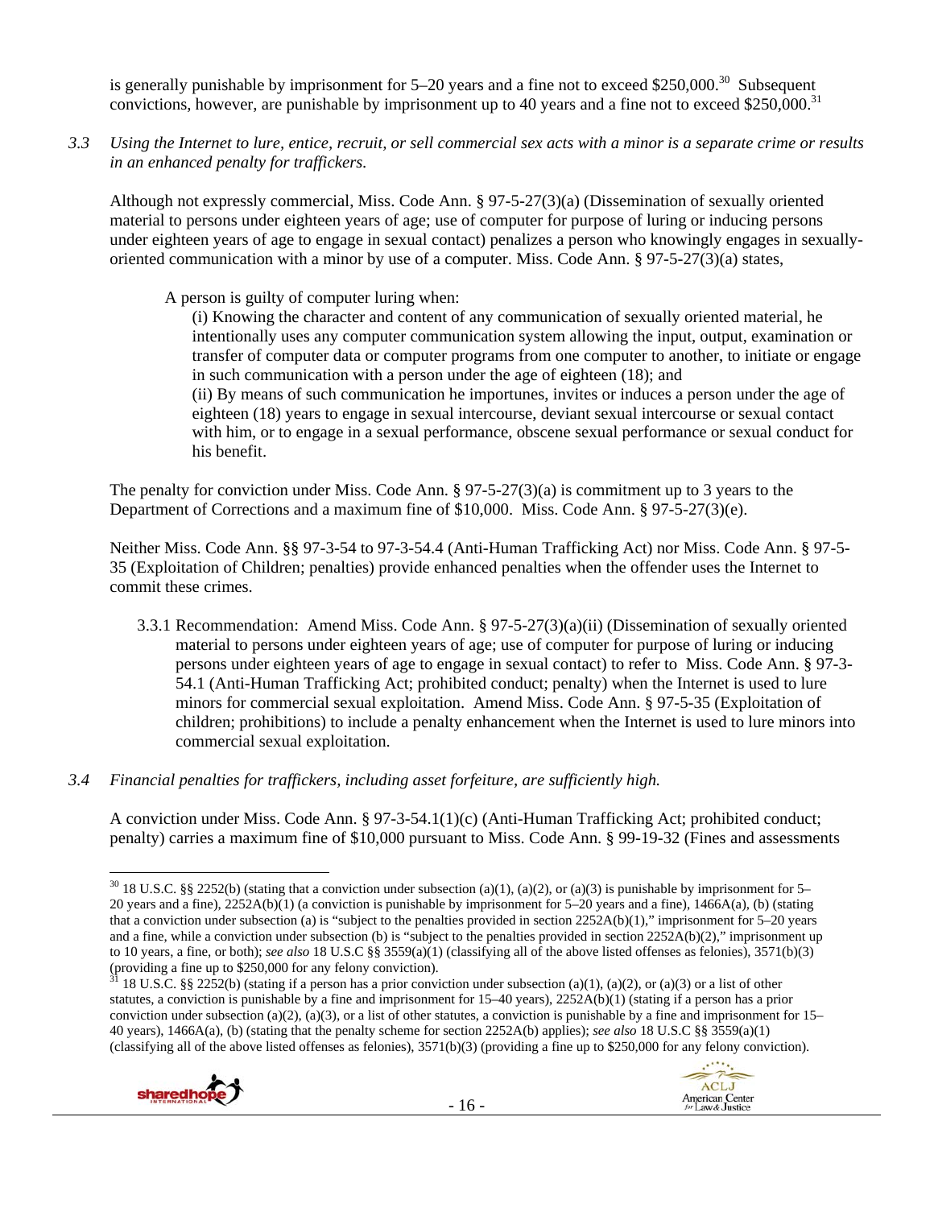is generally punishable by imprisonment for 5–20 years and a fine not to exceed $250,000.[30] Subsequent convictions, however, are punishable by imprisonment up to 40 years and a fine not to exceed $250,000.[31]

*3.3 Using the Internet to lure, entice, recruit, or sell commercial sex acts with a minor is a separate crime or results in an enhanced penalty for traffickers.*

Although not expressly commercial, Miss. Code Ann. § 97-5-27(3)(a) (Dissemination of sexually oriented material to persons under eighteen years of age; use of computer for purpose of luring or inducing persons under eighteen years of age to engage in sexual contact) penalizes a person who knowingly engages in sexually-oriented communication with a minor by use of a computer. Miss. Code Ann. § 97-5-27(3)(a) states,

> A person is guilty of computer luring when:
>
> (i) Knowing the character and content of any communication of sexually oriented material, he intentionally uses any computer communication system allowing the input, output, examination or transfer of computer data or computer programs from one computer to another, to initiate or engage in such communication with a person under the age of eighteen (18); and
>
> (ii) By means of such communication he importunes, invites or induces a person under the age of eighteen (18) years to engage in sexual intercourse, deviant sexual intercourse or sexual contact with him, or to engage in a sexual performance, obscene sexual performance or sexual conduct for his benefit.

The penalty for conviction under Miss. Code Ann. § 97-5-27(3)(a) is commitment up to 3 years to the Department of Corrections and a maximum fine of $10,000. Miss. Code Ann. § 97-5-27(3)(e).

Neither Miss. Code Ann. §§ 97-3-54 to 97-3-54.4 (Anti-Human Trafficking Act) nor Miss. Code Ann. § 97-5-35 (Exploitation of Children; penalties) provide enhanced penalties when the offender uses the Internet to commit these crimes.

3.3.1 Recommendation: Amend Miss. Code Ann. § 97-5-27(3)(a)(ii) (Dissemination of sexually oriented material to persons under eighteen years of age; use of computer for purpose of luring or inducing persons under eighteen years of age to engage in sexual contact) to refer to Miss. Code Ann. § 97-3-54.1 (Anti-Human Trafficking Act; prohibited conduct; penalty) when the Internet is used to lure minors for commercial sexual exploitation. Amend Miss. Code Ann. § 97-5-35 (Exploitation of children; prohibitions) to include a penalty enhancement when the Internet is used to lure minors into commercial sexual exploitation.

*3.4 Financial penalties for traffickers, including asset forfeiture, are sufficiently high.*

A conviction under Miss. Code Ann. § 97-3-54.1(1)(c) (Anti-Human Trafficking Act; prohibited conduct; penalty) carries a maximum fine of $10,000 pursuant to Miss. Code Ann. § 99-19-32 (Fines and assessments

---

[30] 18 U.S.C. §§ 2252(b) (stating that a conviction under subsection (a)(1), (a)(2), or (a)(3) is punishable by imprisonment for 5–20 years and a fine), 2252A(b)(1) (a conviction is punishable by imprisonment for 5–20 years and a fine), 1466A(a), (b) (stating that a conviction under subsection (a) is "subject to the penalties provided in section 2252A(b)(1)," imprisonment for 5–20 years and a fine, while a conviction under subsection (b) is "subject to the penalties provided in section 2252A(b)(2)," imprisonment up to 10 years, a fine, or both); *see also* 18 U.S.C §§ 3559(a)(1) (classifying all of the above listed offenses as felonies), 3571(b)(3) (providing a fine up to $250,000 for any felony conviction).

[31] 18 U.S.C. §§ 2252(b) (stating if a person has a prior conviction under subsection (a)(1), (a)(2), or (a)(3) or a list of other statutes, a conviction is punishable by a fine and imprisonment for 15–40 years), 2252A(b)(1) (stating if a person has a prior conviction under subsection (a)(2), (a)(3), or a list of other statutes, a conviction is punishable by a fine and imprisonment for 15–40 years), 1466A(a), (b) (stating that the penalty scheme for section 2252A(b) applies); *see also* 18 U.S.C §§ 3559(a)(1) (classifying all of the above listed offenses as felonies), 3571(b)(3) (providing a fine up to $250,000 for any felony conviction).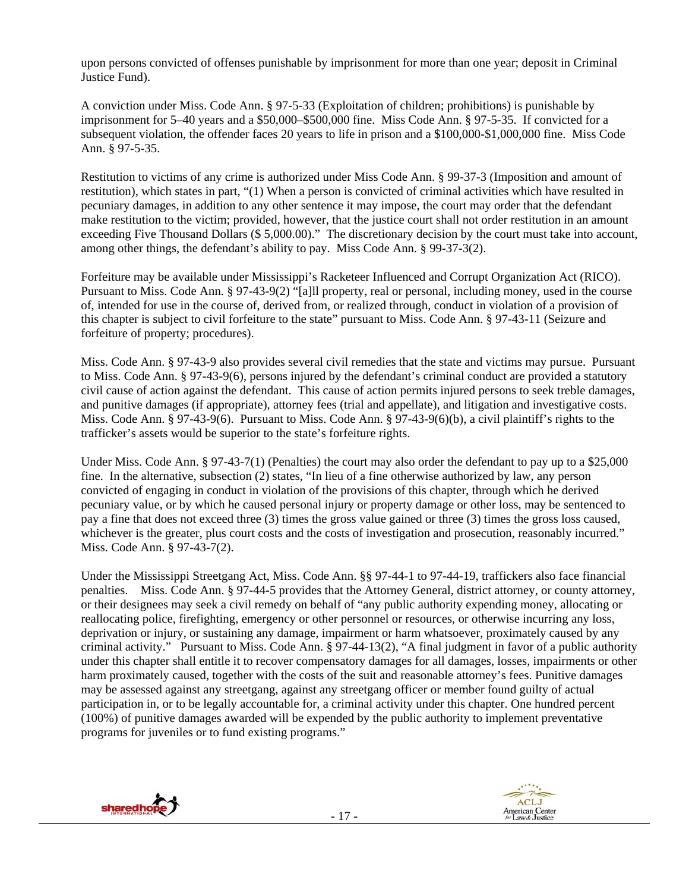upon persons convicted of offenses punishable by imprisonment for more than one year; deposit in Criminal Justice Fund).

A conviction under Miss. Code Ann. § 97-5-33 (Exploitation of children; prohibitions) is punishable by imprisonment for 5–40 years and a $50,000–$500,000 fine. Miss Code Ann. § 97-5-35. If convicted for a subsequent violation, the offender faces 20 years to life in prison and a $100,000-$1,000,000 fine. Miss Code Ann. § 97-5-35.

Restitution to victims of any crime is authorized under Miss Code Ann. § 99-37-3 (Imposition and amount of restitution), which states in part, "(1) When a person is convicted of criminal activities which have resulted in pecuniary damages, in addition to any other sentence it may impose, the court may order that the defendant make restitution to the victim; provided, however, that the justice court shall not order restitution in an amount exceeding Five Thousand Dollars ($ 5,000.00)." The discretionary decision by the court must take into account, among other things, the defendant's ability to pay. Miss Code Ann. § 99-37-3(2).

Forfeiture may be available under Mississippi's Racketeer Influenced and Corrupt Organization Act (RICO). Pursuant to Miss. Code Ann. § 97-43-9(2) "[a]ll property, real or personal, including money, used in the course of, intended for use in the course of, derived from, or realized through, conduct in violation of a provision of this chapter is subject to civil forfeiture to the state" pursuant to Miss. Code Ann. § 97-43-11 (Seizure and forfeiture of property; procedures).

Miss. Code Ann. § 97-43-9 also provides several civil remedies that the state and victims may pursue. Pursuant to Miss. Code Ann. § 97-43-9(6), persons injured by the defendant's criminal conduct are provided a statutory civil cause of action against the defendant. This cause of action permits injured persons to seek treble damages, and punitive damages (if appropriate), attorney fees (trial and appellate), and litigation and investigative costs. Miss. Code Ann. § 97-43-9(6). Pursuant to Miss. Code Ann. § 97-43-9(6)(b), a civil plaintiff's rights to the trafficker's assets would be superior to the state's forfeiture rights.

Under Miss. Code Ann. § 97-43-7(1) (Penalties) the court may also order the defendant to pay up to a $25,000 fine. In the alternative, subsection (2) states, "In lieu of a fine otherwise authorized by law, any person convicted of engaging in conduct in violation of the provisions of this chapter, through which he derived pecuniary value, or by which he caused personal injury or property damage or other loss, may be sentenced to pay a fine that does not exceed three (3) times the gross value gained or three (3) times the gross loss caused, whichever is the greater, plus court costs and the costs of investigation and prosecution, reasonably incurred." Miss. Code Ann. § 97-43-7(2).

Under the Mississippi Streetgang Act, Miss. Code Ann. §§ 97-44-1 to 97-44-19, traffickers also face financial penalties. Miss. Code Ann. § 97-44-5 provides that the Attorney General, district attorney, or county attorney, or their designees may seek a civil remedy on behalf of "any public authority expending money, allocating or reallocating police, firefighting, emergency or other personnel or resources, or otherwise incurring any loss, deprivation or injury, or sustaining any damage, impairment or harm whatsoever, proximately caused by any criminal activity." Pursuant to Miss. Code Ann. § 97-44-13(2), "A final judgment in favor of a public authority under this chapter shall entitle it to recover compensatory damages for all damages, losses, impairments or other harm proximately caused, together with the costs of the suit and reasonable attorney's fees. Punitive damages may be assessed against any streetgang, against any streetgang officer or member found guilty of actual participation in, or to be legally accountable for, a criminal activity under this chapter. One hundred percent (100%) of punitive damages awarded will be expended by the public authority to implement preventative programs for juveniles or to fund existing programs."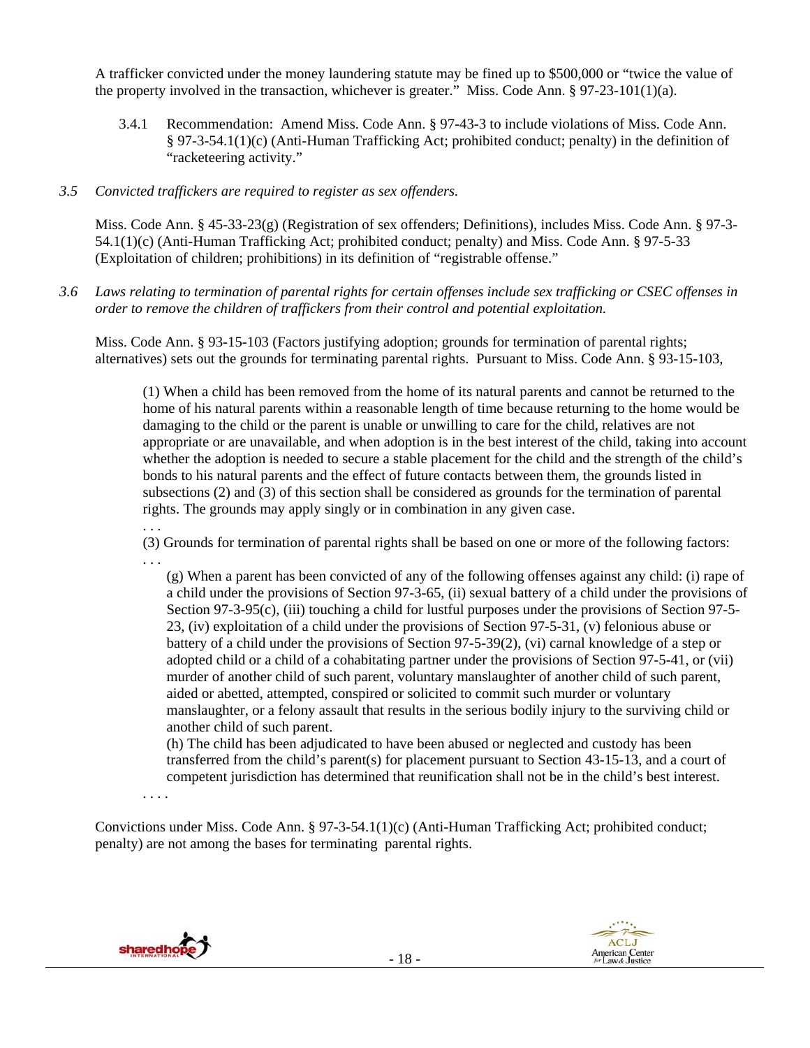A trafficker convicted under the money laundering statute may be fined up to $500,000 or "twice the value of the property involved in the transaction, whichever is greater." Miss. Code Ann. § 97-23-101(1)(a).

3.4.1 Recommendation: Amend Miss. Code Ann. § 97-43-3 to include violations of Miss. Code Ann. § 97-3-54.1(1)(c) (Anti-Human Trafficking Act; prohibited conduct; penalty) in the definition of "racketeering activity."

*3.5 Convicted traffickers are required to register as sex offenders.*

Miss. Code Ann. § 45-33-23(g) (Registration of sex offenders; Definitions), includes Miss. Code Ann. § 97-3-54.1(1)(c) (Anti-Human Trafficking Act; prohibited conduct; penalty) and Miss. Code Ann. § 97-5-33 (Exploitation of children; prohibitions) in its definition of "registrable offense."

*3.6 Laws relating to termination of parental rights for certain offenses include sex trafficking or CSEC offenses in order to remove the children of traffickers from their control and potential exploitation.*

Miss. Code Ann. § 93-15-103 (Factors justifying adoption; grounds for termination of parental rights; alternatives) sets out the grounds for terminating parental rights. Pursuant to Miss. Code Ann. § 93-15-103,

> (1) When a child has been removed from the home of its natural parents and cannot be returned to the home of his natural parents within a reasonable length of time because returning to the home would be damaging to the child or the parent is unable or unwilling to care for the child, relatives are not appropriate or are unavailable, and when adoption is in the best interest of the child, taking into account whether the adoption is needed to secure a stable placement for the child and the strength of the child's bonds to his natural parents and the effect of future contacts between them, the grounds listed in subsections (2) and (3) of this section shall be considered as grounds for the termination of parental rights. The grounds may apply singly or in combination in any given case.
>
> . . .
>
> (3) Grounds for termination of parental rights shall be based on one or more of the following factors:
>
> . . .
>
> (g) When a parent has been convicted of any of the following offenses against any child: (i) rape of a child under the provisions of Section 97-3-65, (ii) sexual battery of a child under the provisions of Section 97-3-95(c), (iii) touching a child for lustful purposes under the provisions of Section 97-5-23, (iv) exploitation of a child under the provisions of Section 97-5-31, (v) felonious abuse or battery of a child under the provisions of Section 97-5-39(2), (vi) carnal knowledge of a step or adopted child or a child of a cohabitating partner under the provisions of Section 97-5-41, or (vii) murder of another child of such parent, voluntary manslaughter of another child of such parent, aided or abetted, attempted, conspired or solicited to commit such murder or voluntary manslaughter, or a felony assault that results in the serious bodily injury to the surviving child or another child of such parent.
>
> (h) The child has been adjudicated to have been abused or neglected and custody has been transferred from the child's parent(s) for placement pursuant to Section 43-15-13, and a court of competent jurisdiction has determined that reunification shall not be in the child's best interest.
>
> . . . .

Convictions under Miss. Code Ann. § 97-3-54.1(1)(c) (Anti-Human Trafficking Act; prohibited conduct; penalty) are not among the bases for terminating parental rights.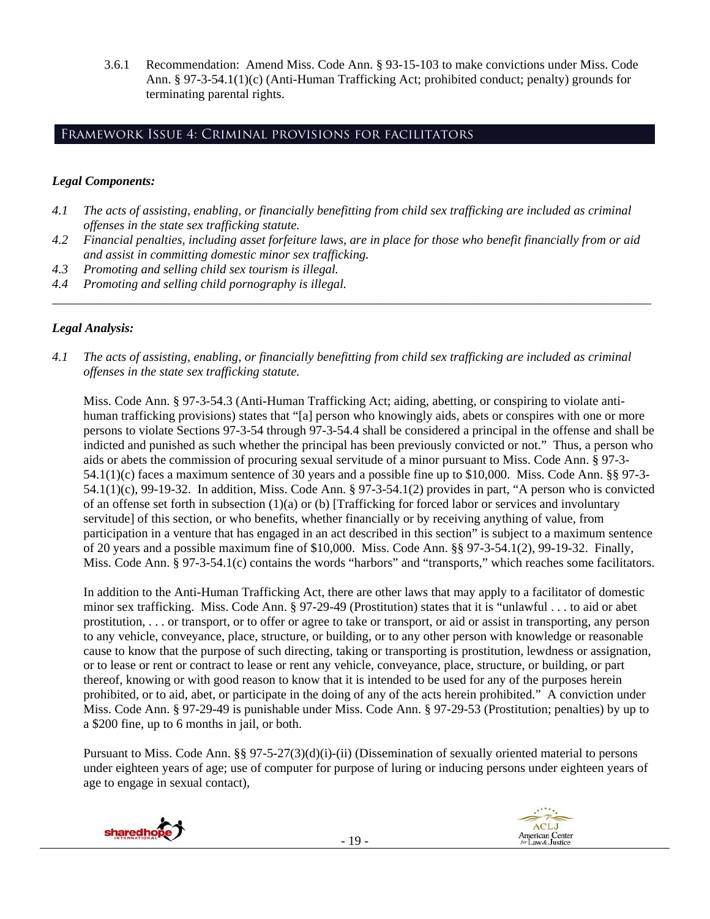3.6.1 Recommendation: Amend Miss. Code Ann. § 93-15-103 to make convictions under Miss. Code Ann. § 97-3-54.1(1)(c) (Anti-Human Trafficking Act; prohibited conduct; penalty) grounds for terminating parental rights.

## Framework Issue 4: Criminal provisions for facilitators

### *Legal Components:*

- *4.1 The acts of assisting, enabling, or financially benefitting from child sex trafficking are included as criminal offenses in the state sex trafficking statute.*
- *4.2 Financial penalties, including asset forfeiture laws, are in place for those who benefit financially from or aid and assist in committing domestic minor sex trafficking.*
- *4.3 Promoting and selling child sex tourism is illegal.*
- *4.4 Promoting and selling child pornography is illegal.*

---

### *Legal Analysis:*

*4.1 The acts of assisting, enabling, or financially benefitting from child sex trafficking are included as criminal offenses in the state sex trafficking statute.*

Miss. Code Ann. § 97-3-54.3 (Anti-Human Trafficking Act; aiding, abetting, or conspiring to violate anti-human trafficking provisions) states that "[a] person who knowingly aids, abets or conspires with one or more persons to violate Sections 97-3-54 through 97-3-54.4 shall be considered a principal in the offense and shall be indicted and punished as such whether the principal has been previously convicted or not." Thus, a person who aids or abets the commission of procuring sexual servitude of a minor pursuant to Miss. Code Ann. § 97-3-54.1(1)(c) faces a maximum sentence of 30 years and a possible fine up to $10,000. Miss. Code Ann. §§ 97-3-54.1(1)(c), 99-19-32. In addition, Miss. Code Ann. § 97-3-54.1(2) provides in part, "A person who is convicted of an offense set forth in subsection (1)(a) or (b) [Trafficking for forced labor or services and involuntary servitude] of this section, or who benefits, whether financially or by receiving anything of value, from participation in a venture that has engaged in an act described in this section" is subject to a maximum sentence of 20 years and a possible maximum fine of $10,000. Miss. Code Ann. §§ 97-3-54.1(2), 99-19-32. Finally, Miss. Code Ann. § 97-3-54.1(c) contains the words "harbors" and "transports," which reaches some facilitators.

In addition to the Anti-Human Trafficking Act, there are other laws that may apply to a facilitator of domestic minor sex trafficking. Miss. Code Ann. § 97-29-49 (Prostitution) states that it is "unlawful . . . to aid or abet prostitution, . . . or transport, or to offer or agree to take or transport, or aid or assist in transporting, any person to any vehicle, conveyance, place, structure, or building, or to any other person with knowledge or reasonable cause to know that the purpose of such directing, taking or transporting is prostitution, lewdness or assignation, or to lease or rent or contract to lease or rent any vehicle, conveyance, place, structure, or building, or part thereof, knowing or with good reason to know that it is intended to be used for any of the purposes herein prohibited, or to aid, abet, or participate in the doing of any of the acts herein prohibited." A conviction under Miss. Code Ann. § 97-29-49 is punishable under Miss. Code Ann. § 97-29-53 (Prostitution; penalties) by up to a $200 fine, up to 6 months in jail, or both.

Pursuant to Miss. Code Ann. §§ 97-5-27(3)(d)(i)-(ii) (Dissemination of sexually oriented material to persons under eighteen years of age; use of computer for purpose of luring or inducing persons under eighteen years of age to engage in sexual contact),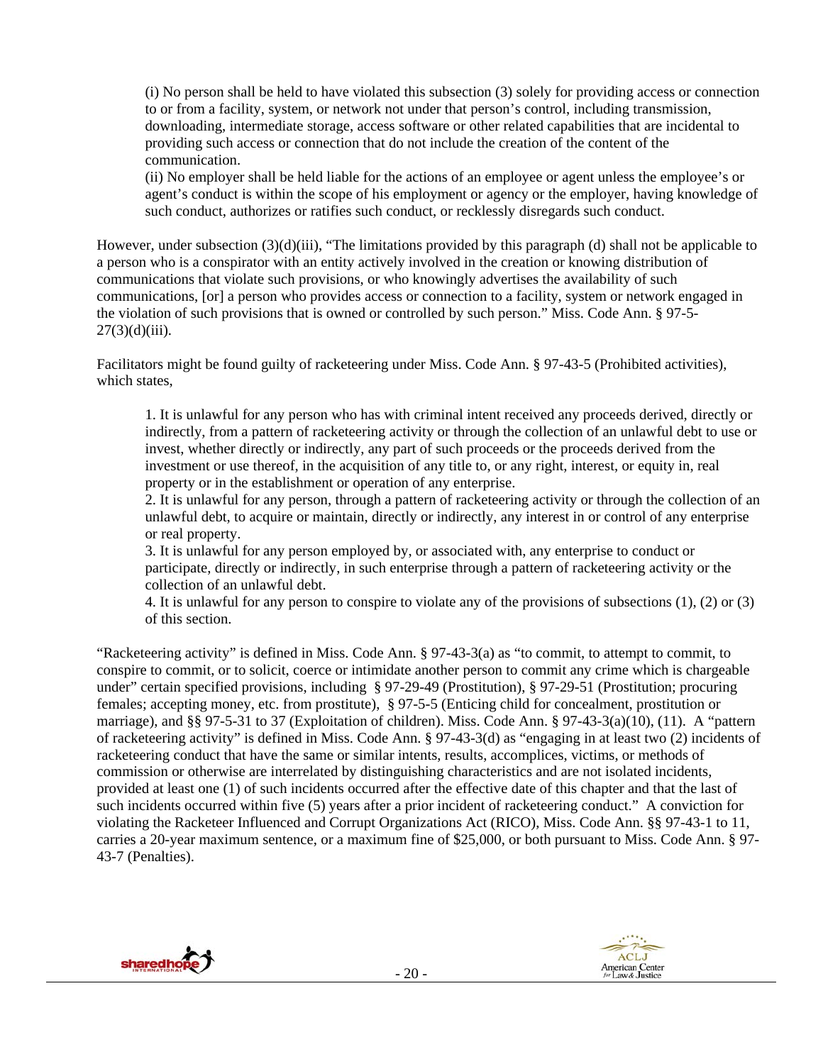(i) No person shall be held to have violated this subsection (3) solely for providing access or connection to or from a facility, system, or network not under that person's control, including transmission, downloading, intermediate storage, access software or other related capabilities that are incidental to providing such access or connection that do not include the creation of the content of the communication.
(ii) No employer shall be held liable for the actions of an employee or agent unless the employee's or agent's conduct is within the scope of his employment or agency or the employer, having knowledge of such conduct, authorizes or ratifies such conduct, or recklessly disregards such conduct.

However, under subsection (3)(d)(iii), "The limitations provided by this paragraph (d) shall not be applicable to a person who is a conspirator with an entity actively involved in the creation or knowing distribution of communications that violate such provisions, or who knowingly advertises the availability of such communications, [or] a person who provides access or connection to a facility, system or network engaged in the violation of such provisions that is owned or controlled by such person." Miss. Code Ann. § 97-5-27(3)(d)(iii).

Facilitators might be found guilty of racketeering under Miss. Code Ann. § 97-43-5 (Prohibited activities), which states,

1. It is unlawful for any person who has with criminal intent received any proceeds derived, directly or indirectly, from a pattern of racketeering activity or through the collection of an unlawful debt to use or invest, whether directly or indirectly, any part of such proceeds or the proceeds derived from the investment or use thereof, in the acquisition of any title to, or any right, interest, or equity in, real property or in the establishment or operation of any enterprise.
2. It is unlawful for any person, through a pattern of racketeering activity or through the collection of an unlawful debt, to acquire or maintain, directly or indirectly, any interest in or control of any enterprise or real property.
3. It is unlawful for any person employed by, or associated with, any enterprise to conduct or participate, directly or indirectly, in such enterprise through a pattern of racketeering activity or the collection of an unlawful debt.
4. It is unlawful for any person to conspire to violate any of the provisions of subsections (1), (2) or (3) of this section.

"Racketeering activity" is defined in Miss. Code Ann. § 97-43-3(a) as "to commit, to attempt to commit, to conspire to commit, or to solicit, coerce or intimidate another person to commit any crime which is chargeable under" certain specified provisions, including § 97-29-49 (Prostitution), § 97-29-51 (Prostitution; procuring females; accepting money, etc. from prostitute), § 97-5-5 (Enticing child for concealment, prostitution or marriage), and §§ 97-5-31 to 37 (Exploitation of children). Miss. Code Ann. § 97-43-3(a)(10), (11). A "pattern of racketeering activity" is defined in Miss. Code Ann. § 97-43-3(d) as "engaging in at least two (2) incidents of racketeering conduct that have the same or similar intents, results, accomplices, victims, or methods of commission or otherwise are interrelated by distinguishing characteristics and are not isolated incidents, provided at least one (1) of such incidents occurred after the effective date of this chapter and that the last of such incidents occurred within five (5) years after a prior incident of racketeering conduct." A conviction for violating the Racketeer Influenced and Corrupt Organizations Act (RICO), Miss. Code Ann. §§ 97-43-1 to 11, carries a 20-year maximum sentence, or a maximum fine of $25,000, or both pursuant to Miss. Code Ann. § 97-43-7 (Penalties).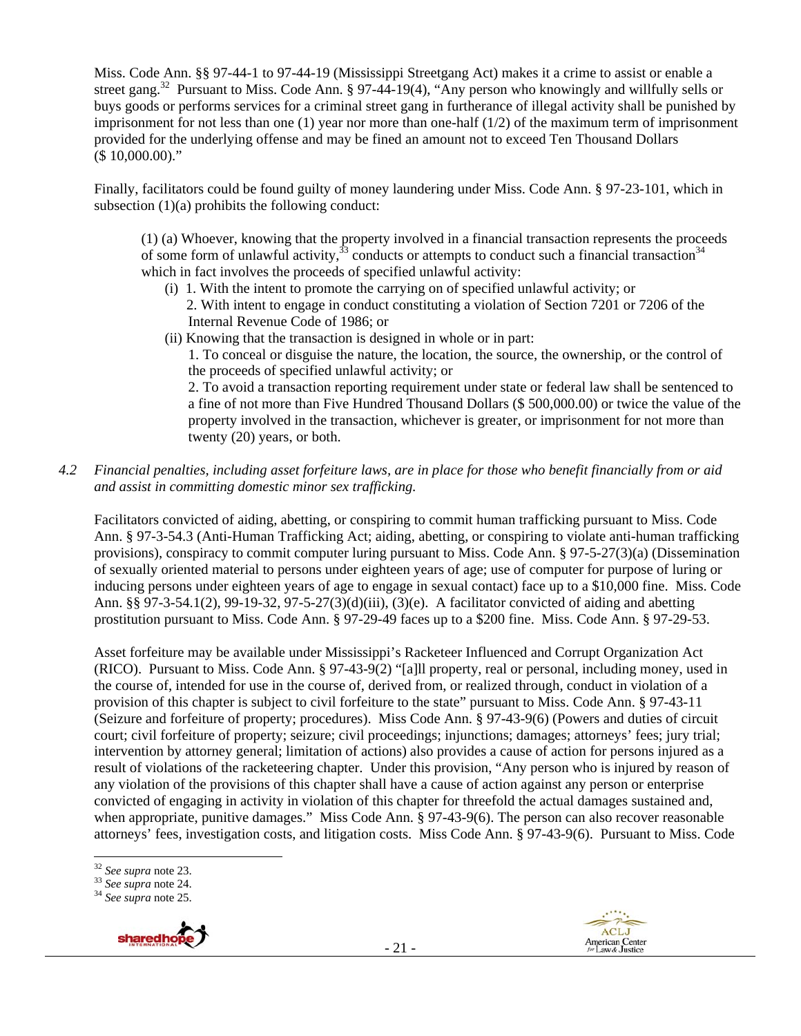Miss. Code Ann. §§ 97-44-1 to 97-44-19 (Mississippi Streetgang Act) makes it a crime to assist or enable a street gang.[32] Pursuant to Miss. Code Ann. § 97-44-19(4), "Any person who knowingly and willfully sells or buys goods or performs services for a criminal street gang in furtherance of illegal activity shall be punished by imprisonment for not less than one (1) year nor more than one-half (1/2) of the maximum term of imprisonment provided for the underlying offense and may be fined an amount not to exceed Ten Thousand Dollars ($ 10,000.00)."

Finally, facilitators could be found guilty of money laundering under Miss. Code Ann. § 97-23-101, which in subsection (1)(a) prohibits the following conduct:

> (1) (a) Whoever, knowing that the property involved in a financial transaction represents the proceeds of some form of unlawful activity,[33] conducts or attempts to conduct such a financial transaction[34] which in fact involves the proceeds of specified unlawful activity:
>
> (i) 1. With the intent to promote the carrying on of specified unlawful activity; or
> 2. With intent to engage in conduct constituting a violation of Section 7201 or 7206 of the Internal Revenue Code of 1986; or
>
> (ii) Knowing that the transaction is designed in whole or in part:
> 1. To conceal or disguise the nature, the location, the source, the ownership, or the control of the proceeds of specified unlawful activity; or
> 2. To avoid a transaction reporting requirement under state or federal law shall be sentenced to a fine of not more than Five Hundred Thousand Dollars ($ 500,000.00) or twice the value of the property involved in the transaction, whichever is greater, or imprisonment for not more than twenty (20) years, or both.

*4.2 Financial penalties, including asset forfeiture laws, are in place for those who benefit financially from or aid and assist in committing domestic minor sex trafficking.*

Facilitators convicted of aiding, abetting, or conspiring to commit human trafficking pursuant to Miss. Code Ann. § 97-3-54.3 (Anti-Human Trafficking Act; aiding, abetting, or conspiring to violate anti-human trafficking provisions), conspiracy to commit computer luring pursuant to Miss. Code Ann. § 97-5-27(3)(a) (Dissemination of sexually oriented material to persons under eighteen years of age; use of computer for purpose of luring or inducing persons under eighteen years of age to engage in sexual contact) face up to a $10,000 fine. Miss. Code Ann. §§ 97-3-54.1(2), 99-19-32, 97-5-27(3)(d)(iii), (3)(e). A facilitator convicted of aiding and abetting prostitution pursuant to Miss. Code Ann. § 97-29-49 faces up to a $200 fine. Miss. Code Ann. § 97-29-53.

Asset forfeiture may be available under Mississippi's Racketeer Influenced and Corrupt Organization Act (RICO). Pursuant to Miss. Code Ann. § 97-43-9(2) "[a]ll property, real or personal, including money, used in the course of, intended for use in the course of, derived from, or realized through, conduct in violation of a provision of this chapter is subject to civil forfeiture to the state" pursuant to Miss. Code Ann. § 97-43-11 (Seizure and forfeiture of property; procedures). Miss Code Ann. § 97-43-9(6) (Powers and duties of circuit court; civil forfeiture of property; seizure; civil proceedings; injunctions; damages; attorneys' fees; jury trial; intervention by attorney general; limitation of actions) also provides a cause of action for persons injured as a result of violations of the racketeering chapter. Under this provision, "Any person who is injured by reason of any violation of the provisions of this chapter shall have a cause of action against any person or enterprise convicted of engaging in activity in violation of this chapter for threefold the actual damages sustained and, when appropriate, punitive damages." Miss Code Ann. § 97-43-9(6). The person can also recover reasonable attorneys' fees, investigation costs, and litigation costs. Miss Code Ann. § 97-43-9(6). Pursuant to Miss. Code

[32] *See supra* note 23.
[33] *See supra* note 24.
[34] *See supra* note 25.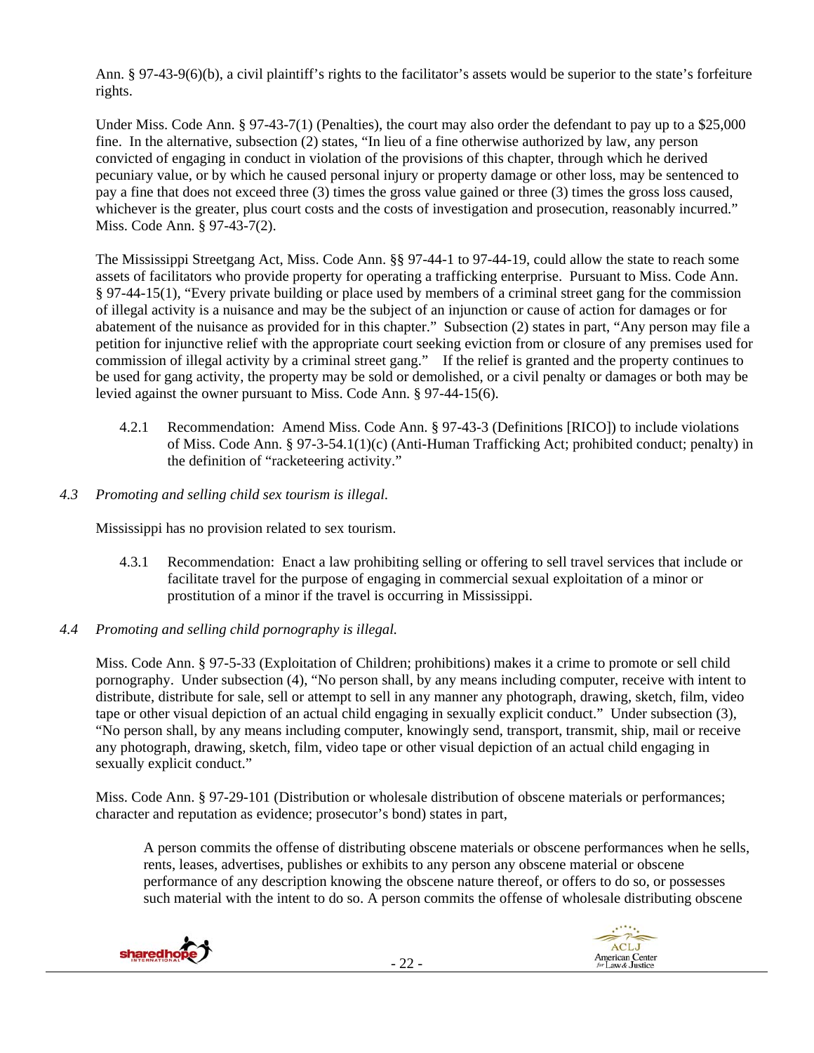Ann. § 97-43-9(6)(b), a civil plaintiff's rights to the facilitator's assets would be superior to the state's forfeiture rights.

Under Miss. Code Ann. § 97-43-7(1) (Penalties), the court may also order the defendant to pay up to a $25,000 fine. In the alternative, subsection (2) states, "In lieu of a fine otherwise authorized by law, any person convicted of engaging in conduct in violation of the provisions of this chapter, through which he derived pecuniary value, or by which he caused personal injury or property damage or other loss, may be sentenced to pay a fine that does not exceed three (3) times the gross value gained or three (3) times the gross loss caused, whichever is the greater, plus court costs and the costs of investigation and prosecution, reasonably incurred." Miss. Code Ann. § 97-43-7(2).

The Mississippi Streetgang Act, Miss. Code Ann. §§ 97-44-1 to 97-44-19, could allow the state to reach some assets of facilitators who provide property for operating a trafficking enterprise. Pursuant to Miss. Code Ann. § 97-44-15(1), "Every private building or place used by members of a criminal street gang for the commission of illegal activity is a nuisance and may be the subject of an injunction or cause of action for damages or for abatement of the nuisance as provided for in this chapter." Subsection (2) states in part, "Any person may file a petition for injunctive relief with the appropriate court seeking eviction from or closure of any premises used for commission of illegal activity by a criminal street gang." If the relief is granted and the property continues to be used for gang activity, the property may be sold or demolished, or a civil penalty or damages or both may be levied against the owner pursuant to Miss. Code Ann. § 97-44-15(6).

> 4.2.1 Recommendation: Amend Miss. Code Ann. § 97-43-3 (Definitions [RICO]) to include violations of Miss. Code Ann. § 97-3-54.1(1)(c) (Anti-Human Trafficking Act; prohibited conduct; penalty) in the definition of "racketeering activity."

*4.3 Promoting and selling child sex tourism is illegal.*

Mississippi has no provision related to sex tourism.

> 4.3.1 Recommendation: Enact a law prohibiting selling or offering to sell travel services that include or facilitate travel for the purpose of engaging in commercial sexual exploitation of a minor or prostitution of a minor if the travel is occurring in Mississippi.

*4.4 Promoting and selling child pornography is illegal.*

Miss. Code Ann. § 97-5-33 (Exploitation of Children; prohibitions) makes it a crime to promote or sell child pornography. Under subsection (4), "No person shall, by any means including computer, receive with intent to distribute, distribute for sale, sell or attempt to sell in any manner any photograph, drawing, sketch, film, video tape or other visual depiction of an actual child engaging in sexually explicit conduct." Under subsection (3), "No person shall, by any means including computer, knowingly send, transport, transmit, ship, mail or receive any photograph, drawing, sketch, film, video tape or other visual depiction of an actual child engaging in sexually explicit conduct."

Miss. Code Ann. § 97-29-101 (Distribution or wholesale distribution of obscene materials or performances; character and reputation as evidence; prosecutor's bond) states in part,

> A person commits the offense of distributing obscene materials or obscene performances when he sells, rents, leases, advertises, publishes or exhibits to any person any obscene material or obscene performance of any description knowing the obscene nature thereof, or offers to do so, or possesses such material with the intent to do so. A person commits the offense of wholesale distributing obscene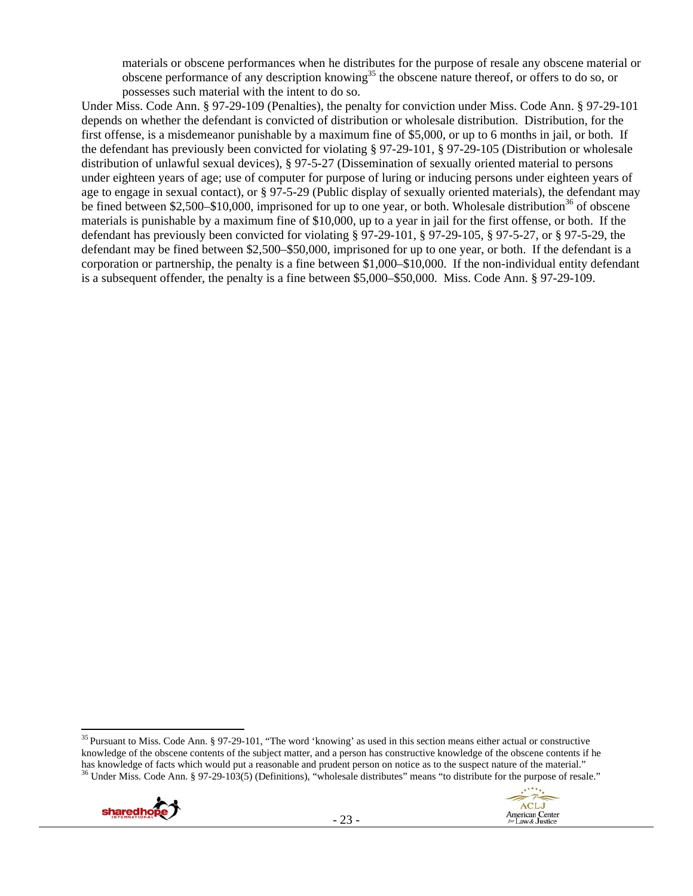materials or obscene performances when he distributes for the purpose of resale any obscene material or obscene performance of any description knowing[35] the obscene nature thereof, or offers to do so, or possesses such material with the intent to do so.

Under Miss. Code Ann. § 97-29-109 (Penalties), the penalty for conviction under Miss. Code Ann. § 97-29-101 depends on whether the defendant is convicted of distribution or wholesale distribution. Distribution, for the first offense, is a misdemeanor punishable by a maximum fine of $5,000, or up to 6 months in jail, or both. If the defendant has previously been convicted for violating § 97-29-101, § 97-29-105 (Distribution or wholesale distribution of unlawful sexual devices), § 97-5-27 (Dissemination of sexually oriented material to persons under eighteen years of age; use of computer for purpose of luring or inducing persons under eighteen years of age to engage in sexual contact), or § 97-5-29 (Public display of sexually oriented materials), the defendant may be fined between $2,500–$10,000, imprisoned for up to one year, or both. Wholesale distribution[36] of obscene materials is punishable by a maximum fine of $10,000, up to a year in jail for the first offense, or both. If the defendant has previously been convicted for violating § 97-29-101, § 97-29-105, § 97-5-27, or § 97-5-29, the defendant may be fined between $2,500–$50,000, imprisoned for up to one year, or both. If the defendant is a corporation or partnership, the penalty is a fine between $1,000–$10,000. If the non-individual entity defendant is a subsequent offender, the penalty is a fine between $5,000–$50,000. Miss. Code Ann. § 97-29-109.

---

[35] Pursuant to Miss. Code Ann. § 97-29-101, "The word 'knowing' as used in this section means either actual or constructive knowledge of the obscene contents of the subject matter, and a person has constructive knowledge of the obscene contents if he has knowledge of facts which would put a reasonable and prudent person on notice as to the suspect nature of the material."

[36] Under Miss. Code Ann. § 97-29-103(5) (Definitions), "wholesale distributes" means "to distribute for the purpose of resale."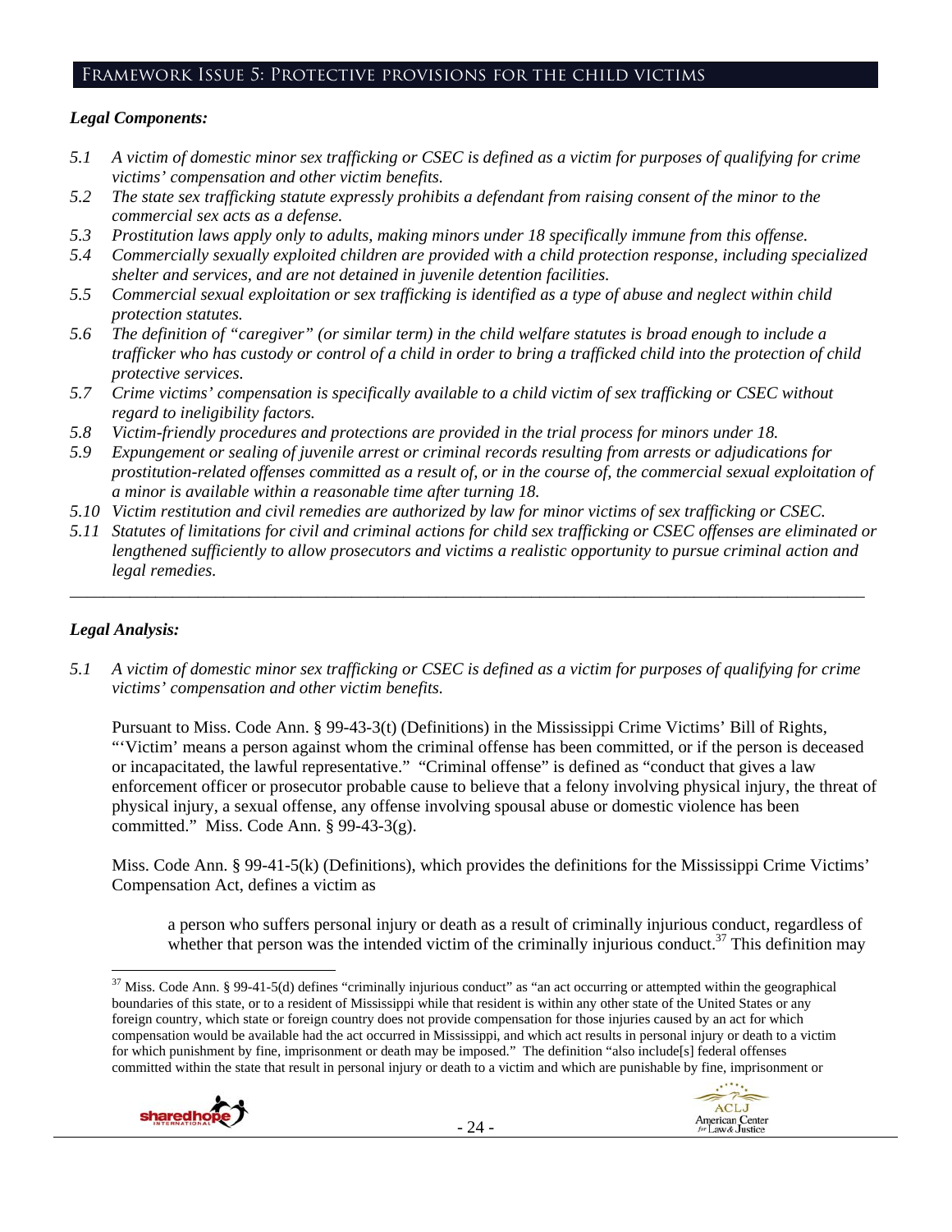## Framework Issue 5: Protective provisions for the child victims

### *Legal Components:*

- *5.1 A victim of domestic minor sex trafficking or CSEC is defined as a victim for purposes of qualifying for crime victims' compensation and other victim benefits.*
- *5.2 The state sex trafficking statute expressly prohibits a defendant from raising consent of the minor to the commercial sex acts as a defense.*
- *5.3 Prostitution laws apply only to adults, making minors under 18 specifically immune from this offense.*
- *5.4 Commercially sexually exploited children are provided with a child protection response, including specialized shelter and services, and are not detained in juvenile detention facilities.*
- *5.5 Commercial sexual exploitation or sex trafficking is identified as a type of abuse and neglect within child protection statutes.*
- *5.6 The definition of "caregiver" (or similar term) in the child welfare statutes is broad enough to include a trafficker who has custody or control of a child in order to bring a trafficked child into the protection of child protective services.*
- *5.7 Crime victims' compensation is specifically available to a child victim of sex trafficking or CSEC without regard to ineligibility factors.*
- *5.8 Victim-friendly procedures and protections are provided in the trial process for minors under 18.*
- *5.9 Expungement or sealing of juvenile arrest or criminal records resulting from arrests or adjudications for prostitution-related offenses committed as a result of, or in the course of, the commercial sexual exploitation of a minor is available within a reasonable time after turning 18.*
- *5.10 Victim restitution and civil remedies are authorized by law for minor victims of sex trafficking or CSEC.*
- *5.11 Statutes of limitations for civil and criminal actions for child sex trafficking or CSEC offenses are eliminated or lengthened sufficiently to allow prosecutors and victims a realistic opportunity to pursue criminal action and legal remedies.*

---

### *Legal Analysis:*

*5.1 A victim of domestic minor sex trafficking or CSEC is defined as a victim for purposes of qualifying for crime victims' compensation and other victim benefits.*

Pursuant to Miss. Code Ann. § 99-43-3(t) (Definitions) in the Mississippi Crime Victims' Bill of Rights, "'Victim' means a person against whom the criminal offense has been committed, or if the person is deceased or incapacitated, the lawful representative." "Criminal offense" is defined as "conduct that gives a law enforcement officer or prosecutor probable cause to believe that a felony involving physical injury, the threat of physical injury, a sexual offense, any offense involving spousal abuse or domestic violence has been committed." Miss. Code Ann. § 99-43-3(g).

Miss. Code Ann. § 99-41-5(k) (Definitions), which provides the definitions for the Mississippi Crime Victims' Compensation Act, defines a victim as

> a person who suffers personal injury or death as a result of criminally injurious conduct, regardless of whether that person was the intended victim of the criminally injurious conduct.[37] This definition may

---

[37] Miss. Code Ann. § 99-41-5(d) defines "criminally injurious conduct" as "an act occurring or attempted within the geographical boundaries of this state, or to a resident of Mississippi while that resident is within any other state of the United States or any foreign country, which state or foreign country does not provide compensation for those injuries caused by an act for which compensation would be available had the act occurred in Mississippi, and which act results in personal injury or death to a victim for which punishment by fine, imprisonment or death may be imposed." The definition "also include[s] federal offenses committed within the state that result in personal injury or death to a victim and which are punishable by fine, imprisonment or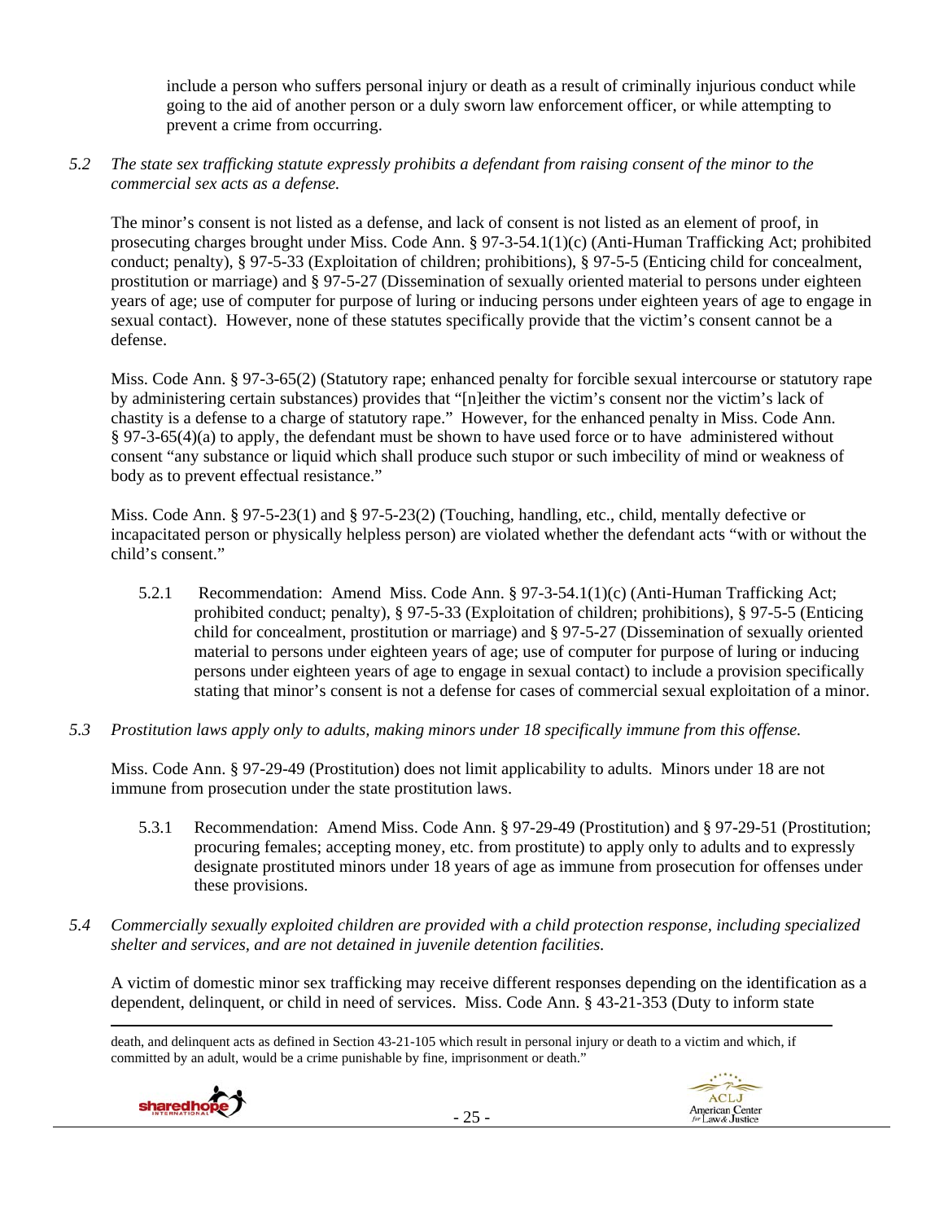include a person who suffers personal injury or death as a result of criminally injurious conduct while going to the aid of another person or a duly sworn law enforcement officer, or while attempting to prevent a crime from occurring.

5.2 *The state sex trafficking statute expressly prohibits a defendant from raising consent of the minor to the commercial sex acts as a defense.*

The minor's consent is not listed as a defense, and lack of consent is not listed as an element of proof, in prosecuting charges brought under Miss. Code Ann. § 97-3-54.1(1)(c) (Anti-Human Trafficking Act; prohibited conduct; penalty), § 97-5-33 (Exploitation of children; prohibitions), § 97-5-5 (Enticing child for concealment, prostitution or marriage) and § 97-5-27 (Dissemination of sexually oriented material to persons under eighteen years of age; use of computer for purpose of luring or inducing persons under eighteen years of age to engage in sexual contact). However, none of these statutes specifically provide that the victim's consent cannot be a defense.

Miss. Code Ann. § 97-3-65(2) (Statutory rape; enhanced penalty for forcible sexual intercourse or statutory rape by administering certain substances) provides that "[n]either the victim's consent nor the victim's lack of chastity is a defense to a charge of statutory rape." However, for the enhanced penalty in Miss. Code Ann. § 97-3-65(4)(a) to apply, the defendant must be shown to have used force or to have administered without consent "any substance or liquid which shall produce such stupor or such imbecility of mind or weakness of body as to prevent effectual resistance."

Miss. Code Ann. § 97-5-23(1) and § 97-5-23(2) (Touching, handling, etc., child, mentally defective or incapacitated person or physically helpless person) are violated whether the defendant acts "with or without the child's consent."

5.2.1 Recommendation: Amend Miss. Code Ann. § 97-3-54.1(1)(c) (Anti-Human Trafficking Act; prohibited conduct; penalty), § 97-5-33 (Exploitation of children; prohibitions), § 97-5-5 (Enticing child for concealment, prostitution or marriage) and § 97-5-27 (Dissemination of sexually oriented material to persons under eighteen years of age; use of computer for purpose of luring or inducing persons under eighteen years of age to engage in sexual contact) to include a provision specifically stating that minor's consent is not a defense for cases of commercial sexual exploitation of a minor.

5.3 *Prostitution laws apply only to adults, making minors under 18 specifically immune from this offense.*

Miss. Code Ann. § 97-29-49 (Prostitution) does not limit applicability to adults. Minors under 18 are not immune from prosecution under the state prostitution laws.

5.3.1 Recommendation: Amend Miss. Code Ann. § 97-29-49 (Prostitution) and § 97-29-51 (Prostitution; procuring females; accepting money, etc. from prostitute) to apply only to adults and to expressly designate prostituted minors under 18 years of age as immune from prosecution for offenses under these provisions.

5.4 *Commercially sexually exploited children are provided with a child protection response, including specialized shelter and services, and are not detained in juvenile detention facilities.*

A victim of domestic minor sex trafficking may receive different responses depending on the identification as a dependent, delinquent, or child in need of services. Miss. Code Ann. § 43-21-353 (Duty to inform state

death, and delinquent acts as defined in Section 43-21-105 which result in personal injury or death to a victim and which, if committed by an adult, would be a crime punishable by fine, imprisonment or death."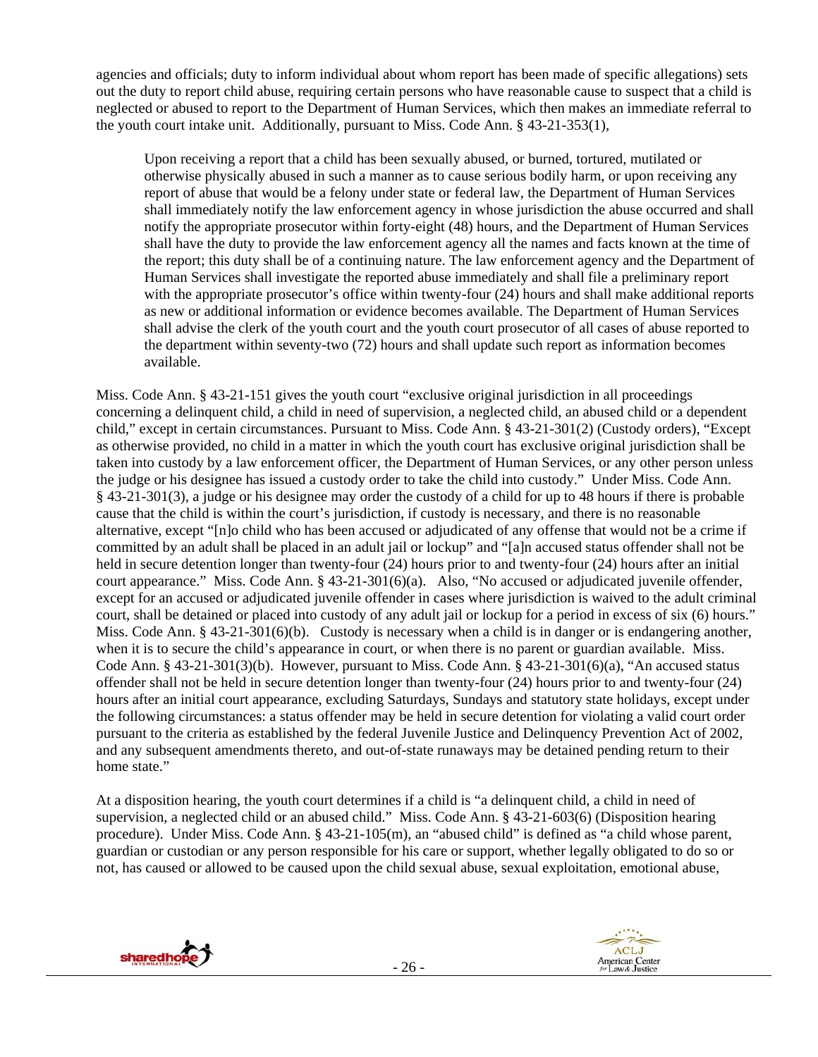agencies and officials; duty to inform individual about whom report has been made of specific allegations) sets out the duty to report child abuse, requiring certain persons who have reasonable cause to suspect that a child is neglected or abused to report to the Department of Human Services, which then makes an immediate referral to the youth court intake unit. Additionally, pursuant to Miss. Code Ann. § 43-21-353(1),

> Upon receiving a report that a child has been sexually abused, or burned, tortured, mutilated or otherwise physically abused in such a manner as to cause serious bodily harm, or upon receiving any report of abuse that would be a felony under state or federal law, the Department of Human Services shall immediately notify the law enforcement agency in whose jurisdiction the abuse occurred and shall notify the appropriate prosecutor within forty-eight (48) hours, and the Department of Human Services shall have the duty to provide the law enforcement agency all the names and facts known at the time of the report; this duty shall be of a continuing nature. The law enforcement agency and the Department of Human Services shall investigate the reported abuse immediately and shall file a preliminary report with the appropriate prosecutor's office within twenty-four (24) hours and shall make additional reports as new or additional information or evidence becomes available. The Department of Human Services shall advise the clerk of the youth court and the youth court prosecutor of all cases of abuse reported to the department within seventy-two (72) hours and shall update such report as information becomes available.

Miss. Code Ann. § 43-21-151 gives the youth court "exclusive original jurisdiction in all proceedings concerning a delinquent child, a child in need of supervision, a neglected child, an abused child or a dependent child," except in certain circumstances. Pursuant to Miss. Code Ann. § 43-21-301(2) (Custody orders), "Except as otherwise provided, no child in a matter in which the youth court has exclusive original jurisdiction shall be taken into custody by a law enforcement officer, the Department of Human Services, or any other person unless the judge or his designee has issued a custody order to take the child into custody." Under Miss. Code Ann. § 43-21-301(3), a judge or his designee may order the custody of a child for up to 48 hours if there is probable cause that the child is within the court's jurisdiction, if custody is necessary, and there is no reasonable alternative, except "[n]o child who has been accused or adjudicated of any offense that would not be a crime if committed by an adult shall be placed in an adult jail or lockup" and "[a]n accused status offender shall not be held in secure detention longer than twenty-four (24) hours prior to and twenty-four (24) hours after an initial court appearance." Miss. Code Ann. § 43-21-301(6)(a). Also, "No accused or adjudicated juvenile offender, except for an accused or adjudicated juvenile offender in cases where jurisdiction is waived to the adult criminal court, shall be detained or placed into custody of any adult jail or lockup for a period in excess of six (6) hours." Miss. Code Ann. § 43-21-301(6)(b). Custody is necessary when a child is in danger or is endangering another, when it is to secure the child's appearance in court, or when there is no parent or guardian available. Miss. Code Ann. § 43-21-301(3)(b). However, pursuant to Miss. Code Ann. § 43-21-301(6)(a), "An accused status offender shall not be held in secure detention longer than twenty-four (24) hours prior to and twenty-four (24) hours after an initial court appearance, excluding Saturdays, Sundays and statutory state holidays, except under the following circumstances: a status offender may be held in secure detention for violating a valid court order pursuant to the criteria as established by the federal Juvenile Justice and Delinquency Prevention Act of 2002, and any subsequent amendments thereto, and out-of-state runaways may be detained pending return to their home state."

At a disposition hearing, the youth court determines if a child is "a delinquent child, a child in need of supervision, a neglected child or an abused child." Miss. Code Ann. § 43-21-603(6) (Disposition hearing procedure). Under Miss. Code Ann. § 43-21-105(m), an "abused child" is defined as "a child whose parent, guardian or custodian or any person responsible for his care or support, whether legally obligated to do so or not, has caused or allowed to be caused upon the child sexual abuse, sexual exploitation, emotional abuse,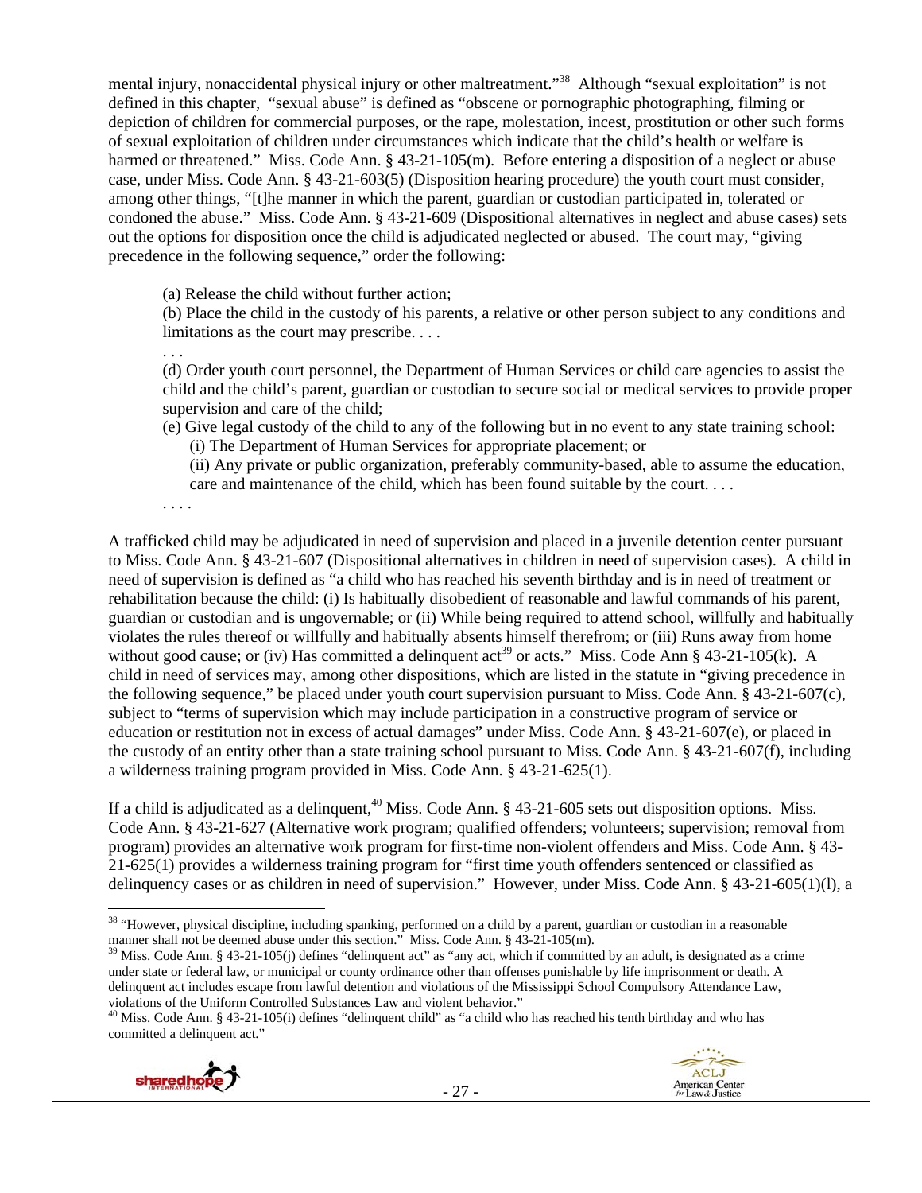mental injury, nonaccidental physical injury or other maltreatment."[38] Although "sexual exploitation" is not defined in this chapter, "sexual abuse" is defined as "obscene or pornographic photographing, filming or depiction of children for commercial purposes, or the rape, molestation, incest, prostitution or other such forms of sexual exploitation of children under circumstances which indicate that the child's health or welfare is harmed or threatened." Miss. Code Ann. § 43-21-105(m). Before entering a disposition of a neglect or abuse case, under Miss. Code Ann. § 43-21-603(5) (Disposition hearing procedure) the youth court must consider, among other things, "[t]he manner in which the parent, guardian or custodian participated in, tolerated or condoned the abuse." Miss. Code Ann. § 43-21-609 (Dispositional alternatives in neglect and abuse cases) sets out the options for disposition once the child is adjudicated neglected or abused. The court may, "giving precedence in the following sequence," order the following:

> (a) Release the child without further action;
>
> (b) Place the child in the custody of his parents, a relative or other person subject to any conditions and limitations as the court may prescribe. . . .
>
> . . .
>
> (d) Order youth court personnel, the Department of Human Services or child care agencies to assist the child and the child's parent, guardian or custodian to secure social or medical services to provide proper supervision and care of the child;
>
> (e) Give legal custody of the child to any of the following but in no event to any state training school:
>
> (i) The Department of Human Services for appropriate placement; or
>
> (ii) Any private or public organization, preferably community-based, able to assume the education, care and maintenance of the child, which has been found suitable by the court. . . .
>
> . . . .

A trafficked child may be adjudicated in need of supervision and placed in a juvenile detention center pursuant to Miss. Code Ann. § 43-21-607 (Dispositional alternatives in children in need of supervision cases). A child in need of supervision is defined as "a child who has reached his seventh birthday and is in need of treatment or rehabilitation because the child: (i) Is habitually disobedient of reasonable and lawful commands of his parent, guardian or custodian and is ungovernable; or (ii) While being required to attend school, willfully and habitually violates the rules thereof or willfully and habitually absents himself therefrom; or (iii) Runs away from home without good cause; or (iv) Has committed a delinquent act[39] or acts." Miss. Code Ann § 43-21-105(k). A child in need of services may, among other dispositions, which are listed in the statute in "giving precedence in the following sequence," be placed under youth court supervision pursuant to Miss. Code Ann. § 43-21-607(c), subject to "terms of supervision which may include participation in a constructive program of service or education or restitution not in excess of actual damages" under Miss. Code Ann. § 43-21-607(e), or placed in the custody of an entity other than a state training school pursuant to Miss. Code Ann. § 43-21-607(f), including a wilderness training program provided in Miss. Code Ann. § 43-21-625(1).

If a child is adjudicated as a delinquent,[40] Miss. Code Ann. § 43-21-605 sets out disposition options. Miss. Code Ann. § 43-21-627 (Alternative work program; qualified offenders; volunteers; supervision; removal from program) provides an alternative work program for first-time non-violent offenders and Miss. Code Ann. § 43-21-625(1) provides a wilderness training program for "first time youth offenders sentenced or classified as delinquency cases or as children in need of supervision." However, under Miss. Code Ann. § 43-21-605(1)(l), a

---

[38] "However, physical discipline, including spanking, performed on a child by a parent, guardian or custodian in a reasonable manner shall not be deemed abuse under this section." Miss. Code Ann. § 43-21-105(m).

[39] Miss. Code Ann. § 43-21-105(j) defines "delinquent act" as "any act, which if committed by an adult, is designated as a crime under state or federal law, or municipal or county ordinance other than offenses punishable by life imprisonment or death. A delinquent act includes escape from lawful detention and violations of the Mississippi School Compulsory Attendance Law, violations of the Uniform Controlled Substances Law and violent behavior."

[40] Miss. Code Ann. § 43-21-105(i) defines "delinquent child" as "a child who has reached his tenth birthday and who has committed a delinquent act."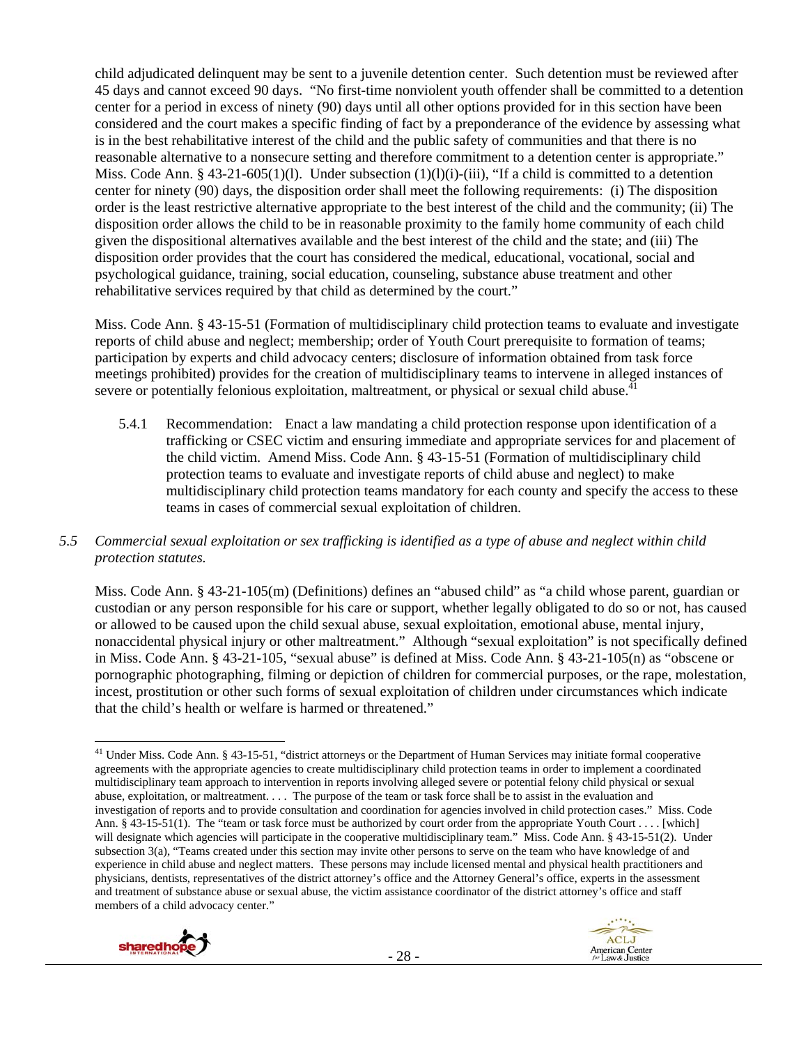child adjudicated delinquent may be sent to a juvenile detention center. Such detention must be reviewed after 45 days and cannot exceed 90 days. "No first-time nonviolent youth offender shall be committed to a detention center for a period in excess of ninety (90) days until all other options provided for in this section have been considered and the court makes a specific finding of fact by a preponderance of the evidence by assessing what is in the best rehabilitative interest of the child and the public safety of communities and that there is no reasonable alternative to a nonsecure setting and therefore commitment to a detention center is appropriate." Miss. Code Ann. § 43-21-605(1)(l). Under subsection (1)(l)(i)-(iii), "If a child is committed to a detention center for ninety (90) days, the disposition order shall meet the following requirements: (i) The disposition order is the least restrictive alternative appropriate to the best interest of the child and the community; (ii) The disposition order allows the child to be in reasonable proximity to the family home community of each child given the dispositional alternatives available and the best interest of the child and the state; and (iii) The disposition order provides that the court has considered the medical, educational, vocational, social and psychological guidance, training, social education, counseling, substance abuse treatment and other rehabilitative services required by that child as determined by the court."

Miss. Code Ann. § 43-15-51 (Formation of multidisciplinary child protection teams to evaluate and investigate reports of child abuse and neglect; membership; order of Youth Court prerequisite to formation of teams; participation by experts and child advocacy centers; disclosure of information obtained from task force meetings prohibited) provides for the creation of multidisciplinary teams to intervene in alleged instances of severe or potentially felonious exploitation, maltreatment, or physical or sexual child abuse.[41]

5.4.1 Recommendation: Enact a law mandating a child protection response upon identification of a trafficking or CSEC victim and ensuring immediate and appropriate services for and placement of the child victim. Amend Miss. Code Ann. § 43-15-51 (Formation of multidisciplinary child protection teams to evaluate and investigate reports of child abuse and neglect) to make multidisciplinary child protection teams mandatory for each county and specify the access to these teams in cases of commercial sexual exploitation of children.

*5.5 Commercial sexual exploitation or sex trafficking is identified as a type of abuse and neglect within child protection statutes.*

Miss. Code Ann. § 43-21-105(m) (Definitions) defines an "abused child" as "a child whose parent, guardian or custodian or any person responsible for his care or support, whether legally obligated to do so or not, has caused or allowed to be caused upon the child sexual abuse, sexual exploitation, emotional abuse, mental injury, nonaccidental physical injury or other maltreatment." Although "sexual exploitation" is not specifically defined in Miss. Code Ann. § 43-21-105, "sexual abuse" is defined at Miss. Code Ann. § 43-21-105(n) as "obscene or pornographic photographing, filming or depiction of children for commercial purposes, or the rape, molestation, incest, prostitution or other such forms of sexual exploitation of children under circumstances which indicate that the child's health or welfare is harmed or threatened."

---

[41] Under Miss. Code Ann. § 43-15-51, "district attorneys or the Department of Human Services may initiate formal cooperative agreements with the appropriate agencies to create multidisciplinary child protection teams in order to implement a coordinated multidisciplinary team approach to intervention in reports involving alleged severe or potential felony child physical or sexual abuse, exploitation, or maltreatment. . . . The purpose of the team or task force shall be to assist in the evaluation and investigation of reports and to provide consultation and coordination for agencies involved in child protection cases." Miss. Code Ann. § 43-15-51(1). The "team or task force must be authorized by court order from the appropriate Youth Court . . . . [which] will designate which agencies will participate in the cooperative multidisciplinary team." Miss. Code Ann. § 43-15-51(2). Under subsection 3(a), "Teams created under this section may invite other persons to serve on the team who have knowledge of and experience in child abuse and neglect matters. These persons may include licensed mental and physical health practitioners and physicians, dentists, representatives of the district attorney's office and the Attorney General's office, experts in the assessment and treatment of substance abuse or sexual abuse, the victim assistance coordinator of the district attorney's office and staff members of a child advocacy center."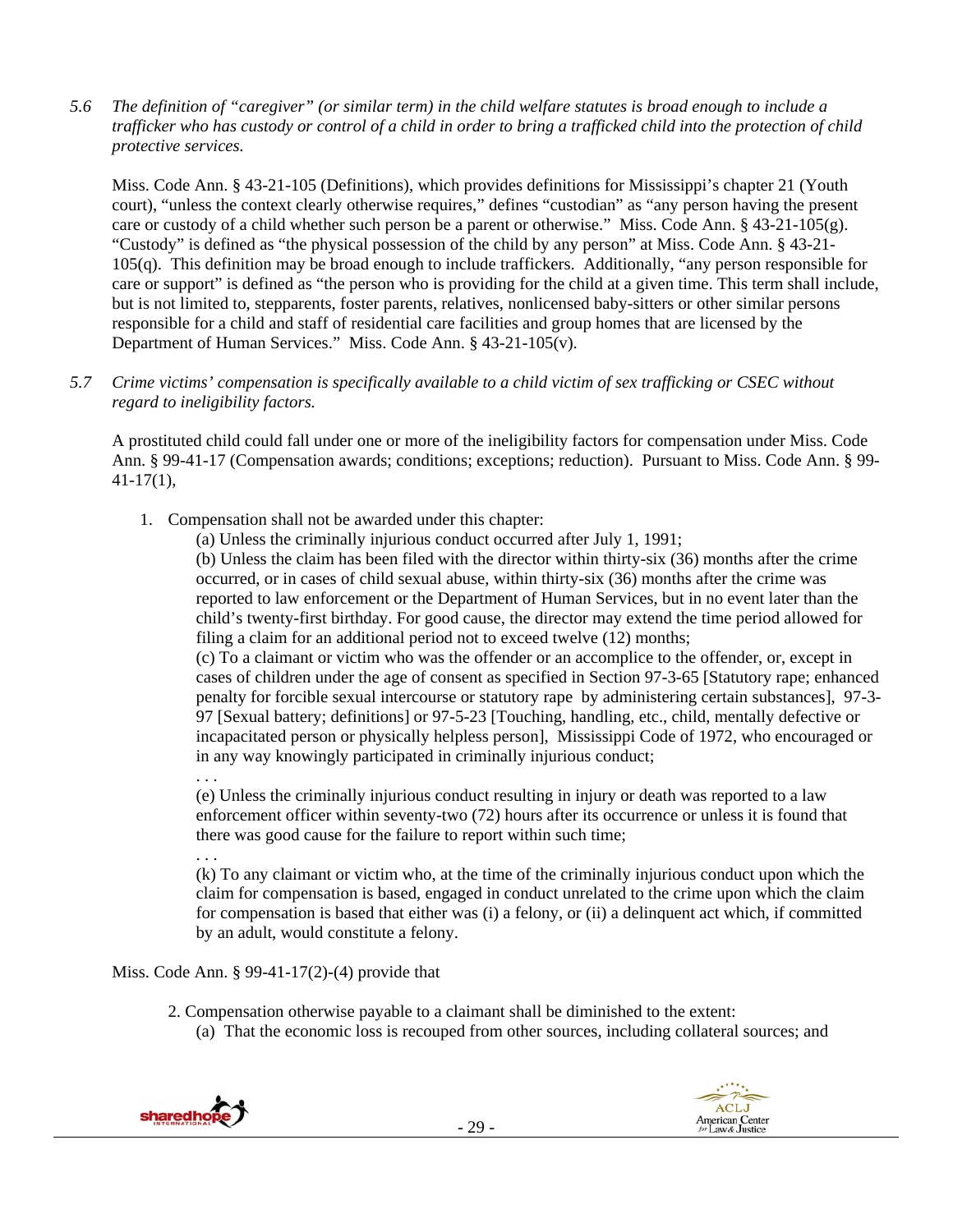*5.6 The definition of "caregiver" (or similar term) in the child welfare statutes is broad enough to include a trafficker who has custody or control of a child in order to bring a trafficked child into the protection of child protective services.*

Miss. Code Ann. § 43-21-105 (Definitions), which provides definitions for Mississippi's chapter 21 (Youth court), "unless the context clearly otherwise requires," defines "custodian" as "any person having the present care or custody of a child whether such person be a parent or otherwise." Miss. Code Ann. § 43-21-105(g). "Custody" is defined as "the physical possession of the child by any person" at Miss. Code Ann. § 43-21-105(q). This definition may be broad enough to include traffickers. Additionally, "any person responsible for care or support" is defined as "the person who is providing for the child at a given time. This term shall include, but is not limited to, stepparents, foster parents, relatives, nonlicensed baby-sitters or other similar persons responsible for a child and staff of residential care facilities and group homes that are licensed by the Department of Human Services." Miss. Code Ann. § 43-21-105(v).

*5.7 Crime victims' compensation is specifically available to a child victim of sex trafficking or CSEC without regard to ineligibility factors.*

A prostituted child could fall under one or more of the ineligibility factors for compensation under Miss. Code Ann. § 99-41-17 (Compensation awards; conditions; exceptions; reduction). Pursuant to Miss. Code Ann. § 99-41-17(1),

1. Compensation shall not be awarded under this chapter:

   (a) Unless the criminally injurious conduct occurred after July 1, 1991;

   (b) Unless the claim has been filed with the director within thirty-six (36) months after the crime occurred, or in cases of child sexual abuse, within thirty-six (36) months after the crime was reported to law enforcement or the Department of Human Services, but in no event later than the child's twenty-first birthday. For good cause, the director may extend the time period allowed for filing a claim for an additional period not to exceed twelve (12) months;

   (c) To a claimant or victim who was the offender or an accomplice to the offender, or, except in cases of children under the age of consent as specified in Section 97-3-65 [Statutory rape; enhanced penalty for forcible sexual intercourse or statutory rape by administering certain substances], 97-3-97 [Sexual battery; definitions] or 97-5-23 [Touching, handling, etc., child, mentally defective or incapacitated person or physically helpless person], Mississippi Code of 1972, who encouraged or in any way knowingly participated in criminally injurious conduct;

   . . .

   (e) Unless the criminally injurious conduct resulting in injury or death was reported to a law enforcement officer within seventy-two (72) hours after its occurrence or unless it is found that there was good cause for the failure to report within such time;

   . . .

   (k) To any claimant or victim who, at the time of the criminally injurious conduct upon which the claim for compensation is based, engaged in conduct unrelated to the crime upon which the claim for compensation is based that either was (i) a felony, or (ii) a delinquent act which, if committed by an adult, would constitute a felony.

Miss. Code Ann. § 99-41-17(2)-(4) provide that

2. Compensation otherwise payable to a claimant shall be diminished to the extent:

   (a) That the economic loss is recouped from other sources, including collateral sources; and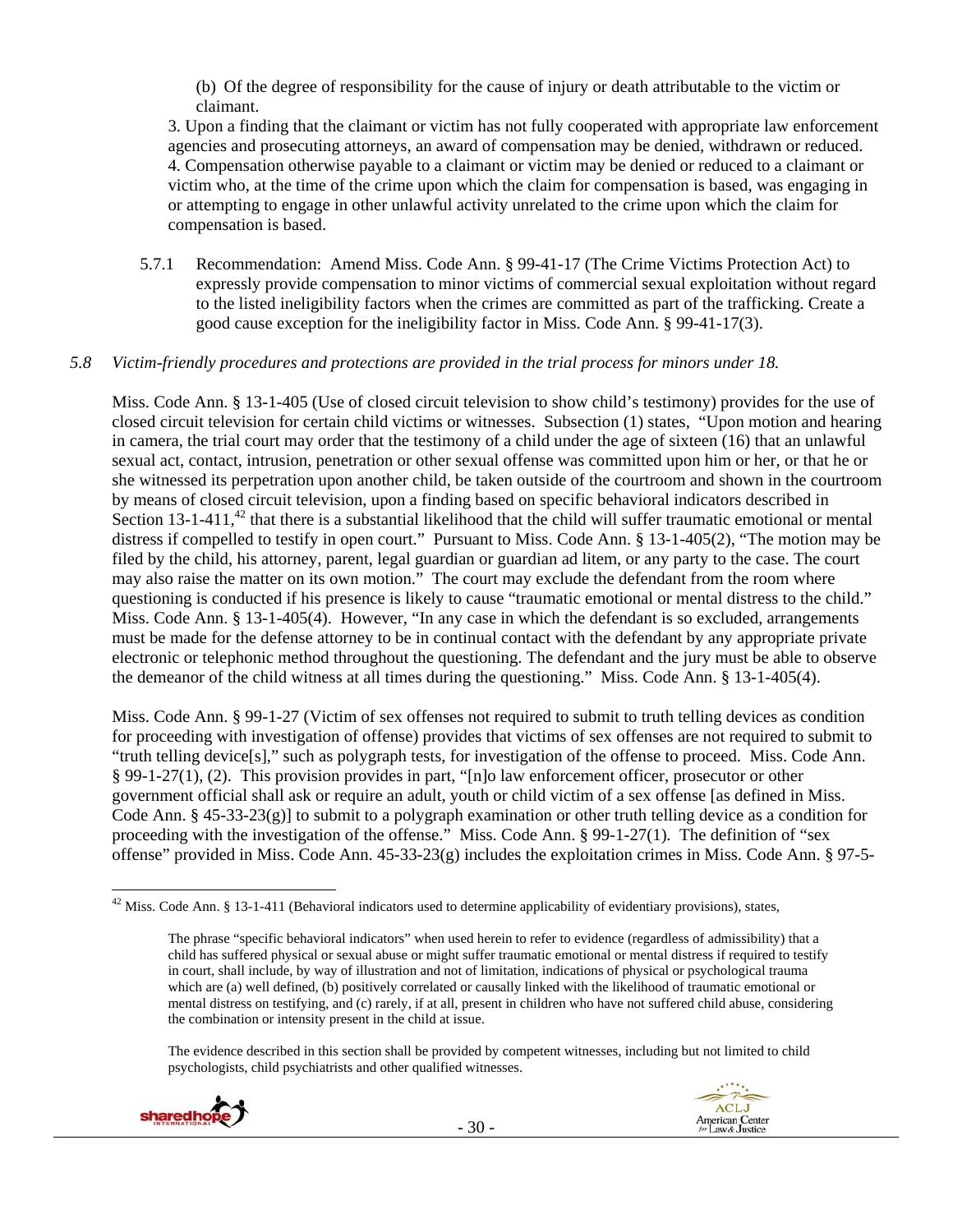(b) Of the degree of responsibility for the cause of injury or death attributable to the victim or claimant.

3. Upon a finding that the claimant or victim has not fully cooperated with appropriate law enforcement agencies and prosecuting attorneys, an award of compensation may be denied, withdrawn or reduced.

4. Compensation otherwise payable to a claimant or victim may be denied or reduced to a claimant or victim who, at the time of the crime upon which the claim for compensation is based, was engaging in or attempting to engage in other unlawful activity unrelated to the crime upon which the claim for compensation is based.

5.7.1 Recommendation: Amend Miss. Code Ann. § 99-41-17 (The Crime Victims Protection Act) to expressly provide compensation to minor victims of commercial sexual exploitation without regard to the listed ineligibility factors when the crimes are committed as part of the trafficking. Create a good cause exception for the ineligibility factor in Miss. Code Ann. § 99-41-17(3).

*5.8 Victim-friendly procedures and protections are provided in the trial process for minors under 18.*

Miss. Code Ann. § 13-1-405 (Use of closed circuit television to show child's testimony) provides for the use of closed circuit television for certain child victims or witnesses. Subsection (1) states, "Upon motion and hearing in camera, the trial court may order that the testimony of a child under the age of sixteen (16) that an unlawful sexual act, contact, intrusion, penetration or other sexual offense was committed upon him or her, or that he or she witnessed its perpetration upon another child, be taken outside of the courtroom and shown in the courtroom by means of closed circuit television, upon a finding based on specific behavioral indicators described in Section 13-1-411,[42] that there is a substantial likelihood that the child will suffer traumatic emotional or mental distress if compelled to testify in open court." Pursuant to Miss. Code Ann. § 13-1-405(2), "The motion may be filed by the child, his attorney, parent, legal guardian or guardian ad litem, or any party to the case. The court may also raise the matter on its own motion." The court may exclude the defendant from the room where questioning is conducted if his presence is likely to cause "traumatic emotional or mental distress to the child." Miss. Code Ann. § 13-1-405(4). However, "In any case in which the defendant is so excluded, arrangements must be made for the defense attorney to be in continual contact with the defendant by any appropriate private electronic or telephonic method throughout the questioning. The defendant and the jury must be able to observe the demeanor of the child witness at all times during the questioning." Miss. Code Ann. § 13-1-405(4).

Miss. Code Ann. § 99-1-27 (Victim of sex offenses not required to submit to truth telling devices as condition for proceeding with investigation of offense) provides that victims of sex offenses are not required to submit to "truth telling device[s]," such as polygraph tests, for investigation of the offense to proceed. Miss. Code Ann. § 99-1-27(1), (2). This provision provides in part, "[n]o law enforcement officer, prosecutor or other government official shall ask or require an adult, youth or child victim of a sex offense [as defined in Miss. Code Ann. § 45-33-23(g)] to submit to a polygraph examination or other truth telling device as a condition for proceeding with the investigation of the offense." Miss. Code Ann. § 99-1-27(1). The definition of "sex offense" provided in Miss. Code Ann. 45-33-23(g) includes the exploitation crimes in Miss. Code Ann. § 97-5-

---

[42] Miss. Code Ann. § 13-1-411 (Behavioral indicators used to determine applicability of evidentiary provisions), states,

> The phrase "specific behavioral indicators" when used herein to refer to evidence (regardless of admissibility) that a child has suffered physical or sexual abuse or might suffer traumatic emotional or mental distress if required to testify in court, shall include, by way of illustration and not of limitation, indications of physical or psychological trauma which are (a) well defined, (b) positively correlated or causally linked with the likelihood of traumatic emotional or mental distress on testifying, and (c) rarely, if at all, present in children who have not suffered child abuse, considering the combination or intensity present in the child at issue.
>
> The evidence described in this section shall be provided by competent witnesses, including but not limited to child psychologists, child psychiatrists and other qualified witnesses.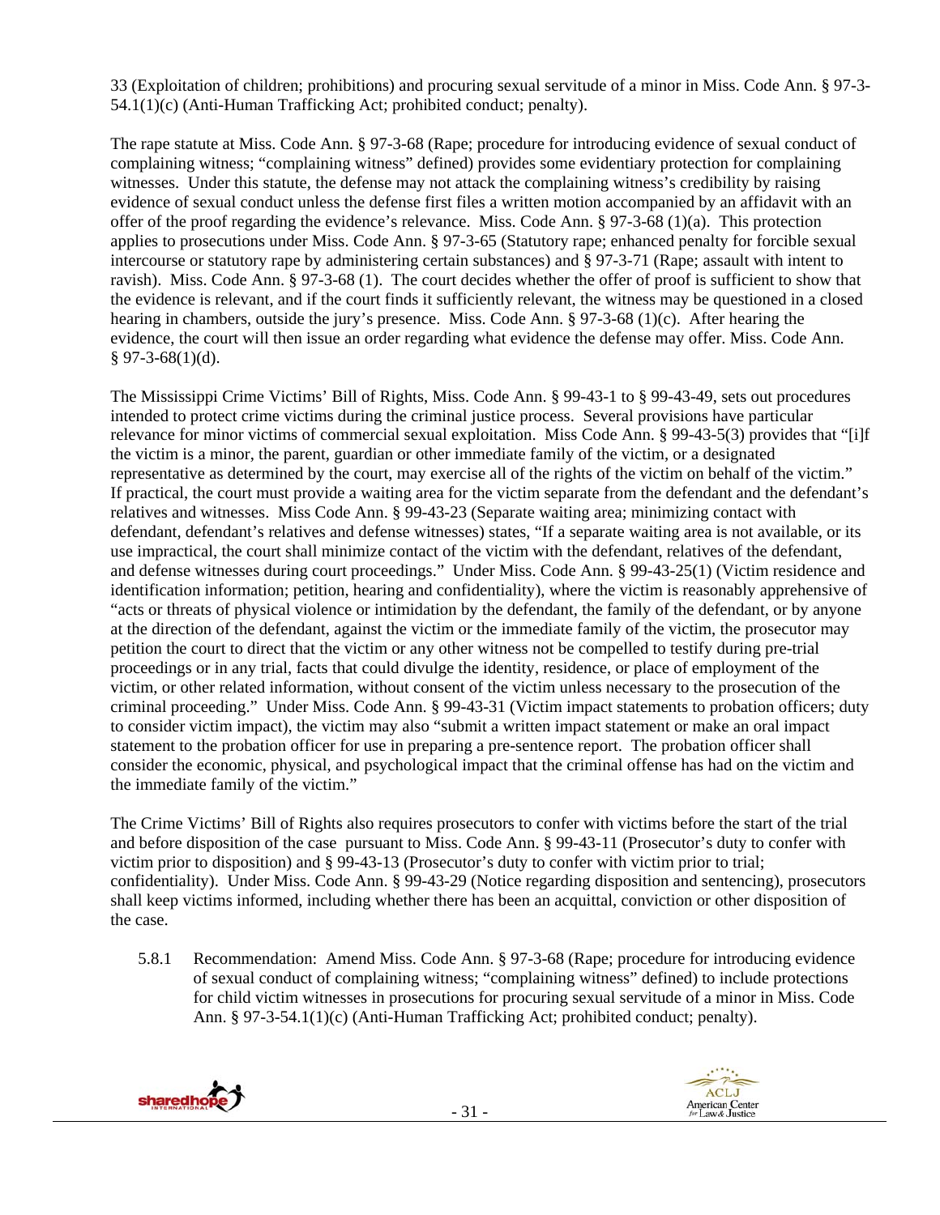33 (Exploitation of children; prohibitions) and procuring sexual servitude of a minor in Miss. Code Ann. § 97-3-54.1(1)(c) (Anti-Human Trafficking Act; prohibited conduct; penalty).

The rape statute at Miss. Code Ann. § 97-3-68 (Rape; procedure for introducing evidence of sexual conduct of complaining witness; "complaining witness" defined) provides some evidentiary protection for complaining witnesses. Under this statute, the defense may not attack the complaining witness's credibility by raising evidence of sexual conduct unless the defense first files a written motion accompanied by an affidavit with an offer of the proof regarding the evidence's relevance. Miss. Code Ann. § 97-3-68 (1)(a). This protection applies to prosecutions under Miss. Code Ann. § 97-3-65 (Statutory rape; enhanced penalty for forcible sexual intercourse or statutory rape by administering certain substances) and § 97-3-71 (Rape; assault with intent to ravish). Miss. Code Ann. § 97-3-68 (1). The court decides whether the offer of proof is sufficient to show that the evidence is relevant, and if the court finds it sufficiently relevant, the witness may be questioned in a closed hearing in chambers, outside the jury's presence. Miss. Code Ann. § 97-3-68 (1)(c). After hearing the evidence, the court will then issue an order regarding what evidence the defense may offer. Miss. Code Ann. § 97-3-68(1)(d).

The Mississippi Crime Victims' Bill of Rights, Miss. Code Ann. § 99-43-1 to § 99-43-49, sets out procedures intended to protect crime victims during the criminal justice process. Several provisions have particular relevance for minor victims of commercial sexual exploitation. Miss Code Ann. § 99-43-5(3) provides that "[i]f the victim is a minor, the parent, guardian or other immediate family of the victim, or a designated representative as determined by the court, may exercise all of the rights of the victim on behalf of the victim." If practical, the court must provide a waiting area for the victim separate from the defendant and the defendant's relatives and witnesses. Miss Code Ann. § 99-43-23 (Separate waiting area; minimizing contact with defendant, defendant's relatives and defense witnesses) states, "If a separate waiting area is not available, or its use impractical, the court shall minimize contact of the victim with the defendant, relatives of the defendant, and defense witnesses during court proceedings." Under Miss. Code Ann. § 99-43-25(1) (Victim residence and identification information; petition, hearing and confidentiality), where the victim is reasonably apprehensive of "acts or threats of physical violence or intimidation by the defendant, the family of the defendant, or by anyone at the direction of the defendant, against the victim or the immediate family of the victim, the prosecutor may petition the court to direct that the victim or any other witness not be compelled to testify during pre-trial proceedings or in any trial, facts that could divulge the identity, residence, or place of employment of the victim, or other related information, without consent of the victim unless necessary to the prosecution of the criminal proceeding." Under Miss. Code Ann. § 99-43-31 (Victim impact statements to probation officers; duty to consider victim impact), the victim may also "submit a written impact statement or make an oral impact statement to the probation officer for use in preparing a pre-sentence report. The probation officer shall consider the economic, physical, and psychological impact that the criminal offense has had on the victim and the immediate family of the victim."

The Crime Victims' Bill of Rights also requires prosecutors to confer with victims before the start of the trial and before disposition of the case pursuant to Miss. Code Ann. § 99-43-11 (Prosecutor's duty to confer with victim prior to disposition) and § 99-43-13 (Prosecutor's duty to confer with victim prior to trial; confidentiality). Under Miss. Code Ann. § 99-43-29 (Notice regarding disposition and sentencing), prosecutors shall keep victims informed, including whether there has been an acquittal, conviction or other disposition of the case.

5.8.1 Recommendation: Amend Miss. Code Ann. § 97-3-68 (Rape; procedure for introducing evidence of sexual conduct of complaining witness; "complaining witness" defined) to include protections for child victim witnesses in prosecutions for procuring sexual servitude of a minor in Miss. Code Ann. § 97-3-54.1(1)(c) (Anti-Human Trafficking Act; prohibited conduct; penalty).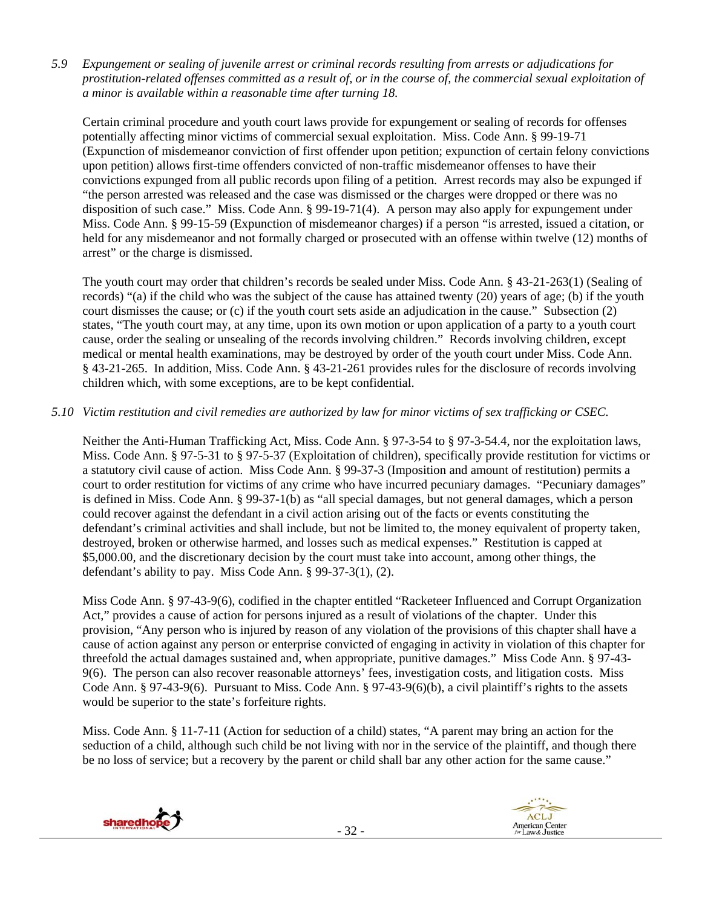*5.9 Expungement or sealing of juvenile arrest or criminal records resulting from arrests or adjudications for prostitution-related offenses committed as a result of, or in the course of, the commercial sexual exploitation of a minor is available within a reasonable time after turning 18.*

Certain criminal procedure and youth court laws provide for expungement or sealing of records for offenses potentially affecting minor victims of commercial sexual exploitation. Miss. Code Ann. § 99-19-71 (Expunction of misdemeanor conviction of first offender upon petition; expunction of certain felony convictions upon petition) allows first-time offenders convicted of non-traffic misdemeanor offenses to have their convictions expunged from all public records upon filing of a petition. Arrest records may also be expunged if "the person arrested was released and the case was dismissed or the charges were dropped or there was no disposition of such case." Miss. Code Ann. § 99-19-71(4). A person may also apply for expungement under Miss. Code Ann. § 99-15-59 (Expunction of misdemeanor charges) if a person "is arrested, issued a citation, or held for any misdemeanor and not formally charged or prosecuted with an offense within twelve (12) months of arrest" or the charge is dismissed.

The youth court may order that children's records be sealed under Miss. Code Ann. § 43-21-263(1) (Sealing of records) "(a) if the child who was the subject of the cause has attained twenty (20) years of age; (b) if the youth court dismisses the cause; or (c) if the youth court sets aside an adjudication in the cause." Subsection (2) states, "The youth court may, at any time, upon its own motion or upon application of a party to a youth court cause, order the sealing or unsealing of the records involving children." Records involving children, except medical or mental health examinations, may be destroyed by order of the youth court under Miss. Code Ann. § 43-21-265. In addition, Miss. Code Ann. § 43-21-261 provides rules for the disclosure of records involving children which, with some exceptions, are to be kept confidential.

*5.10 Victim restitution and civil remedies are authorized by law for minor victims of sex trafficking or CSEC.*

Neither the Anti-Human Trafficking Act, Miss. Code Ann. § 97-3-54 to § 97-3-54.4, nor the exploitation laws, Miss. Code Ann. § 97-5-31 to § 97-5-37 (Exploitation of children), specifically provide restitution for victims or a statutory civil cause of action. Miss Code Ann. § 99-37-3 (Imposition and amount of restitution) permits a court to order restitution for victims of any crime who have incurred pecuniary damages. "Pecuniary damages" is defined in Miss. Code Ann. § 99-37-1(b) as "all special damages, but not general damages, which a person could recover against the defendant in a civil action arising out of the facts or events constituting the defendant's criminal activities and shall include, but not be limited to, the money equivalent of property taken, destroyed, broken or otherwise harmed, and losses such as medical expenses." Restitution is capped at $5,000.00, and the discretionary decision by the court must take into account, among other things, the defendant's ability to pay. Miss Code Ann. § 99-37-3(1), (2).

Miss Code Ann. § 97-43-9(6), codified in the chapter entitled "Racketeer Influenced and Corrupt Organization Act," provides a cause of action for persons injured as a result of violations of the chapter. Under this provision, "Any person who is injured by reason of any violation of the provisions of this chapter shall have a cause of action against any person or enterprise convicted of engaging in activity in violation of this chapter for threefold the actual damages sustained and, when appropriate, punitive damages." Miss Code Ann. § 97-43-9(6). The person can also recover reasonable attorneys' fees, investigation costs, and litigation costs. Miss Code Ann. § 97-43-9(6). Pursuant to Miss. Code Ann. § 97-43-9(6)(b), a civil plaintiff's rights to the assets would be superior to the state's forfeiture rights.

Miss. Code Ann. § 11-7-11 (Action for seduction of a child) states, "A parent may bring an action for the seduction of a child, although such child be not living with nor in the service of the plaintiff, and though there be no loss of service; but a recovery by the parent or child shall bar any other action for the same cause."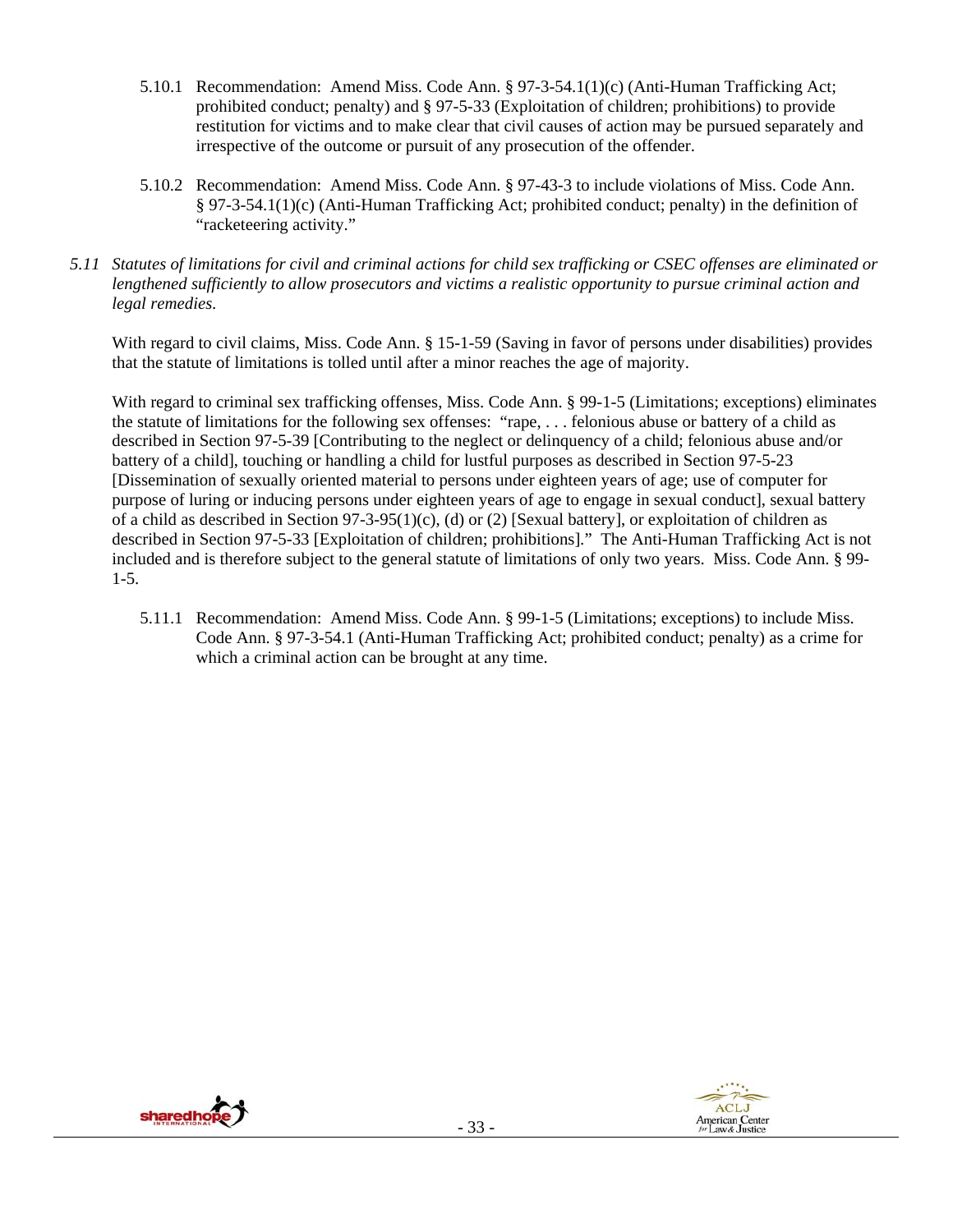5.10.1 Recommendation: Amend Miss. Code Ann. § 97-3-54.1(1)(c) (Anti-Human Trafficking Act; prohibited conduct; penalty) and § 97-5-33 (Exploitation of children; prohibitions) to provide restitution for victims and to make clear that civil causes of action may be pursued separately and irrespective of the outcome or pursuit of any prosecution of the offender.

5.10.2 Recommendation: Amend Miss. Code Ann. § 97-43-3 to include violations of Miss. Code Ann. § 97-3-54.1(1)(c) (Anti-Human Trafficking Act; prohibited conduct; penalty) in the definition of "racketeering activity."

*5.11 Statutes of limitations for civil and criminal actions for child sex trafficking or CSEC offenses are eliminated or lengthened sufficiently to allow prosecutors and victims a realistic opportunity to pursue criminal action and legal remedies.*

With regard to civil claims, Miss. Code Ann. § 15-1-59 (Saving in favor of persons under disabilities) provides that the statute of limitations is tolled until after a minor reaches the age of majority.

With regard to criminal sex trafficking offenses, Miss. Code Ann. § 99-1-5 (Limitations; exceptions) eliminates the statute of limitations for the following sex offenses: "rape, . . . felonious abuse or battery of a child as described in Section 97-5-39 [Contributing to the neglect or delinquency of a child; felonious abuse and/or battery of a child], touching or handling a child for lustful purposes as described in Section 97-5-23 [Dissemination of sexually oriented material to persons under eighteen years of age; use of computer for purpose of luring or inducing persons under eighteen years of age to engage in sexual conduct], sexual battery of a child as described in Section 97-3-95(1)(c), (d) or (2) [Sexual battery], or exploitation of children as described in Section 97-5-33 [Exploitation of children; prohibitions]." The Anti-Human Trafficking Act is not included and is therefore subject to the general statute of limitations of only two years. Miss. Code Ann. § 99-1-5.

5.11.1 Recommendation: Amend Miss. Code Ann. § 99-1-5 (Limitations; exceptions) to include Miss. Code Ann. § 97-3-54.1 (Anti-Human Trafficking Act; prohibited conduct; penalty) as a crime for which a criminal action can be brought at any time.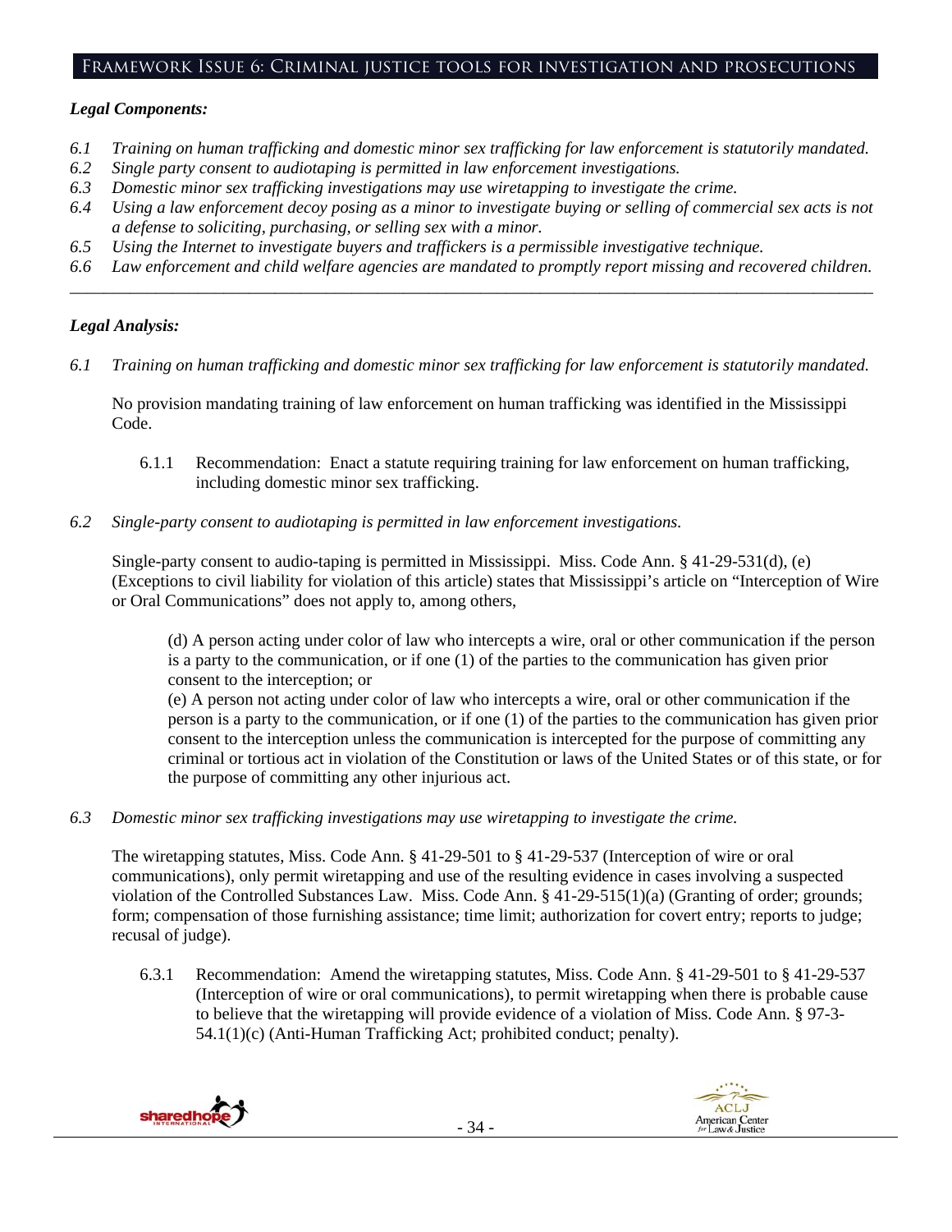## Framework Issue 6: Criminal justice tools for investigation and prosecutions

***Legal Components:***

*6.1 Training on human trafficking and domestic minor sex trafficking for law enforcement is statutorily mandated.*
*6.2 Single party consent to audiotaping is permitted in law enforcement investigations.*
*6.3 Domestic minor sex trafficking investigations may use wiretapping to investigate the crime.*
*6.4 Using a law enforcement decoy posing as a minor to investigate buying or selling of commercial sex acts is not a defense to soliciting, purchasing, or selling sex with a minor.*
*6.5 Using the Internet to investigate buyers and traffickers is a permissible investigative technique.*
*6.6 Law enforcement and child welfare agencies are mandated to promptly report missing and recovered children.*

---

***Legal Analysis:***

*6.1 Training on human trafficking and domestic minor sex trafficking for law enforcement is statutorily mandated.*

No provision mandating training of law enforcement on human trafficking was identified in the Mississippi Code.

6.1.1 Recommendation: Enact a statute requiring training for law enforcement on human trafficking, including domestic minor sex trafficking.

*6.2 Single-party consent to audiotaping is permitted in law enforcement investigations.*

Single-party consent to audio-taping is permitted in Mississippi. Miss. Code Ann. § 41-29-531(d), (e) (Exceptions to civil liability for violation of this article) states that Mississippi's article on "Interception of Wire or Oral Communications" does not apply to, among others,

> (d) A person acting under color of law who intercepts a wire, oral or other communication if the person is a party to the communication, or if one (1) of the parties to the communication has given prior consent to the interception; or
>
> (e) A person not acting under color of law who intercepts a wire, oral or other communication if the person is a party to the communication, or if one (1) of the parties to the communication has given prior consent to the interception unless the communication is intercepted for the purpose of committing any criminal or tortious act in violation of the Constitution or laws of the United States or of this state, or for the purpose of committing any other injurious act.

*6.3 Domestic minor sex trafficking investigations may use wiretapping to investigate the crime.*

The wiretapping statutes, Miss. Code Ann. § 41-29-501 to § 41-29-537 (Interception of wire or oral communications), only permit wiretapping and use of the resulting evidence in cases involving a suspected violation of the Controlled Substances Law. Miss. Code Ann. § 41-29-515(1)(a) (Granting of order; grounds; form; compensation of those furnishing assistance; time limit; authorization for covert entry; reports to judge; recusal of judge).

6.3.1 Recommendation: Amend the wiretapping statutes, Miss. Code Ann. § 41-29-501 to § 41-29-537 (Interception of wire or oral communications), to permit wiretapping when there is probable cause to believe that the wiretapping will provide evidence of a violation of Miss. Code Ann. § 97-3-54.1(1)(c) (Anti-Human Trafficking Act; prohibited conduct; penalty).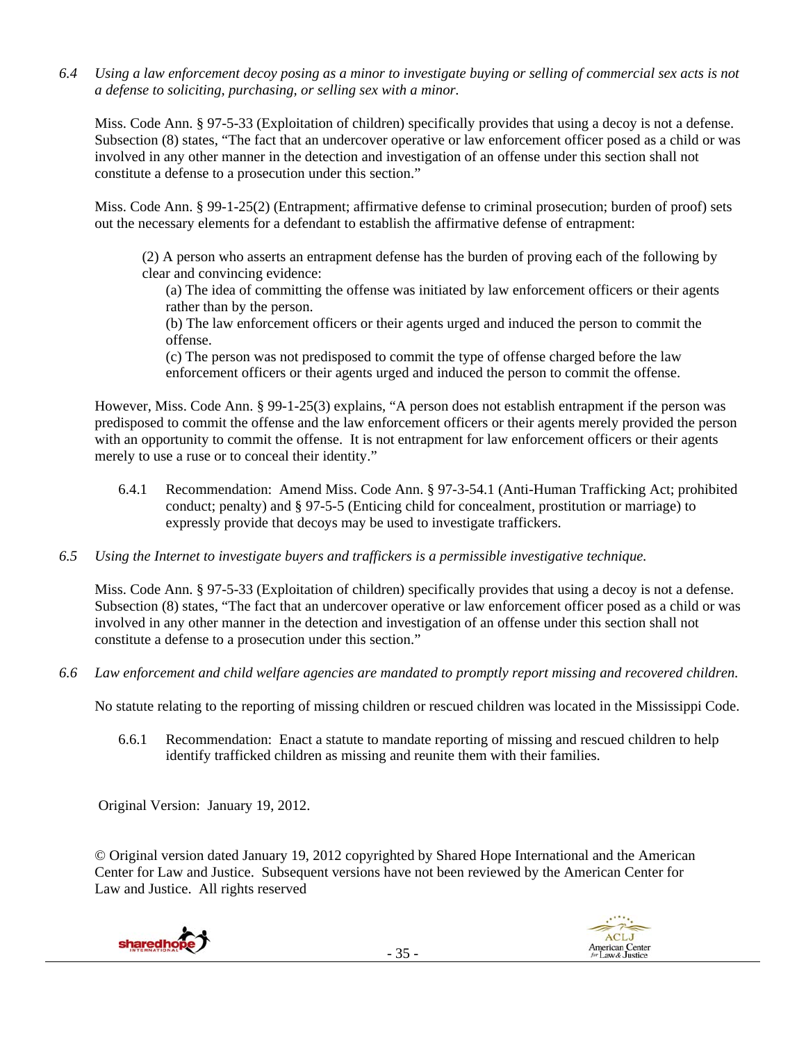*6.4 Using a law enforcement decoy posing as a minor to investigate buying or selling of commercial sex acts is not a defense to soliciting, purchasing, or selling sex with a minor.*

Miss. Code Ann. § 97-5-33 (Exploitation of children) specifically provides that using a decoy is not a defense. Subsection (8) states, "The fact that an undercover operative or law enforcement officer posed as a child or was involved in any other manner in the detection and investigation of an offense under this section shall not constitute a defense to a prosecution under this section."

Miss. Code Ann. § 99-1-25(2) (Entrapment; affirmative defense to criminal prosecution; burden of proof) sets out the necessary elements for a defendant to establish the affirmative defense of entrapment:

> (2) A person who asserts an entrapment defense has the burden of proving each of the following by clear and convincing evidence:
>
> (a) The idea of committing the offense was initiated by law enforcement officers or their agents rather than by the person.
>
> (b) The law enforcement officers or their agents urged and induced the person to commit the offense.
>
> (c) The person was not predisposed to commit the type of offense charged before the law enforcement officers or their agents urged and induced the person to commit the offense.

However, Miss. Code Ann. § 99-1-25(3) explains, "A person does not establish entrapment if the person was predisposed to commit the offense and the law enforcement officers or their agents merely provided the person with an opportunity to commit the offense. It is not entrapment for law enforcement officers or their agents merely to use a ruse or to conceal their identity."

6.4.1 Recommendation: Amend Miss. Code Ann. § 97-3-54.1 (Anti-Human Trafficking Act; prohibited conduct; penalty) and § 97-5-5 (Enticing child for concealment, prostitution or marriage) to expressly provide that decoys may be used to investigate traffickers.

*6.5 Using the Internet to investigate buyers and traffickers is a permissible investigative technique.*

Miss. Code Ann. § 97-5-33 (Exploitation of children) specifically provides that using a decoy is not a defense. Subsection (8) states, "The fact that an undercover operative or law enforcement officer posed as a child or was involved in any other manner in the detection and investigation of an offense under this section shall not constitute a defense to a prosecution under this section."

*6.6 Law enforcement and child welfare agencies are mandated to promptly report missing and recovered children.*

No statute relating to the reporting of missing children or rescued children was located in the Mississippi Code.

6.6.1 Recommendation: Enact a statute to mandate reporting of missing and rescued children to help identify trafficked children as missing and reunite them with their families.

Original Version: January 19, 2012.

© Original version dated January 19, 2012 copyrighted by Shared Hope International and the American Center for Law and Justice. Subsequent versions have not been reviewed by the American Center for Law and Justice. All rights reserved